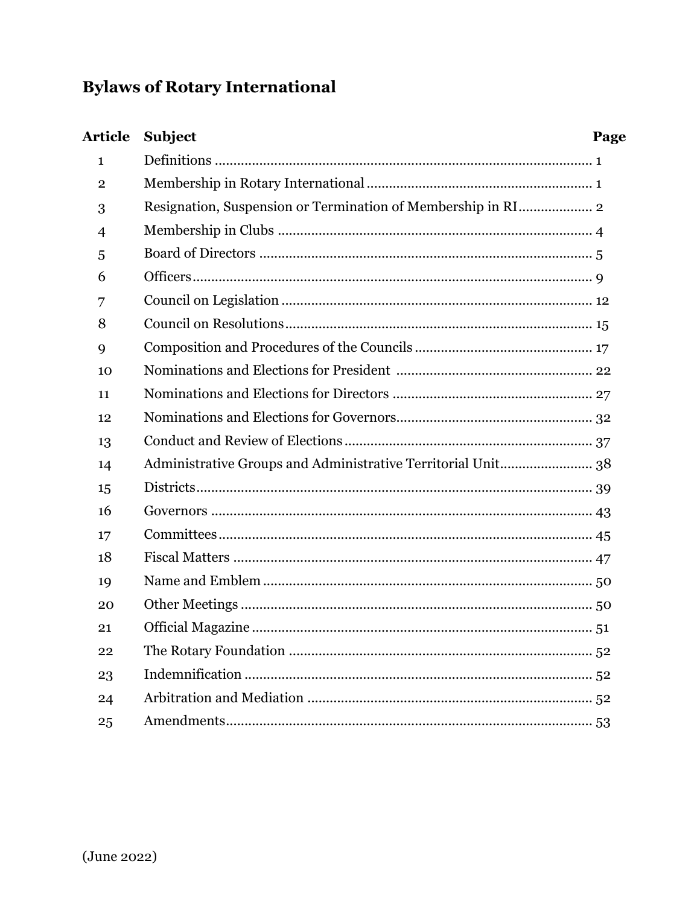# Bylaws of Rotary International

| Article | Subject | Page |
|---|---|---|
| 1 | Definitions | 1 |
| 2 | Membership in Rotary International | 1 |
| 3 | Resignation, Suspension or Termination of Membership in RI | 2 |
| 4 | Membership in Clubs | 4 |
| 5 | Board of Directors | 5 |
| 6 | Officers | 9 |
| 7 | Council on Legislation | 12 |
| 8 | Council on Resolutions | 15 |
| 9 | Composition and Procedures of the Councils | 17 |
| 10 | Nominations and Elections for President | 22 |
| 11 | Nominations and Elections for Directors | 27 |
| 12 | Nominations and Elections for Governors | 32 |
| 13 | Conduct and Review of Elections | 37 |
| 14 | Administrative Groups and Administrative Territorial Unit | 38 |
| 15 | Districts | 39 |
| 16 | Governors | 43 |
| 17 | Committees | 45 |
| 18 | Fiscal Matters | 47 |
| 19 | Name and Emblem | 50 |
| 20 | Other Meetings | 50 |
| 21 | Official Magazine | 51 |
| 22 | The Rotary Foundation | 52 |
| 23 | Indemnification | 52 |
| 24 | Arbitration and Mediation | 52 |
| 25 | Amendments | 53 |

(June 2022)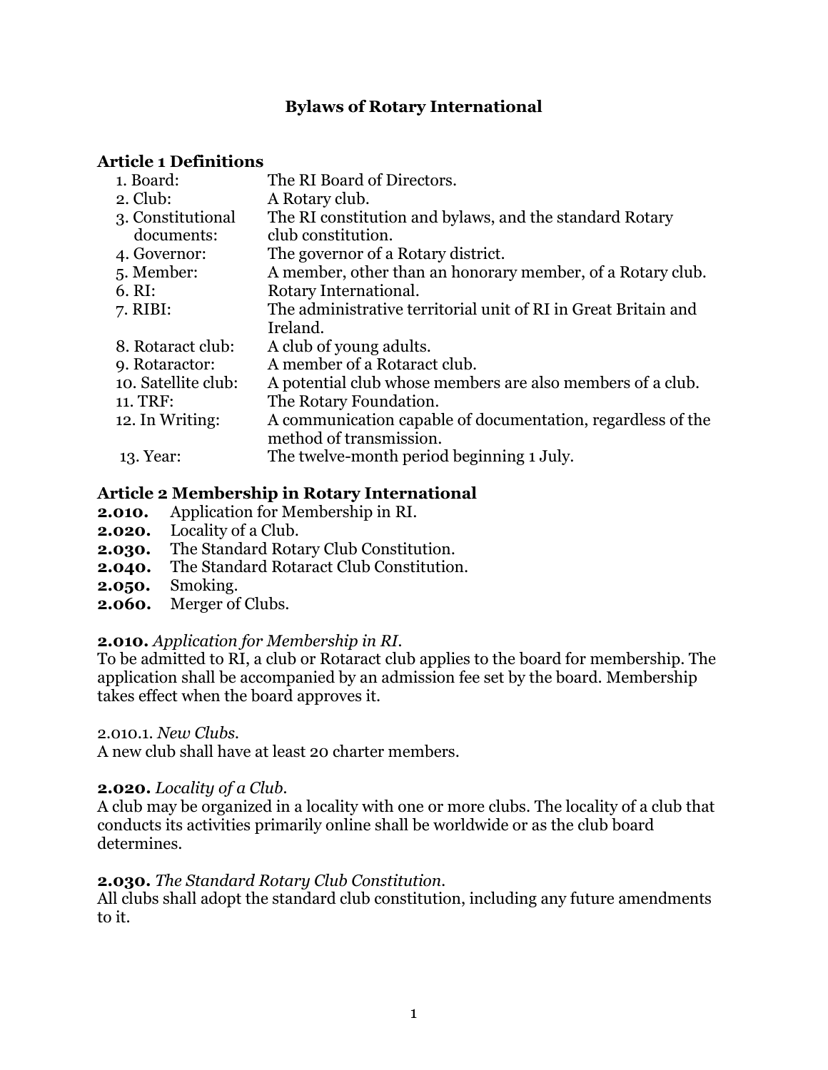# Bylaws of Rotary International

## Article 1 Definitions

| | |
|---|---|
| 1. Board: | The RI Board of Directors. |
| 2. Club: | A Rotary club. |
| 3. Constitutional documents: | The RI constitution and bylaws, and the standard Rotary club constitution. |
| 4. Governor: | The governor of a Rotary district. |
| 5. Member: | A member, other than an honorary member, of a Rotary club. |
| 6. RI: | Rotary International. |
| 7. RIBI: | The administrative territorial unit of RI in Great Britain and Ireland. |
| 8. Rotaract club: | A club of young adults. |
| 9. Rotaractor: | A member of a Rotaract club. |
| 10. Satellite club: | A potential club whose members are also members of a club. |
| 11. TRF: | The Rotary Foundation. |
| 12. In Writing: | A communication capable of documentation, regardless of the method of transmission. |
| 13. Year: | The twelve-month period beginning 1 July. |

## Article 2 Membership in Rotary International

**2.010.** Application for Membership in RI.
**2.020.** Locality of a Club.
**2.030.** The Standard Rotary Club Constitution.
**2.040.** The Standard Rotaract Club Constitution.
**2.050.** Smoking.
**2.060.** Merger of Clubs.

**2.010.** *Application for Membership in RI.*
To be admitted to RI, a club or Rotaract club applies to the board for membership. The application shall be accompanied by an admission fee set by the board. Membership takes effect when the board approves it.

2.010.1. *New Clubs.*
A new club shall have at least 20 charter members.

**2.020.** *Locality of a Club.*
A club may be organized in a locality with one or more clubs. The locality of a club that conducts its activities primarily online shall be worldwide or as the club board determines.

**2.030.** *The Standard Rotary Club Constitution.*
All clubs shall adopt the standard club constitution, including any future amendments to it.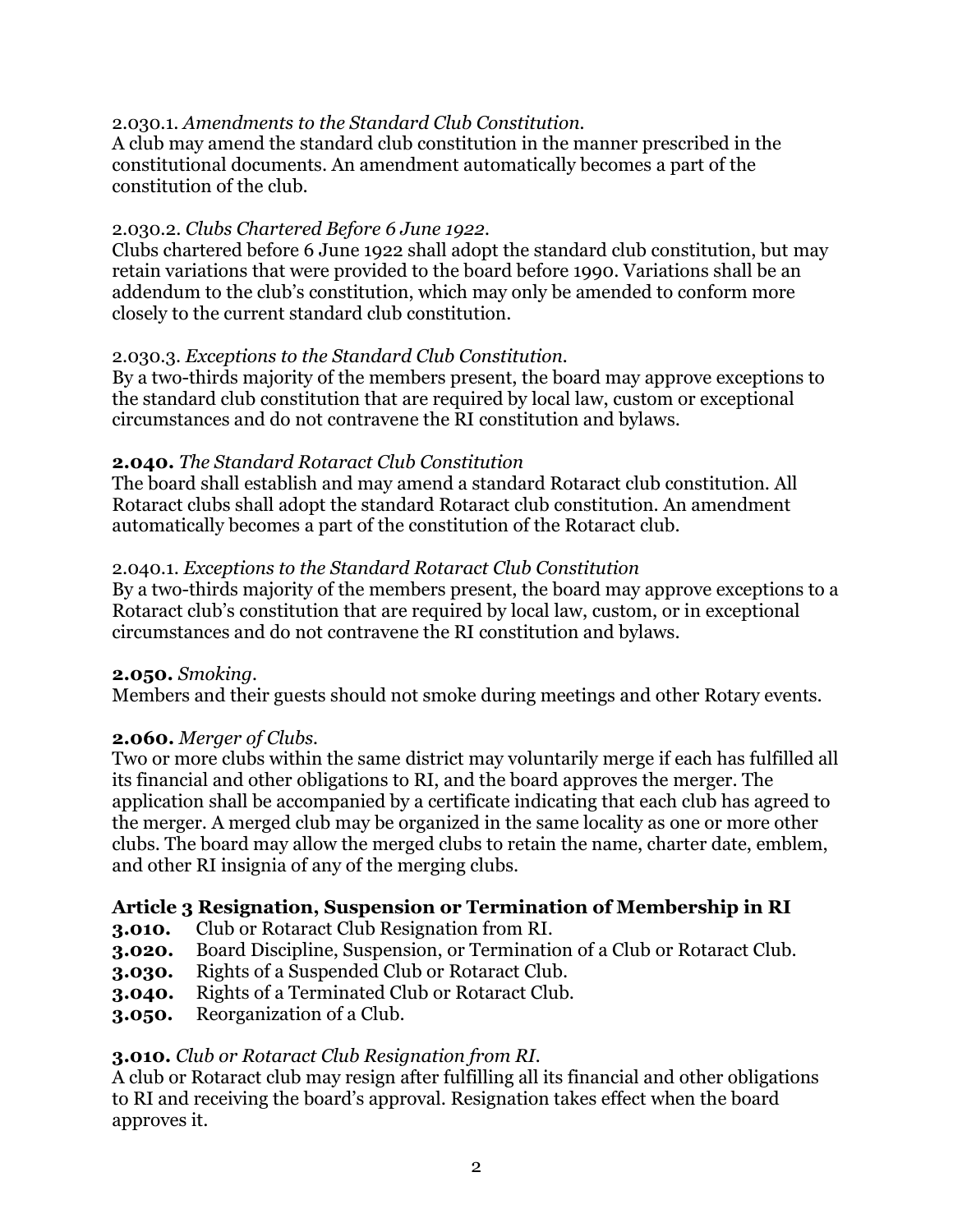2.030.1. *Amendments to the Standard Club Constitution.*
A club may amend the standard club constitution in the manner prescribed in the constitutional documents. An amendment automatically becomes a part of the constitution of the club.

2.030.2. *Clubs Chartered Before 6 June 1922.*
Clubs chartered before 6 June 1922 shall adopt the standard club constitution, but may retain variations that were provided to the board before 1990. Variations shall be an addendum to the club's constitution, which may only be amended to conform more closely to the current standard club constitution.

2.030.3. *Exceptions to the Standard Club Constitution.*
By a two-thirds majority of the members present, the board may approve exceptions to the standard club constitution that are required by local law, custom or exceptional circumstances and do not contravene the RI constitution and bylaws.

**2.040.** *The Standard Rotaract Club Constitution*
The board shall establish and may amend a standard Rotaract club constitution. All Rotaract clubs shall adopt the standard Rotaract club constitution. An amendment automatically becomes a part of the constitution of the Rotaract club.

2.040.1. *Exceptions to the Standard Rotaract Club Constitution*
By a two-thirds majority of the members present, the board may approve exceptions to a Rotaract club's constitution that are required by local law, custom, or in exceptional circumstances and do not contravene the RI constitution and bylaws.

**2.050.** *Smoking.*
Members and their guests should not smoke during meetings and other Rotary events.

**2.060.** *Merger of Clubs.*
Two or more clubs within the same district may voluntarily merge if each has fulfilled all its financial and other obligations to RI, and the board approves the merger. The application shall be accompanied by a certificate indicating that each club has agreed to the merger. A merged club may be organized in the same locality as one or more other clubs. The board may allow the merged clubs to retain the name, charter date, emblem, and other RI insignia of any of the merging clubs.

## Article 3 Resignation, Suspension or Termination of Membership in RI

**3.010.** Club or Rotaract Club Resignation from RI.
**3.020.** Board Discipline, Suspension, or Termination of a Club or Rotaract Club.
**3.030.** Rights of a Suspended Club or Rotaract Club.
**3.040.** Rights of a Terminated Club or Rotaract Club.
**3.050.** Reorganization of a Club.

**3.010.** *Club or Rotaract Club Resignation from RI.*
A club or Rotaract club may resign after fulfilling all its financial and other obligations to RI and receiving the board's approval. Resignation takes effect when the board approves it.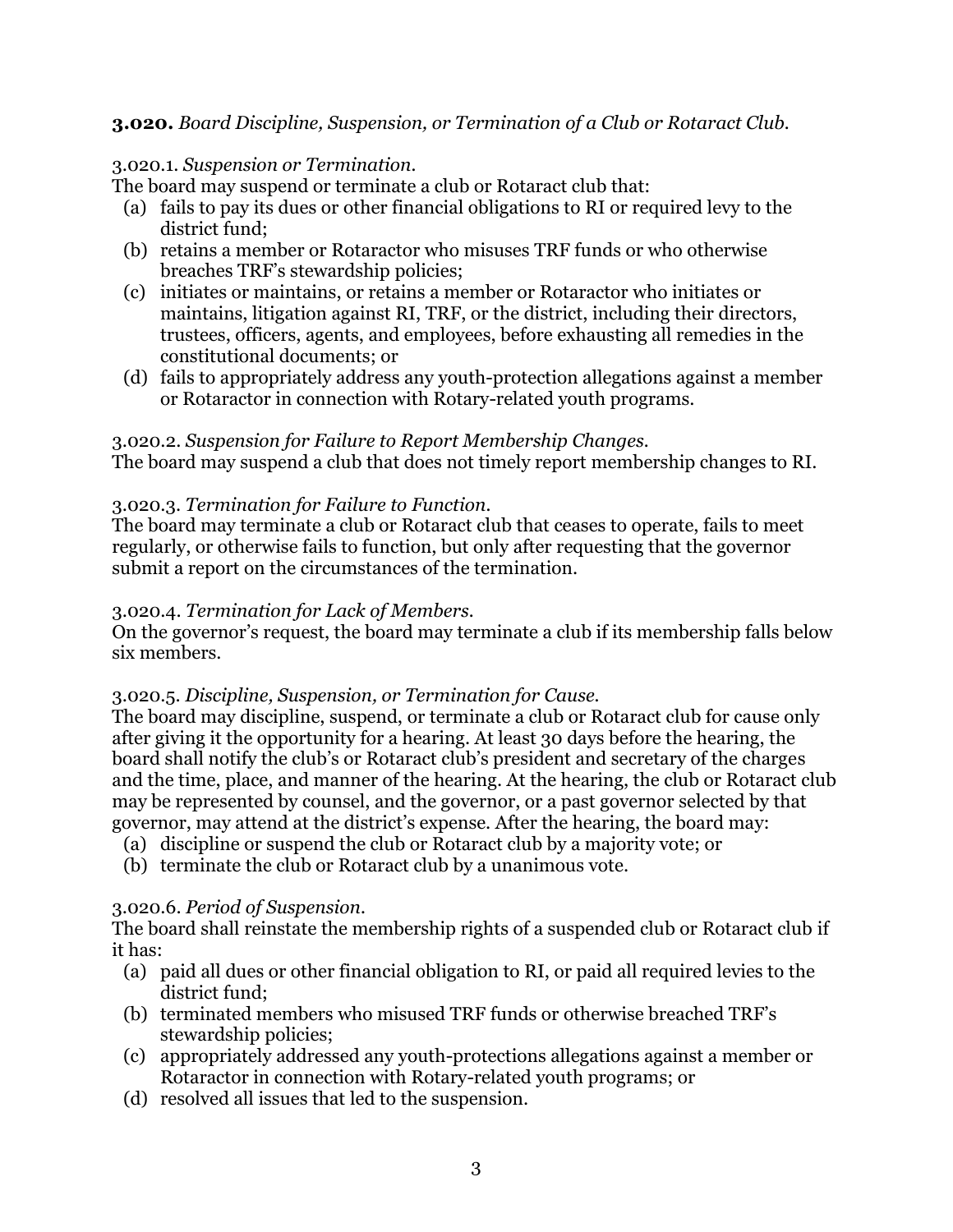**3.020.** *Board Discipline, Suspension, or Termination of a Club or Rotaract Club.*

3.020.1. *Suspension or Termination.*
The board may suspend or terminate a club or Rotaract club that:

(a) fails to pay its dues or other financial obligations to RI or required levy to the district fund;
(b) retains a member or Rotaractor who misuses TRF funds or who otherwise breaches TRF's stewardship policies;
(c) initiates or maintains, or retains a member or Rotaractor who initiates or maintains, litigation against RI, TRF, or the district, including their directors, trustees, officers, agents, and employees, before exhausting all remedies in the constitutional documents; or
(d) fails to appropriately address any youth-protection allegations against a member or Rotaractor in connection with Rotary-related youth programs.

3.020.2. *Suspension for Failure to Report Membership Changes.*
The board may suspend a club that does not timely report membership changes to RI.

3.020.3. *Termination for Failure to Function.*
The board may terminate a club or Rotaract club that ceases to operate, fails to meet regularly, or otherwise fails to function, but only after requesting that the governor submit a report on the circumstances of the termination.

3.020.4. *Termination for Lack of Members.*
On the governor's request, the board may terminate a club if its membership falls below six members.

3.020.5. *Discipline, Suspension, or Termination for Cause.*
The board may discipline, suspend, or terminate a club or Rotaract club for cause only after giving it the opportunity for a hearing. At least 30 days before the hearing, the board shall notify the club's or Rotaract club's president and secretary of the charges and the time, place, and manner of the hearing. At the hearing, the club or Rotaract club may be represented by counsel, and the governor, or a past governor selected by that governor, may attend at the district's expense. After the hearing, the board may:

(a) discipline or suspend the club or Rotaract club by a majority vote; or
(b) terminate the club or Rotaract club by a unanimous vote.

3.020.6. *Period of Suspension.*
The board shall reinstate the membership rights of a suspended club or Rotaract club if it has:

(a) paid all dues or other financial obligation to RI, or paid all required levies to the district fund;
(b) terminated members who misused TRF funds or otherwise breached TRF's stewardship policies;
(c) appropriately addressed any youth-protections allegations against a member or Rotaractor in connection with Rotary-related youth programs; or
(d) resolved all issues that led to the suspension.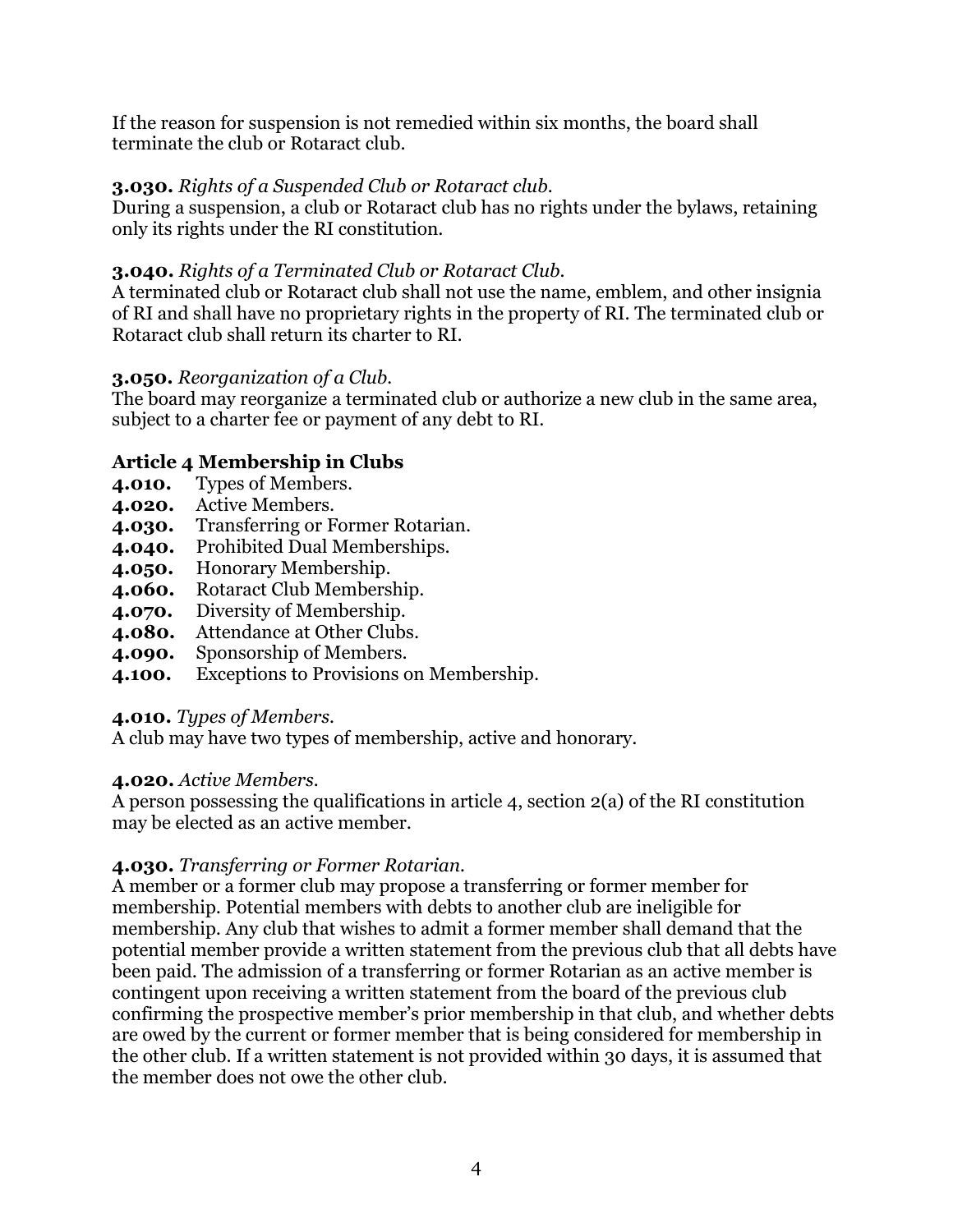If the reason for suspension is not remedied within six months, the board shall terminate the club or Rotaract club.

**3.030.** *Rights of a Suspended Club or Rotaract club.*
During a suspension, a club or Rotaract club has no rights under the bylaws, retaining only its rights under the RI constitution.

**3.040.** *Rights of a Terminated Club or Rotaract Club.*
A terminated club or Rotaract club shall not use the name, emblem, and other insignia of RI and shall have no proprietary rights in the property of RI. The terminated club or Rotaract club shall return its charter to RI.

**3.050.** *Reorganization of a Club.*
The board may reorganize a terminated club or authorize a new club in the same area, subject to a charter fee or payment of any debt to RI.

## Article 4 Membership in Clubs

**4.010.** Types of Members.
**4.020.** Active Members.
**4.030.** Transferring or Former Rotarian.
**4.040.** Prohibited Dual Memberships.
**4.050.** Honorary Membership.
**4.060.** Rotaract Club Membership.
**4.070.** Diversity of Membership.
**4.080.** Attendance at Other Clubs.
**4.090.** Sponsorship of Members.
**4.100.** Exceptions to Provisions on Membership.

**4.010.** *Types of Members.*
A club may have two types of membership, active and honorary.

**4.020.** *Active Members.*
A person possessing the qualifications in article 4, section 2(a) of the RI constitution may be elected as an active member.

**4.030.** *Transferring or Former Rotarian.*
A member or a former club may propose a transferring or former member for membership. Potential members with debts to another club are ineligible for membership. Any club that wishes to admit a former member shall demand that the potential member provide a written statement from the previous club that all debts have been paid. The admission of a transferring or former Rotarian as an active member is contingent upon receiving a written statement from the board of the previous club confirming the prospective member's prior membership in that club, and whether debts are owed by the current or former member that is being considered for membership in the other club. If a written statement is not provided within 30 days, it is assumed that the member does not owe the other club.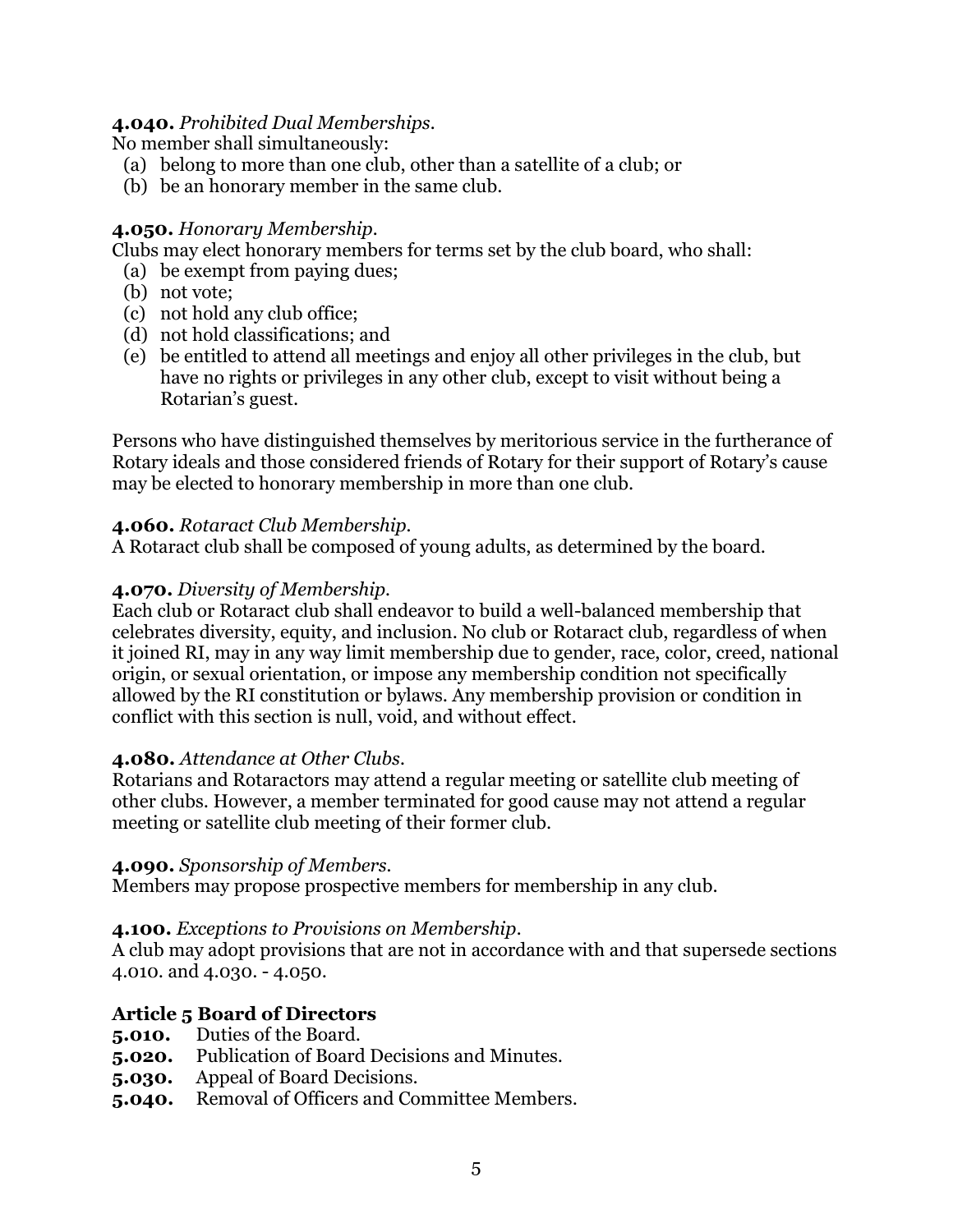**4.040.** *Prohibited Dual Memberships.*
No member shall simultaneously:
(a) belong to more than one club, other than a satellite of a club; or
(b) be an honorary member in the same club.

**4.050.** *Honorary Membership.*
Clubs may elect honorary members for terms set by the club board, who shall:
(a) be exempt from paying dues;
(b) not vote;
(c) not hold any club office;
(d) not hold classifications; and
(e) be entitled to attend all meetings and enjoy all other privileges in the club, but have no rights or privileges in any other club, except to visit without being a Rotarian's guest.

Persons who have distinguished themselves by meritorious service in the furtherance of Rotary ideals and those considered friends of Rotary for their support of Rotary's cause may be elected to honorary membership in more than one club.

**4.060.** *Rotaract Club Membership.*
A Rotaract club shall be composed of young adults, as determined by the board.

**4.070.** *Diversity of Membership.*
Each club or Rotaract club shall endeavor to build a well-balanced membership that celebrates diversity, equity, and inclusion. No club or Rotaract club, regardless of when it joined RI, may in any way limit membership due to gender, race, color, creed, national origin, or sexual orientation, or impose any membership condition not specifically allowed by the RI constitution or bylaws. Any membership provision or condition in conflict with this section is null, void, and without effect.

**4.080.** *Attendance at Other Clubs.*
Rotarians and Rotaractors may attend a regular meeting or satellite club meeting of other clubs. However, a member terminated for good cause may not attend a regular meeting or satellite club meeting of their former club.

**4.090.** *Sponsorship of Members.*
Members may propose prospective members for membership in any club.

**4.100.** *Exceptions to Provisions on Membership.*
A club may adopt provisions that are not in accordance with and that supersede sections 4.010. and 4.030. - 4.050.

## Article 5 Board of Directors

**5.010.** Duties of the Board.
**5.020.** Publication of Board Decisions and Minutes.
**5.030.** Appeal of Board Decisions.
**5.040.** Removal of Officers and Committee Members.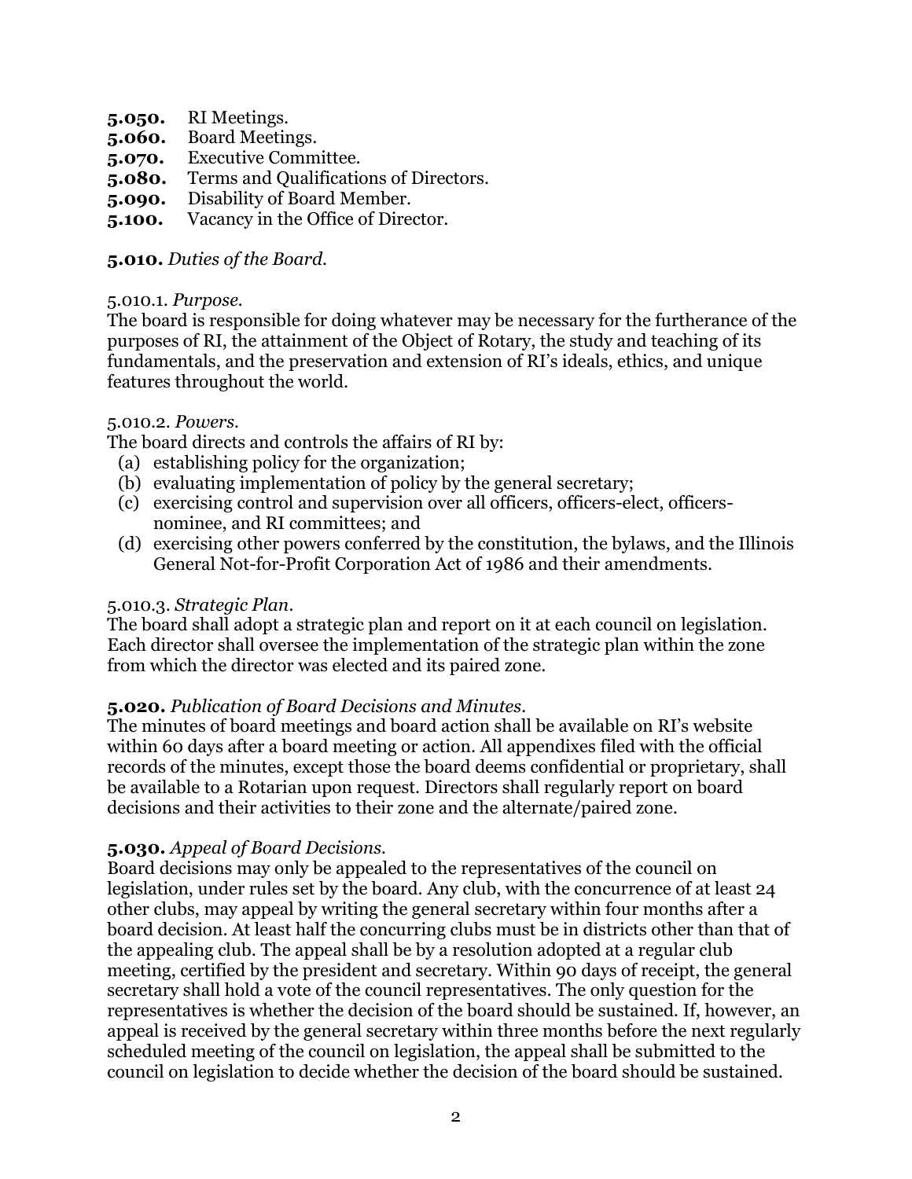**5.050.** RI Meetings.
**5.060.** Board Meetings.
**5.070.** Executive Committee.
**5.080.** Terms and Qualifications of Directors.
**5.090.** Disability of Board Member.
**5.100.** Vacancy in the Office of Director.

**5.010.** *Duties of the Board.*

5.010.1. *Purpose.*
The board is responsible for doing whatever may be necessary for the furtherance of the purposes of RI, the attainment of the Object of Rotary, the study and teaching of its fundamentals, and the preservation and extension of RI's ideals, ethics, and unique features throughout the world.

5.010.2. *Powers.*
The board directs and controls the affairs of RI by:

(a) establishing policy for the organization;
(b) evaluating implementation of policy by the general secretary;
(c) exercising control and supervision over all officers, officers-elect, officers-nominee, and RI committees; and
(d) exercising other powers conferred by the constitution, the bylaws, and the Illinois General Not-for-Profit Corporation Act of 1986 and their amendments.

5.010.3. *Strategic Plan.*
The board shall adopt a strategic plan and report on it at each council on legislation. Each director shall oversee the implementation of the strategic plan within the zone from which the director was elected and its paired zone.

**5.020.** *Publication of Board Decisions and Minutes.*
The minutes of board meetings and board action shall be available on RI's website within 60 days after a board meeting or action. All appendixes filed with the official records of the minutes, except those the board deems confidential or proprietary, shall be available to a Rotarian upon request. Directors shall regularly report on board decisions and their activities to their zone and the alternate/paired zone.

**5.030.** *Appeal of Board Decisions.*
Board decisions may only be appealed to the representatives of the council on legislation, under rules set by the board. Any club, with the concurrence of at least 24 other clubs, may appeal by writing the general secretary within four months after a board decision. At least half the concurring clubs must be in districts other than that of the appealing club. The appeal shall be by a resolution adopted at a regular club meeting, certified by the president and secretary. Within 90 days of receipt, the general secretary shall hold a vote of the council representatives. The only question for the representatives is whether the decision of the board should be sustained. If, however, an appeal is received by the general secretary within three months before the next regularly scheduled meeting of the council on legislation, the appeal shall be submitted to the council on legislation to decide whether the decision of the board should be sustained.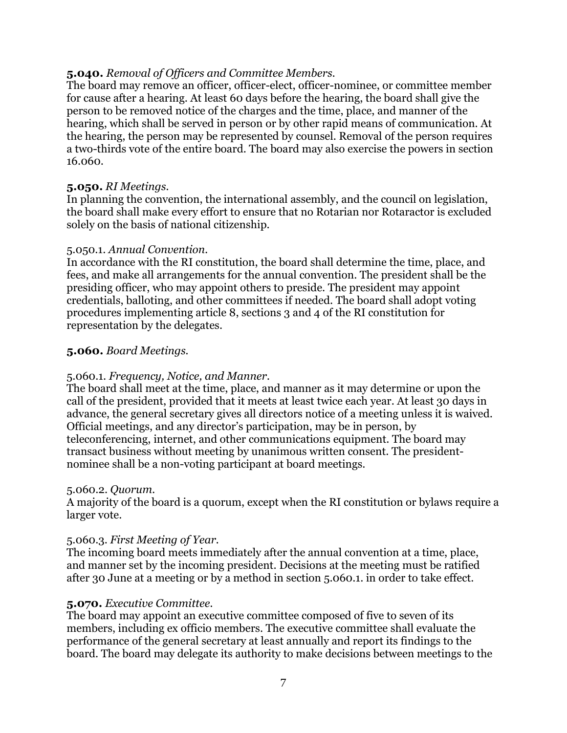**5.040.** *Removal of Officers and Committee Members.*
The board may remove an officer, officer-elect, officer-nominee, or committee member for cause after a hearing. At least 60 days before the hearing, the board shall give the person to be removed notice of the charges and the time, place, and manner of the hearing, which shall be served in person or by other rapid means of communication. At the hearing, the person may be represented by counsel. Removal of the person requires a two-thirds vote of the entire board. The board may also exercise the powers in section 16.060.

**5.050.** *RI Meetings.*
In planning the convention, the international assembly, and the council on legislation, the board shall make every effort to ensure that no Rotarian nor Rotaractor is excluded solely on the basis of national citizenship.

5.050.1. *Annual Convention.*
In accordance with the RI constitution, the board shall determine the time, place, and fees, and make all arrangements for the annual convention. The president shall be the presiding officer, who may appoint others to preside. The president may appoint credentials, balloting, and other committees if needed. The board shall adopt voting procedures implementing article 8, sections 3 and 4 of the RI constitution for representation by the delegates.

**5.060.** *Board Meetings.*

5.060.1. *Frequency, Notice, and Manner.*
The board shall meet at the time, place, and manner as it may determine or upon the call of the president, provided that it meets at least twice each year. At least 30 days in advance, the general secretary gives all directors notice of a meeting unless it is waived. Official meetings, and any director's participation, may be in person, by teleconferencing, internet, and other communications equipment. The board may transact business without meeting by unanimous written consent. The president-nominee shall be a non-voting participant at board meetings.

5.060.2. *Quorum.*
A majority of the board is a quorum, except when the RI constitution or bylaws require a larger vote.

5.060.3. *First Meeting of Year.*
The incoming board meets immediately after the annual convention at a time, place, and manner set by the incoming president. Decisions at the meeting must be ratified after 30 June at a meeting or by a method in section 5.060.1. in order to take effect.

**5.070.** *Executive Committee.*
The board may appoint an executive committee composed of five to seven of its members, including ex officio members. The executive committee shall evaluate the performance of the general secretary at least annually and report its findings to the board. The board may delegate its authority to make decisions between meetings to the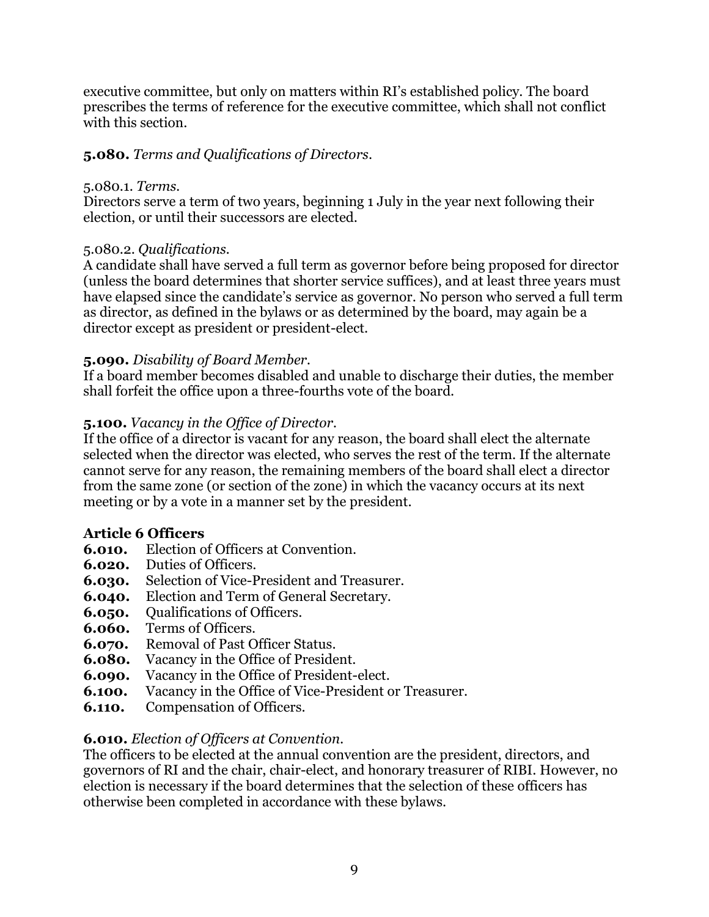executive committee, but only on matters within RI's established policy. The board prescribes the terms of reference for the executive committee, which shall not conflict with this section.

**5.080.** *Terms and Qualifications of Directors.*

5.080.1. *Terms.*
Directors serve a term of two years, beginning 1 July in the year next following their election, or until their successors are elected.

5.080.2. *Qualifications.*
A candidate shall have served a full term as governor before being proposed for director (unless the board determines that shorter service suffices), and at least three years must have elapsed since the candidate's service as governor. No person who served a full term as director, as defined in the bylaws or as determined by the board, may again be a director except as president or president-elect.

**5.090.** *Disability of Board Member.*
If a board member becomes disabled and unable to discharge their duties, the member shall forfeit the office upon a three-fourths vote of the board.

**5.100.** *Vacancy in the Office of Director.*
If the office of a director is vacant for any reason, the board shall elect the alternate selected when the director was elected, who serves the rest of the term. If the alternate cannot serve for any reason, the remaining members of the board shall elect a director from the same zone (or section of the zone) in which the vacancy occurs at its next meeting or by a vote in a manner set by the president.

## Article 6 Officers

**6.010.** Election of Officers at Convention.
**6.020.** Duties of Officers.
**6.030.** Selection of Vice-President and Treasurer.
**6.040.** Election and Term of General Secretary.
**6.050.** Qualifications of Officers.
**6.060.** Terms of Officers.
**6.070.** Removal of Past Officer Status.
**6.080.** Vacancy in the Office of President.
**6.090.** Vacancy in the Office of President-elect.
**6.100.** Vacancy in the Office of Vice-President or Treasurer.
**6.110.** Compensation of Officers.

**6.010.** *Election of Officers at Convention.*
The officers to be elected at the annual convention are the president, directors, and governors of RI and the chair, chair-elect, and honorary treasurer of RIBI. However, no election is necessary if the board determines that the selection of these officers has otherwise been completed in accordance with these bylaws.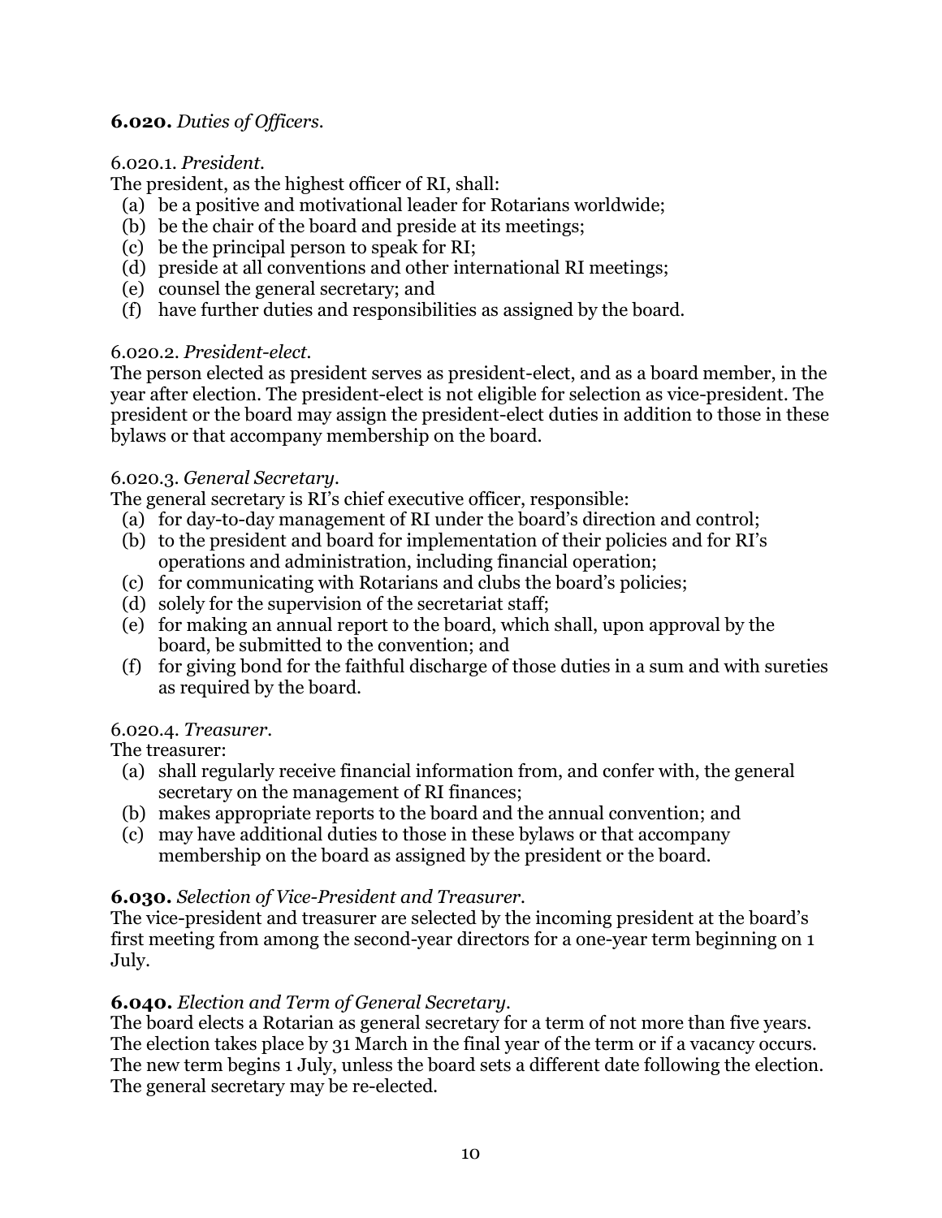**6.020.** *Duties of Officers.*

6.020.1. *President.*
The president, as the highest officer of RI, shall:

(a) be a positive and motivational leader for Rotarians worldwide;
(b) be the chair of the board and preside at its meetings;
(c) be the principal person to speak for RI;
(d) preside at all conventions and other international RI meetings;
(e) counsel the general secretary; and
(f) have further duties and responsibilities as assigned by the board.

6.020.2. *President-elect.*
The person elected as president serves as president-elect, and as a board member, in the year after election. The president-elect is not eligible for selection as vice-president. The president or the board may assign the president-elect duties in addition to those in these bylaws or that accompany membership on the board.

6.020.3. *General Secretary.*
The general secretary is RI's chief executive officer, responsible:

(a) for day-to-day management of RI under the board's direction and control;
(b) to the president and board for implementation of their policies and for RI's operations and administration, including financial operation;
(c) for communicating with Rotarians and clubs the board's policies;
(d) solely for the supervision of the secretariat staff;
(e) for making an annual report to the board, which shall, upon approval by the board, be submitted to the convention; and
(f) for giving bond for the faithful discharge of those duties in a sum and with sureties as required by the board.

6.020.4. *Treasurer.*
The treasurer:

(a) shall regularly receive financial information from, and confer with, the general secretary on the management of RI finances;
(b) makes appropriate reports to the board and the annual convention; and
(c) may have additional duties to those in these bylaws or that accompany membership on the board as assigned by the president or the board.

**6.030.** *Selection of Vice-President and Treasurer.*
The vice-president and treasurer are selected by the incoming president at the board's first meeting from among the second-year directors for a one-year term beginning on 1 July.

**6.040.** *Election and Term of General Secretary.*
The board elects a Rotarian as general secretary for a term of not more than five years. The election takes place by 31 March in the final year of the term or if a vacancy occurs. The new term begins 1 July, unless the board sets a different date following the election. The general secretary may be re-elected.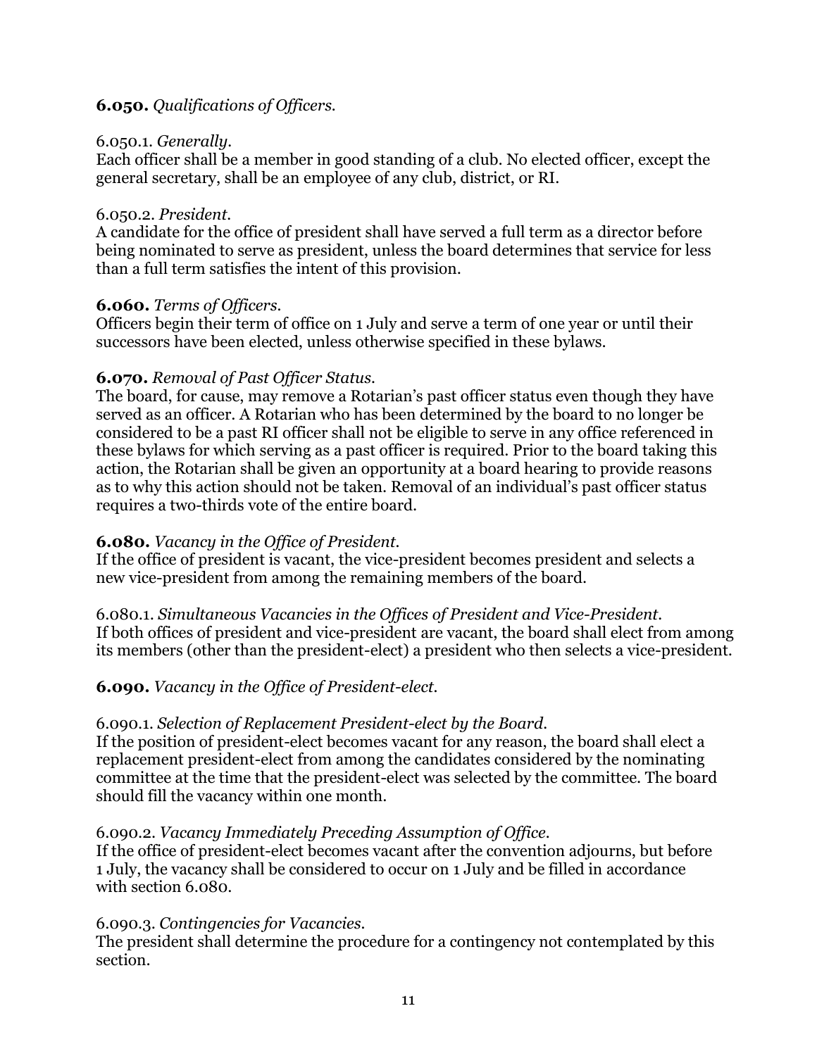**6.050.** *Qualifications of Officers.*

6.050.1. *Generally.*
Each officer shall be a member in good standing of a club. No elected officer, except the general secretary, shall be an employee of any club, district, or RI.

6.050.2. *President.*
A candidate for the office of president shall have served a full term as a director before being nominated to serve as president, unless the board determines that service for less than a full term satisfies the intent of this provision.

**6.060.** *Terms of Officers.*
Officers begin their term of office on 1 July and serve a term of one year or until their successors have been elected, unless otherwise specified in these bylaws.

**6.070.** *Removal of Past Officer Status.*
The board, for cause, may remove a Rotarian's past officer status even though they have served as an officer. A Rotarian who has been determined by the board to no longer be considered to be a past RI officer shall not be eligible to serve in any office referenced in these bylaws for which serving as a past officer is required. Prior to the board taking this action, the Rotarian shall be given an opportunity at a board hearing to provide reasons as to why this action should not be taken. Removal of an individual's past officer status requires a two-thirds vote of the entire board.

**6.080.** *Vacancy in the Office of President.*
If the office of president is vacant, the vice-president becomes president and selects a new vice-president from among the remaining members of the board.

6.080.1. *Simultaneous Vacancies in the Offices of President and Vice-President.*
If both offices of president and vice-president are vacant, the board shall elect from among its members (other than the president-elect) a president who then selects a vice-president.

**6.090.** *Vacancy in the Office of President-elect.*

6.090.1. *Selection of Replacement President-elect by the Board.*
If the position of president-elect becomes vacant for any reason, the board shall elect a replacement president-elect from among the candidates considered by the nominating committee at the time that the president-elect was selected by the committee. The board should fill the vacancy within one month.

6.090.2. *Vacancy Immediately Preceding Assumption of Office.*
If the office of president-elect becomes vacant after the convention adjourns, but before 1 July, the vacancy shall be considered to occur on 1 July and be filled in accordance with section 6.080.

6.090.3. *Contingencies for Vacancies.*
The president shall determine the procedure for a contingency not contemplated by this section.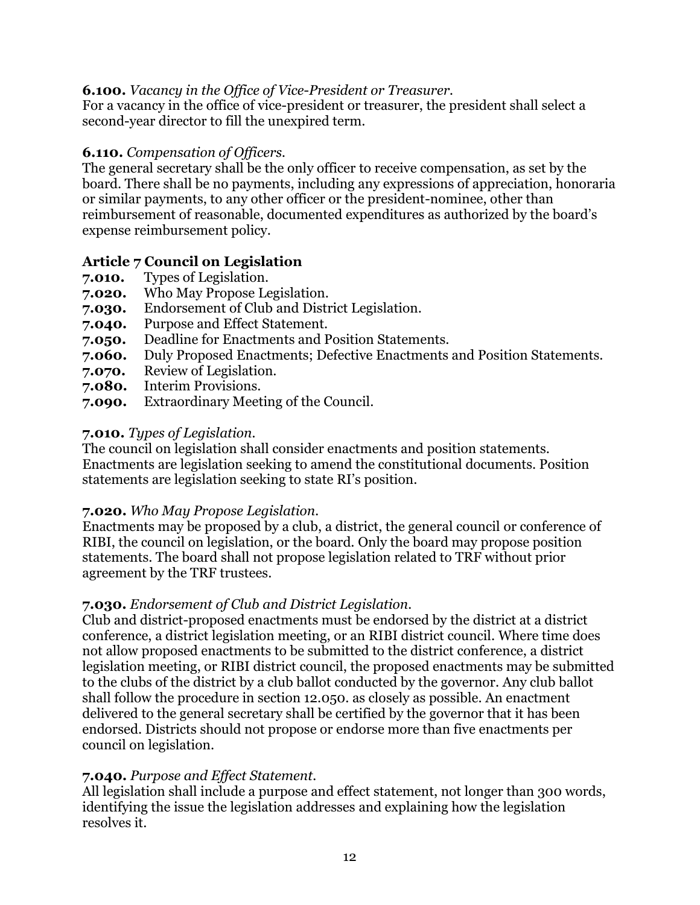**6.100.** *Vacancy in the Office of Vice-President or Treasurer.*
For a vacancy in the office of vice-president or treasurer, the president shall select a second-year director to fill the unexpired term.

**6.110.** *Compensation of Officers.*
The general secretary shall be the only officer to receive compensation, as set by the board. There shall be no payments, including any expressions of appreciation, honoraria or similar payments, to any other officer or the president-nominee, other than reimbursement of reasonable, documented expenditures as authorized by the board's expense reimbursement policy.

## Article 7 Council on Legislation

**7.010.** Types of Legislation.
**7.020.** Who May Propose Legislation.
**7.030.** Endorsement of Club and District Legislation.
**7.040.** Purpose and Effect Statement.
**7.050.** Deadline for Enactments and Position Statements.
**7.060.** Duly Proposed Enactments; Defective Enactments and Position Statements.
**7.070.** Review of Legislation.
**7.080.** Interim Provisions.
**7.090.** Extraordinary Meeting of the Council.

**7.010.** *Types of Legislation.*
The council on legislation shall consider enactments and position statements. Enactments are legislation seeking to amend the constitutional documents. Position statements are legislation seeking to state RI's position.

**7.020.** *Who May Propose Legislation.*
Enactments may be proposed by a club, a district, the general council or conference of RIBI, the council on legislation, or the board. Only the board may propose position statements. The board shall not propose legislation related to TRF without prior agreement by the TRF trustees.

**7.030.** *Endorsement of Club and District Legislation.*
Club and district-proposed enactments must be endorsed by the district at a district conference, a district legislation meeting, or an RIBI district council. Where time does not allow proposed enactments to be submitted to the district conference, a district legislation meeting, or RIBI district council, the proposed enactments may be submitted to the clubs of the district by a club ballot conducted by the governor. Any club ballot shall follow the procedure in section 12.050. as closely as possible. An enactment delivered to the general secretary shall be certified by the governor that it has been endorsed. Districts should not propose or endorse more than five enactments per council on legislation.

**7.040.** *Purpose and Effect Statement.*
All legislation shall include a purpose and effect statement, not longer than 300 words, identifying the issue the legislation addresses and explaining how the legislation resolves it.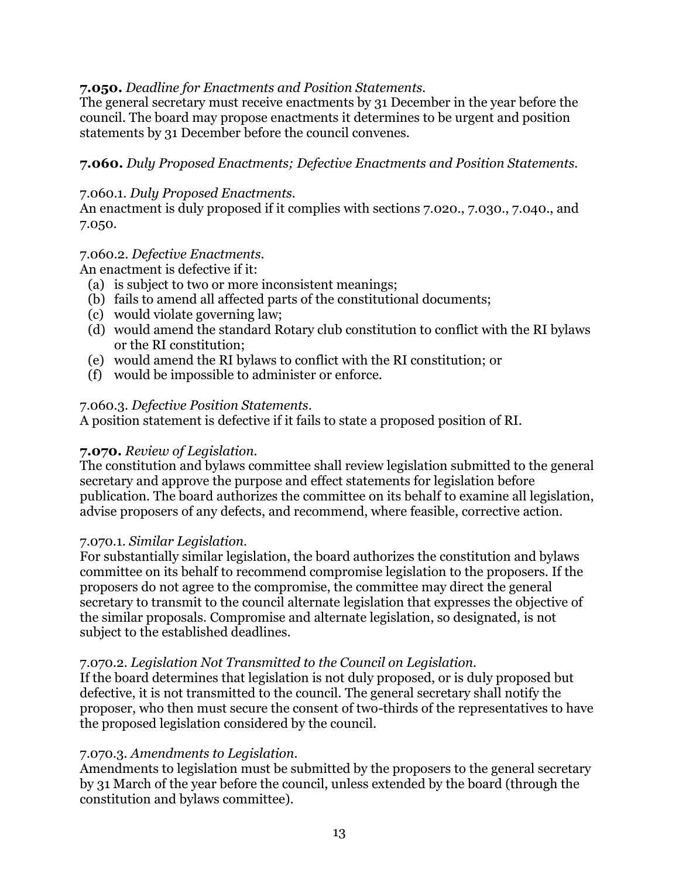**7.050.** *Deadline for Enactments and Position Statements.*
The general secretary must receive enactments by 31 December in the year before the council. The board may propose enactments it determines to be urgent and position statements by 31 December before the council convenes.

**7.060.** *Duly Proposed Enactments; Defective Enactments and Position Statements.*

7.060.1. *Duly Proposed Enactments.*
An enactment is duly proposed if it complies with sections 7.020., 7.030., 7.040., and 7.050.

7.060.2. *Defective Enactments.*
An enactment is defective if it:

(a) is subject to two or more inconsistent meanings;
(b) fails to amend all affected parts of the constitutional documents;
(c) would violate governing law;
(d) would amend the standard Rotary club constitution to conflict with the RI bylaws or the RI constitution;
(e) would amend the RI bylaws to conflict with the RI constitution; or
(f) would be impossible to administer or enforce.

7.060.3. *Defective Position Statements.*
A position statement is defective if it fails to state a proposed position of RI.

**7.070.** *Review of Legislation.*
The constitution and bylaws committee shall review legislation submitted to the general secretary and approve the purpose and effect statements for legislation before publication. The board authorizes the committee on its behalf to examine all legislation, advise proposers of any defects, and recommend, where feasible, corrective action.

7.070.1. *Similar Legislation.*
For substantially similar legislation, the board authorizes the constitution and bylaws committee on its behalf to recommend compromise legislation to the proposers. If the proposers do not agree to the compromise, the committee may direct the general secretary to transmit to the council alternate legislation that expresses the objective of the similar proposals. Compromise and alternate legislation, so designated, is not subject to the established deadlines.

7.070.2. *Legislation Not Transmitted to the Council on Legislation.*
If the board determines that legislation is not duly proposed, or is duly proposed but defective, it is not transmitted to the council. The general secretary shall notify the proposer, who then must secure the consent of two-thirds of the representatives to have the proposed legislation considered by the council.

7.070.3. *Amendments to Legislation.*
Amendments to legislation must be submitted by the proposers to the general secretary by 31 March of the year before the council, unless extended by the board (through the constitution and bylaws committee).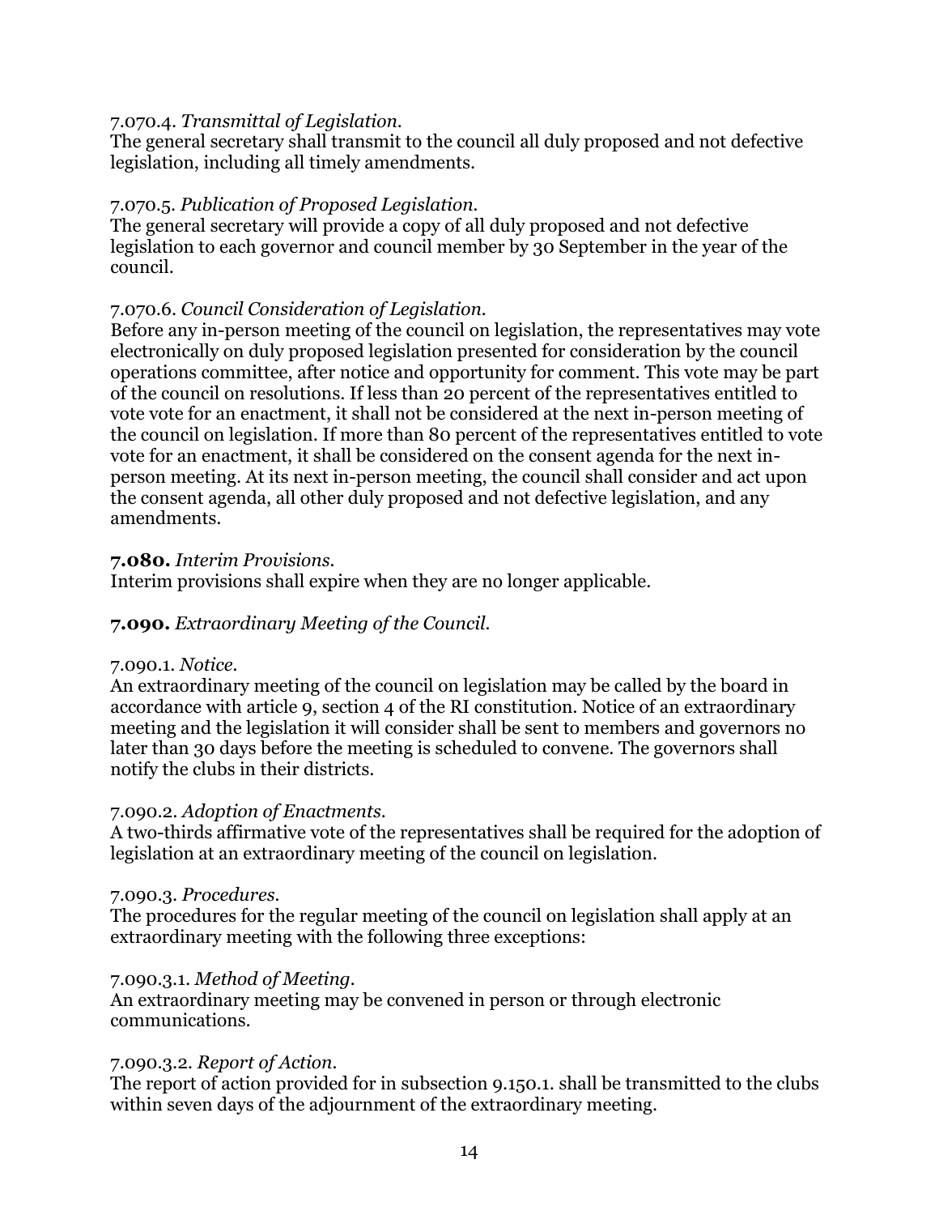7.070.4. *Transmittal of Legislation.*
The general secretary shall transmit to the council all duly proposed and not defective legislation, including all timely amendments.

7.070.5. *Publication of Proposed Legislation.*
The general secretary will provide a copy of all duly proposed and not defective legislation to each governor and council member by 30 September in the year of the council.

7.070.6. *Council Consideration of Legislation.*
Before any in-person meeting of the council on legislation, the representatives may vote electronically on duly proposed legislation presented for consideration by the council operations committee, after notice and opportunity for comment. This vote may be part of the council on resolutions. If less than 20 percent of the representatives entitled to vote vote for an enactment, it shall not be considered at the next in-person meeting of the council on legislation. If more than 80 percent of the representatives entitled to vote vote for an enactment, it shall be considered on the consent agenda for the next in-person meeting. At its next in-person meeting, the council shall consider and act upon the consent agenda, all other duly proposed and not defective legislation, and any amendments.

**7.080.** *Interim Provisions.*
Interim provisions shall expire when they are no longer applicable.

**7.090.** *Extraordinary Meeting of the Council.*

7.090.1. *Notice.*
An extraordinary meeting of the council on legislation may be called by the board in accordance with article 9, section 4 of the RI constitution. Notice of an extraordinary meeting and the legislation it will consider shall be sent to members and governors no later than 30 days before the meeting is scheduled to convene. The governors shall notify the clubs in their districts.

7.090.2. *Adoption of Enactments.*
A two-thirds affirmative vote of the representatives shall be required for the adoption of legislation at an extraordinary meeting of the council on legislation.

7.090.3. *Procedures.*
The procedures for the regular meeting of the council on legislation shall apply at an extraordinary meeting with the following three exceptions:

7.090.3.1. *Method of Meeting.*
An extraordinary meeting may be convened in person or through electronic communications.

7.090.3.2. *Report of Action.*
The report of action provided for in subsection 9.150.1. shall be transmitted to the clubs within seven days of the adjournment of the extraordinary meeting.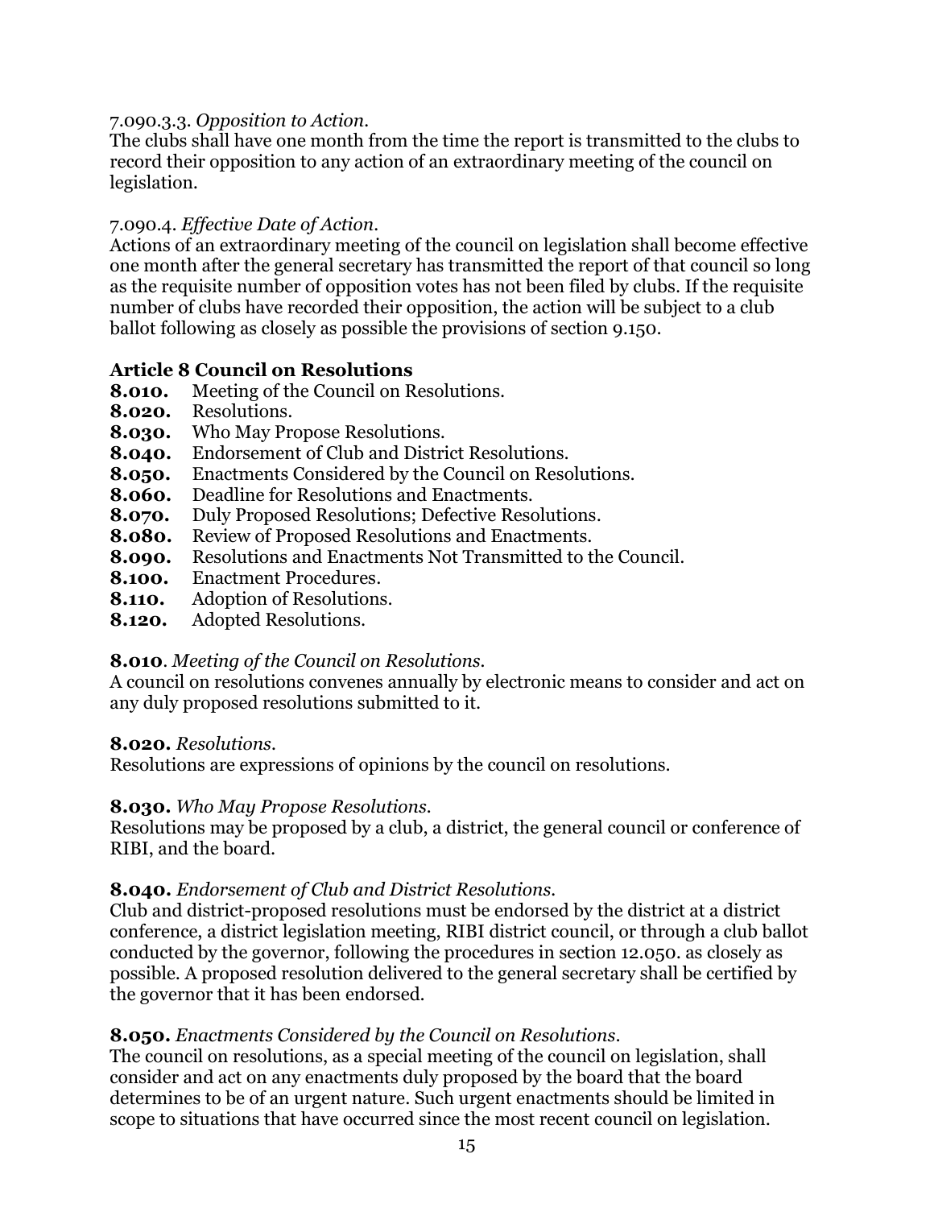7.090.3.3. *Opposition to Action.*
The clubs shall have one month from the time the report is transmitted to the clubs to record their opposition to any action of an extraordinary meeting of the council on legislation.

7.090.4. *Effective Date of Action.*
Actions of an extraordinary meeting of the council on legislation shall become effective one month after the general secretary has transmitted the report of that council so long as the requisite number of opposition votes has not been filed by clubs. If the requisite number of clubs have recorded their opposition, the action will be subject to a club ballot following as closely as possible the provisions of section 9.150.

## Article 8 Council on Resolutions

**8.010.** Meeting of the Council on Resolutions.
**8.020.** Resolutions.
**8.030.** Who May Propose Resolutions.
**8.040.** Endorsement of Club and District Resolutions.
**8.050.** Enactments Considered by the Council on Resolutions.
**8.060.** Deadline for Resolutions and Enactments.
**8.070.** Duly Proposed Resolutions; Defective Resolutions.
**8.080.** Review of Proposed Resolutions and Enactments.
**8.090.** Resolutions and Enactments Not Transmitted to the Council.
**8.100.** Enactment Procedures.
**8.110.** Adoption of Resolutions.
**8.120.** Adopted Resolutions.

**8.010**. *Meeting of the Council on Resolutions.*
A council on resolutions convenes annually by electronic means to consider and act on any duly proposed resolutions submitted to it.

**8.020.** *Resolutions.*
Resolutions are expressions of opinions by the council on resolutions.

**8.030.** *Who May Propose Resolutions.*
Resolutions may be proposed by a club, a district, the general council or conference of RIBI, and the board.

**8.040.** *Endorsement of Club and District Resolutions.*
Club and district-proposed resolutions must be endorsed by the district at a district conference, a district legislation meeting, RIBI district council, or through a club ballot conducted by the governor, following the procedures in section 12.050. as closely as possible. A proposed resolution delivered to the general secretary shall be certified by the governor that it has been endorsed.

**8.050.** *Enactments Considered by the Council on Resolutions.*
The council on resolutions, as a special meeting of the council on legislation, shall consider and act on any enactments duly proposed by the board that the board determines to be of an urgent nature. Such urgent enactments should be limited in scope to situations that have occurred since the most recent council on legislation.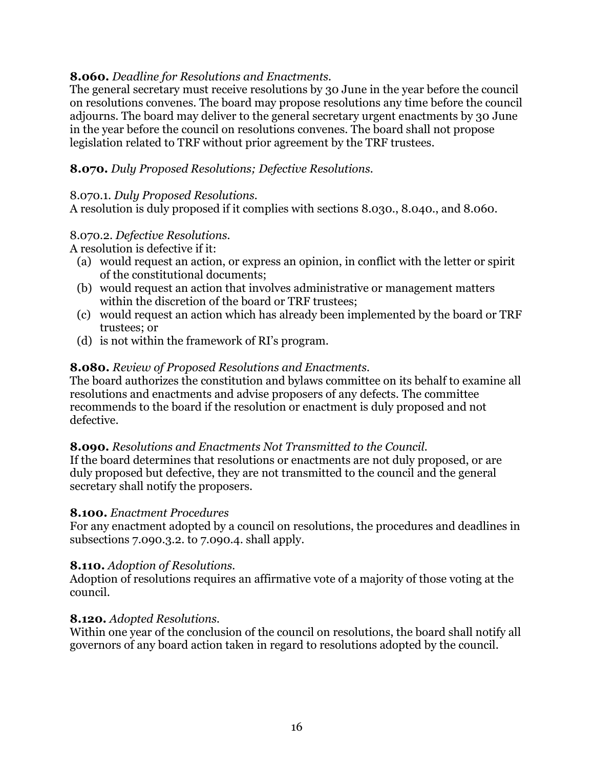**8.060.** *Deadline for Resolutions and Enactments.*
The general secretary must receive resolutions by 30 June in the year before the council on resolutions convenes. The board may propose resolutions any time before the council adjourns. The board may deliver to the general secretary urgent enactments by 30 June in the year before the council on resolutions convenes. The board shall not propose legislation related to TRF without prior agreement by the TRF trustees.

**8.070.** *Duly Proposed Resolutions; Defective Resolutions.*

8.070.1. *Duly Proposed Resolutions.*
A resolution is duly proposed if it complies with sections 8.030., 8.040., and 8.060.

8.070.2. *Defective Resolutions.*
A resolution is defective if it:

(a) would request an action, or express an opinion, in conflict with the letter or spirit of the constitutional documents;
(b) would request an action that involves administrative or management matters within the discretion of the board or TRF trustees;
(c) would request an action which has already been implemented by the board or TRF trustees; or
(d) is not within the framework of RI's program.

**8.080.** *Review of Proposed Resolutions and Enactments.*
The board authorizes the constitution and bylaws committee on its behalf to examine all resolutions and enactments and advise proposers of any defects. The committee recommends to the board if the resolution or enactment is duly proposed and not defective.

**8.090.** *Resolutions and Enactments Not Transmitted to the Council.*
If the board determines that resolutions or enactments are not duly proposed, or are duly proposed but defective, they are not transmitted to the council and the general secretary shall notify the proposers.

**8.100.** *Enactment Procedures*
For any enactment adopted by a council on resolutions, the procedures and deadlines in subsections 7.090.3.2. to 7.090.4. shall apply.

**8.110.** *Adoption of Resolutions.*
Adoption of resolutions requires an affirmative vote of a majority of those voting at the council.

**8.120.** *Adopted Resolutions.*
Within one year of the conclusion of the council on resolutions, the board shall notify all governors of any board action taken in regard to resolutions adopted by the council.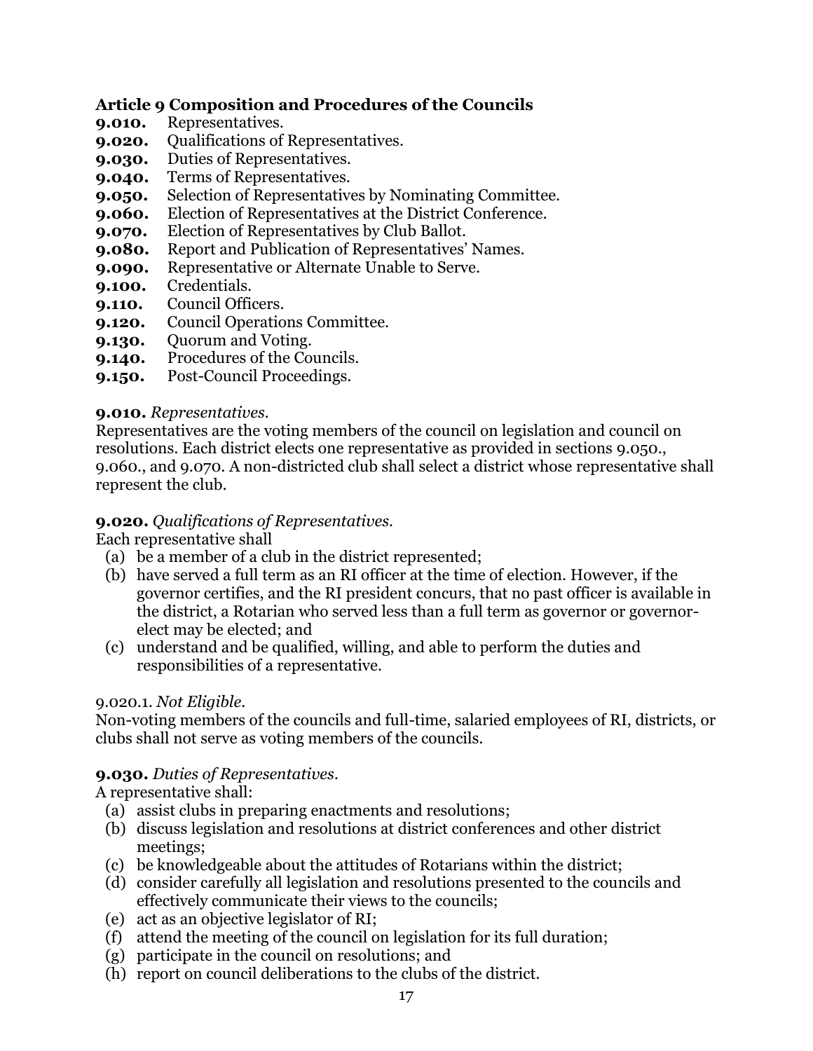## Article 9 Composition and Procedures of the Councils

**9.010.** Representatives.
**9.020.** Qualifications of Representatives.
**9.030.** Duties of Representatives.
**9.040.** Terms of Representatives.
**9.050.** Selection of Representatives by Nominating Committee.
**9.060.** Election of Representatives at the District Conference.
**9.070.** Election of Representatives by Club Ballot.
**9.080.** Report and Publication of Representatives' Names.
**9.090.** Representative or Alternate Unable to Serve.
**9.100.** Credentials.
**9.110.** Council Officers.
**9.120.** Council Operations Committee.
**9.130.** Quorum and Voting.
**9.140.** Procedures of the Councils.
**9.150.** Post-Council Proceedings.

**9.010.** *Representatives.*
Representatives are the voting members of the council on legislation and council on resolutions. Each district elects one representative as provided in sections 9.050., 9.060., and 9.070. A non-districted club shall select a district whose representative shall represent the club.

**9.020.** *Qualifications of Representatives.*
Each representative shall

(a) be a member of a club in the district represented;
(b) have served a full term as an RI officer at the time of election. However, if the governor certifies, and the RI president concurs, that no past officer is available in the district, a Rotarian who served less than a full term as governor or governor-elect may be elected; and
(c) understand and be qualified, willing, and able to perform the duties and responsibilities of a representative.

9.020.1. *Not Eligible.*
Non-voting members of the councils and full-time, salaried employees of RI, districts, or clubs shall not serve as voting members of the councils.

**9.030.** *Duties of Representatives.*
A representative shall:

(a) assist clubs in preparing enactments and resolutions;
(b) discuss legislation and resolutions at district conferences and other district meetings;
(c) be knowledgeable about the attitudes of Rotarians within the district;
(d) consider carefully all legislation and resolutions presented to the councils and effectively communicate their views to the councils;
(e) act as an objective legislator of RI;
(f) attend the meeting of the council on legislation for its full duration;
(g) participate in the council on resolutions; and
(h) report on council deliberations to the clubs of the district.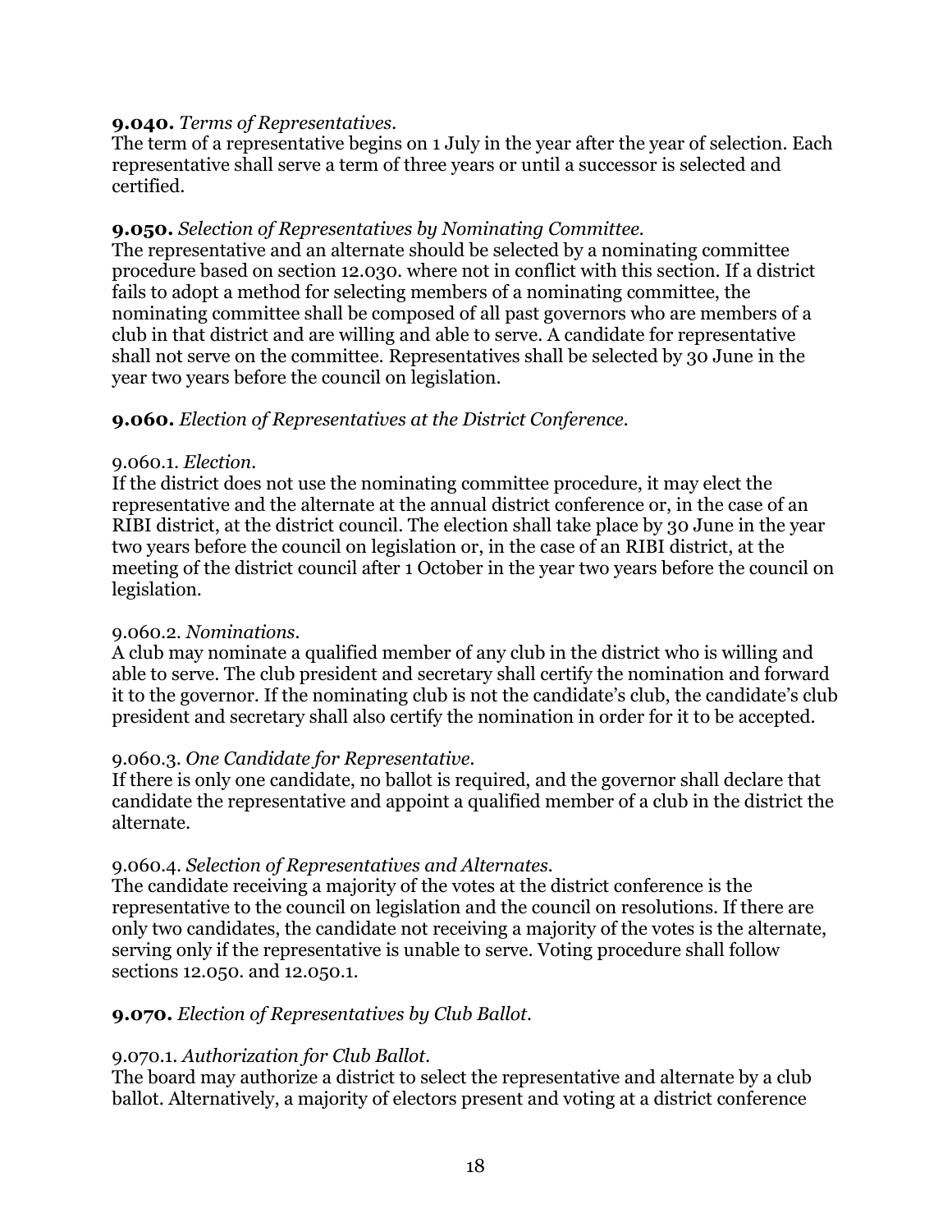**9.040.** *Terms of Representatives.*
The term of a representative begins on 1 July in the year after the year of selection. Each representative shall serve a term of three years or until a successor is selected and certified.

**9.050.** *Selection of Representatives by Nominating Committee.*
The representative and an alternate should be selected by a nominating committee procedure based on section 12.030. where not in conflict with this section. If a district fails to adopt a method for selecting members of a nominating committee, the nominating committee shall be composed of all past governors who are members of a club in that district and are willing and able to serve. A candidate for representative shall not serve on the committee. Representatives shall be selected by 30 June in the year two years before the council on legislation.

**9.060.** *Election of Representatives at the District Conference.*

9.060.1. *Election.*
If the district does not use the nominating committee procedure, it may elect the representative and the alternate at the annual district conference or, in the case of an RIBI district, at the district council. The election shall take place by 30 June in the year two years before the council on legislation or, in the case of an RIBI district, at the meeting of the district council after 1 October in the year two years before the council on legislation.

9.060.2. *Nominations.*
A club may nominate a qualified member of any club in the district who is willing and able to serve. The club president and secretary shall certify the nomination and forward it to the governor. If the nominating club is not the candidate's club, the candidate's club president and secretary shall also certify the nomination in order for it to be accepted.

9.060.3. *One Candidate for Representative.*
If there is only one candidate, no ballot is required, and the governor shall declare that candidate the representative and appoint a qualified member of a club in the district the alternate.

9.060.4. *Selection of Representatives and Alternates.*
The candidate receiving a majority of the votes at the district conference is the representative to the council on legislation and the council on resolutions. If there are only two candidates, the candidate not receiving a majority of the votes is the alternate, serving only if the representative is unable to serve. Voting procedure shall follow sections 12.050. and 12.050.1.

**9.070.** *Election of Representatives by Club Ballot.*

9.070.1. *Authorization for Club Ballot.*
The board may authorize a district to select the representative and alternate by a club ballot. Alternatively, a majority of electors present and voting at a district conference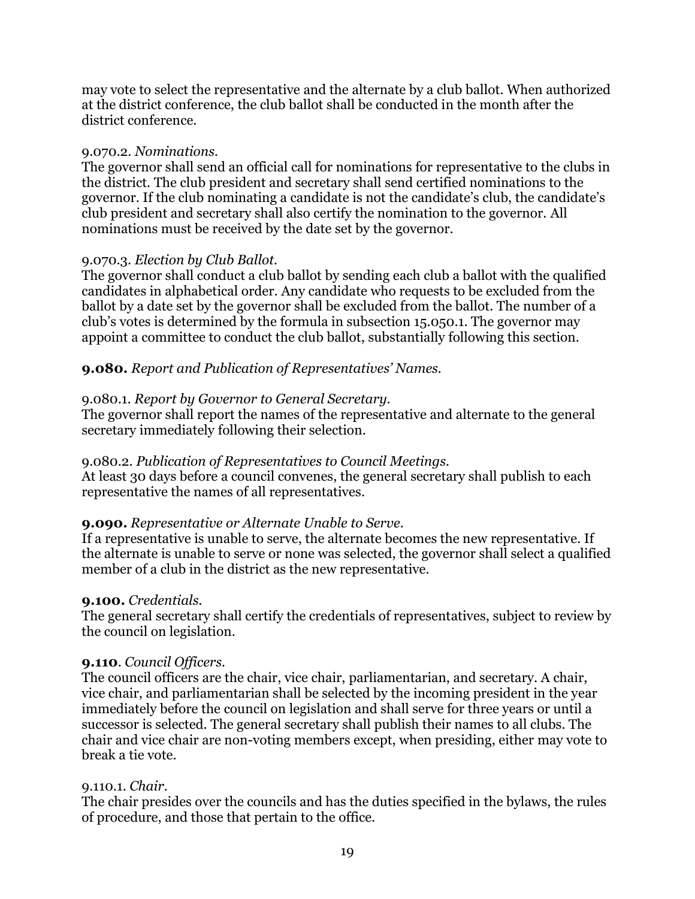may vote to select the representative and the alternate by a club ballot. When authorized at the district conference, the club ballot shall be conducted in the month after the district conference.

9.070.2. *Nominations.*
The governor shall send an official call for nominations for representative to the clubs in the district. The club president and secretary shall send certified nominations to the governor. If the club nominating a candidate is not the candidate's club, the candidate's club president and secretary shall also certify the nomination to the governor. All nominations must be received by the date set by the governor.

9.070.3. *Election by Club Ballot.*
The governor shall conduct a club ballot by sending each club a ballot with the qualified candidates in alphabetical order. Any candidate who requests to be excluded from the ballot by a date set by the governor shall be excluded from the ballot. The number of a club's votes is determined by the formula in subsection 15.050.1. The governor may appoint a committee to conduct the club ballot, substantially following this section.

**9.080.** *Report and Publication of Representatives' Names.*

9.080.1. *Report by Governor to General Secretary.*
The governor shall report the names of the representative and alternate to the general secretary immediately following their selection.

9.080.2. *Publication of Representatives to Council Meetings.*
At least 30 days before a council convenes, the general secretary shall publish to each representative the names of all representatives.

**9.090.** *Representative or Alternate Unable to Serve.*
If a representative is unable to serve, the alternate becomes the new representative. If the alternate is unable to serve or none was selected, the governor shall select a qualified member of a club in the district as the new representative.

**9.100.** *Credentials.*
The general secretary shall certify the credentials of representatives, subject to review by the council on legislation.

**9.110**. *Council Officers.*
The council officers are the chair, vice chair, parliamentarian, and secretary. A chair, vice chair, and parliamentarian shall be selected by the incoming president in the year immediately before the council on legislation and shall serve for three years or until a successor is selected. The general secretary shall publish their names to all clubs. The chair and vice chair are non-voting members except, when presiding, either may vote to break a tie vote.

9.110.1. *Chair.*
The chair presides over the councils and has the duties specified in the bylaws, the rules of procedure, and those that pertain to the office.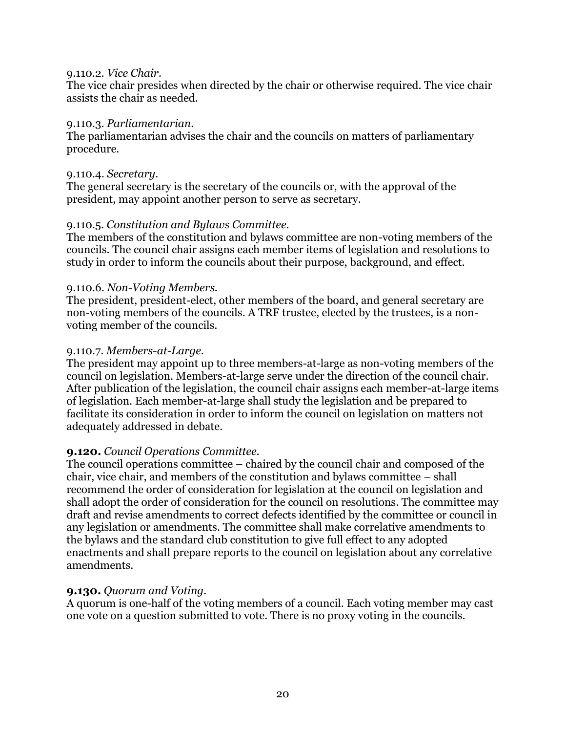9.110.2. *Vice Chair.*
The vice chair presides when directed by the chair or otherwise required. The vice chair assists the chair as needed.

9.110.3. *Parliamentarian.*
The parliamentarian advises the chair and the councils on matters of parliamentary procedure.

9.110.4. *Secretary.*
The general secretary is the secretary of the councils or, with the approval of the president, may appoint another person to serve as secretary.

9.110.5. *Constitution and Bylaws Committee.*
The members of the constitution and bylaws committee are non-voting members of the councils. The council chair assigns each member items of legislation and resolutions to study in order to inform the councils about their purpose, background, and effect.

9.110.6. *Non-Voting Members.*
The president, president-elect, other members of the board, and general secretary are non-voting members of the councils. A TRF trustee, elected by the trustees, is a non-voting member of the councils.

9.110.7. *Members-at-Large.*
The president may appoint up to three members-at-large as non-voting members of the council on legislation. Members-at-large serve under the direction of the council chair. After publication of the legislation, the council chair assigns each member-at-large items of legislation. Each member-at-large shall study the legislation and be prepared to facilitate its consideration in order to inform the council on legislation on matters not adequately addressed in debate.

**9.120.** *Council Operations Committee.*
The council operations committee – chaired by the council chair and composed of the chair, vice chair, and members of the constitution and bylaws committee – shall recommend the order of consideration for legislation at the council on legislation and shall adopt the order of consideration for the council on resolutions. The committee may draft and revise amendments to correct defects identified by the committee or council in any legislation or amendments. The committee shall make correlative amendments to the bylaws and the standard club constitution to give full effect to any adopted enactments and shall prepare reports to the council on legislation about any correlative amendments.

**9.130.** *Quorum and Voting.*
A quorum is one-half of the voting members of a council. Each voting member may cast one vote on a question submitted to vote. There is no proxy voting in the councils.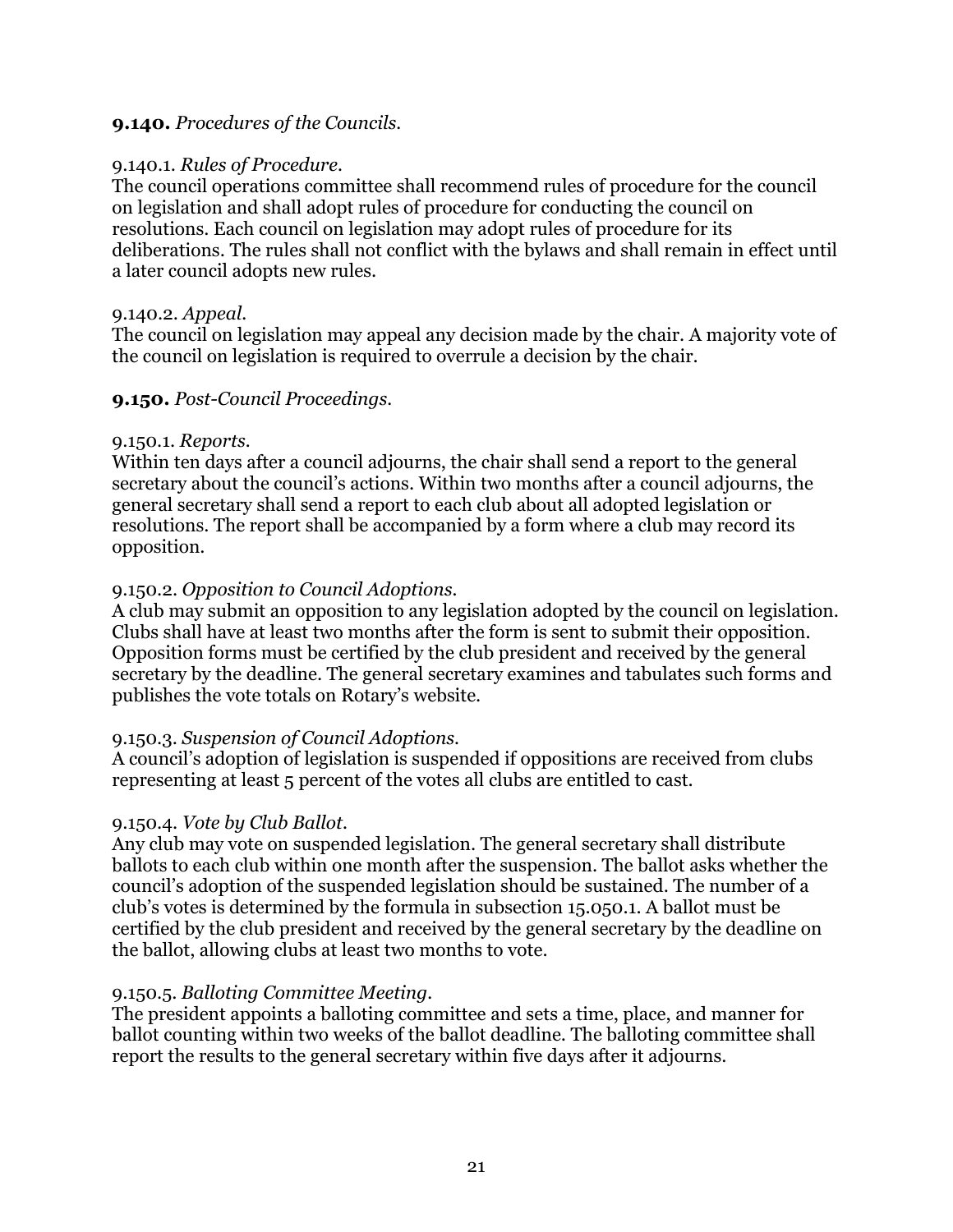**9.140.** *Procedures of the Councils.*

9.140.1. *Rules of Procedure.*
The council operations committee shall recommend rules of procedure for the council on legislation and shall adopt rules of procedure for conducting the council on resolutions. Each council on legislation may adopt rules of procedure for its deliberations. The rules shall not conflict with the bylaws and shall remain in effect until a later council adopts new rules.

9.140.2. *Appeal.*
The council on legislation may appeal any decision made by the chair. A majority vote of the council on legislation is required to overrule a decision by the chair.

**9.150.** *Post-Council Proceedings.*

9.150.1. *Reports.*
Within ten days after a council adjourns, the chair shall send a report to the general secretary about the council's actions. Within two months after a council adjourns, the general secretary shall send a report to each club about all adopted legislation or resolutions. The report shall be accompanied by a form where a club may record its opposition.

9.150.2. *Opposition to Council Adoptions.*
A club may submit an opposition to any legislation adopted by the council on legislation. Clubs shall have at least two months after the form is sent to submit their opposition. Opposition forms must be certified by the club president and received by the general secretary by the deadline. The general secretary examines and tabulates such forms and publishes the vote totals on Rotary's website.

9.150.3. *Suspension of Council Adoptions.*
A council's adoption of legislation is suspended if oppositions are received from clubs representing at least 5 percent of the votes all clubs are entitled to cast.

9.150.4. *Vote by Club Ballot.*
Any club may vote on suspended legislation. The general secretary shall distribute ballots to each club within one month after the suspension. The ballot asks whether the council's adoption of the suspended legislation should be sustained. The number of a club's votes is determined by the formula in subsection 15.050.1. A ballot must be certified by the club president and received by the general secretary by the deadline on the ballot, allowing clubs at least two months to vote.

9.150.5. *Balloting Committee Meeting.*
The president appoints a balloting committee and sets a time, place, and manner for ballot counting within two weeks of the ballot deadline. The balloting committee shall report the results to the general secretary within five days after it adjourns.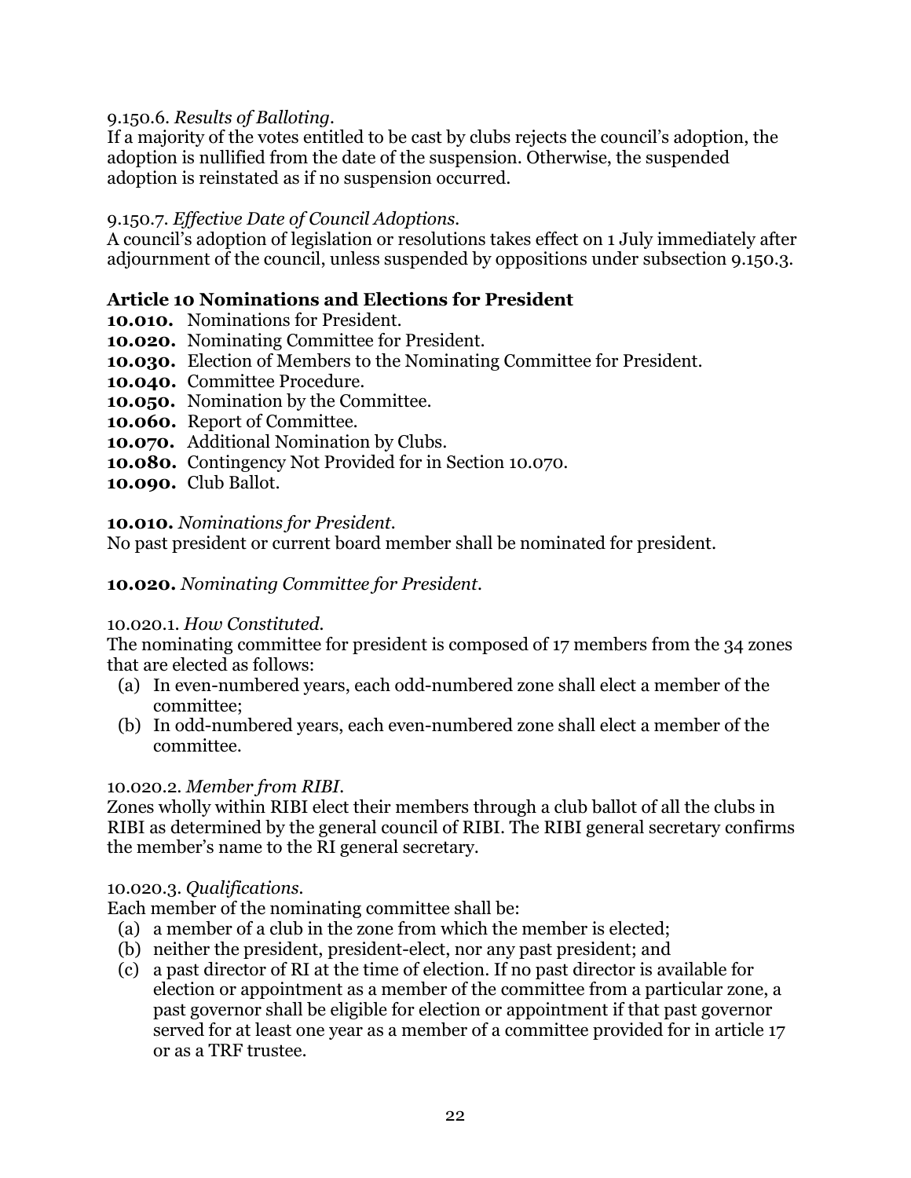9.150.6. *Results of Balloting.*
If a majority of the votes entitled to be cast by clubs rejects the council's adoption, the adoption is nullified from the date of the suspension. Otherwise, the suspended adoption is reinstated as if no suspension occurred.

9.150.7. *Effective Date of Council Adoptions.*
A council's adoption of legislation or resolutions takes effect on 1 July immediately after adjournment of the council, unless suspended by oppositions under subsection 9.150.3.

### Article 10 Nominations and Elections for President

**10.010.** Nominations for President.
**10.020.** Nominating Committee for President.
**10.030.** Election of Members to the Nominating Committee for President.
**10.040.** Committee Procedure.
**10.050.** Nomination by the Committee.
**10.060.** Report of Committee.
**10.070.** Additional Nomination by Clubs.
**10.080.** Contingency Not Provided for in Section 10.070.
**10.090.** Club Ballot.

**10.010.** *Nominations for President.*
No past president or current board member shall be nominated for president.

**10.020.** *Nominating Committee for President.*

10.020.1. *How Constituted.*
The nominating committee for president is composed of 17 members from the 34 zones that are elected as follows:

(a) In even-numbered years, each odd-numbered zone shall elect a member of the committee;
(b) In odd-numbered years, each even-numbered zone shall elect a member of the committee.

10.020.2. *Member from RIBI.*
Zones wholly within RIBI elect their members through a club ballot of all the clubs in RIBI as determined by the general council of RIBI. The RIBI general secretary confirms the member's name to the RI general secretary.

10.020.3. *Qualifications.*
Each member of the nominating committee shall be:

(a) a member of a club in the zone from which the member is elected;
(b) neither the president, president-elect, nor any past president; and
(c) a past director of RI at the time of election. If no past director is available for election or appointment as a member of the committee from a particular zone, a past governor shall be eligible for election or appointment if that past governor served for at least one year as a member of a committee provided for in article 17 or as a TRF trustee.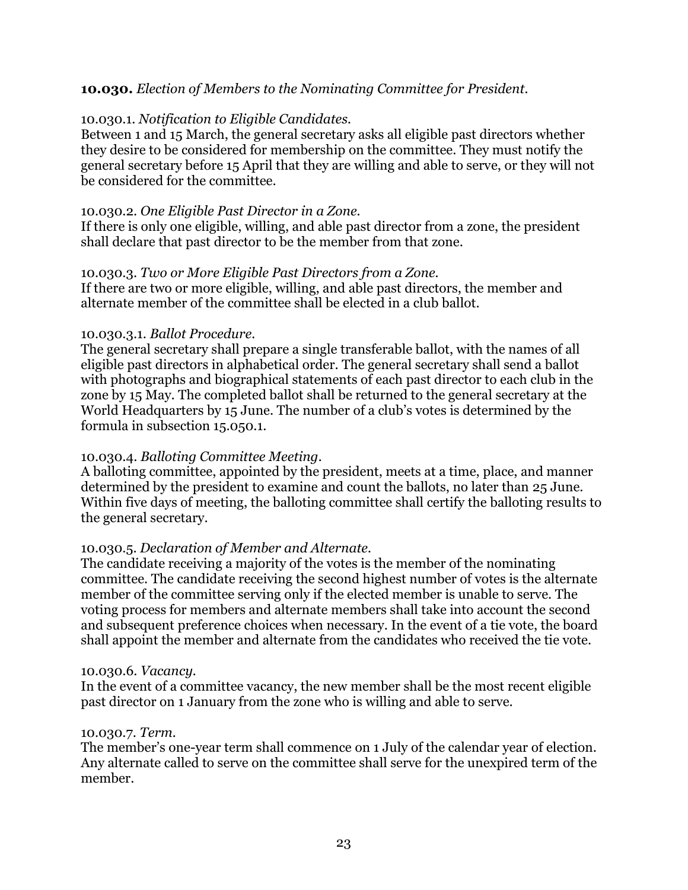**10.030.** *Election of Members to the Nominating Committee for President.*

10.030.1. *Notification to Eligible Candidates.*
Between 1 and 15 March, the general secretary asks all eligible past directors whether they desire to be considered for membership on the committee. They must notify the general secretary before 15 April that they are willing and able to serve, or they will not be considered for the committee.

10.030.2. *One Eligible Past Director in a Zone.*
If there is only one eligible, willing, and able past director from a zone, the president shall declare that past director to be the member from that zone.

10.030.3. *Two or More Eligible Past Directors from a Zone.*
If there are two or more eligible, willing, and able past directors, the member and alternate member of the committee shall be elected in a club ballot.

10.030.3.1. *Ballot Procedure.*
The general secretary shall prepare a single transferable ballot, with the names of all eligible past directors in alphabetical order. The general secretary shall send a ballot with photographs and biographical statements of each past director to each club in the zone by 15 May. The completed ballot shall be returned to the general secretary at the World Headquarters by 15 June. The number of a club's votes is determined by the formula in subsection 15.050.1.

10.030.4. *Balloting Committee Meeting.*
A balloting committee, appointed by the president, meets at a time, place, and manner determined by the president to examine and count the ballots, no later than 25 June. Within five days of meeting, the balloting committee shall certify the balloting results to the general secretary.

10.030.5. *Declaration of Member and Alternate.*
The candidate receiving a majority of the votes is the member of the nominating committee. The candidate receiving the second highest number of votes is the alternate member of the committee serving only if the elected member is unable to serve. The voting process for members and alternate members shall take into account the second and subsequent preference choices when necessary. In the event of a tie vote, the board shall appoint the member and alternate from the candidates who received the tie vote.

10.030.6. *Vacancy.*
In the event of a committee vacancy, the new member shall be the most recent eligible past director on 1 January from the zone who is willing and able to serve.

10.030.7. *Term.*
The member's one-year term shall commence on 1 July of the calendar year of election. Any alternate called to serve on the committee shall serve for the unexpired term of the member.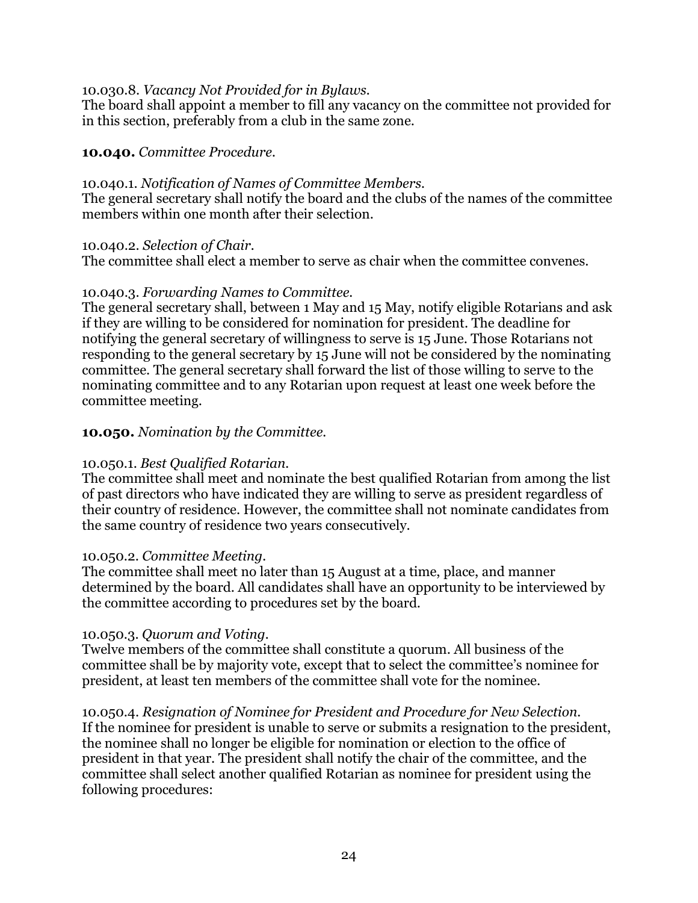10.030.8. *Vacancy Not Provided for in Bylaws.*
The board shall appoint a member to fill any vacancy on the committee not provided for in this section, preferably from a club in the same zone.

**10.040.** *Committee Procedure.*

10.040.1. *Notification of Names of Committee Members.*
The general secretary shall notify the board and the clubs of the names of the committee members within one month after their selection.

10.040.2. *Selection of Chair.*
The committee shall elect a member to serve as chair when the committee convenes.

10.040.3. *Forwarding Names to Committee.*
The general secretary shall, between 1 May and 15 May, notify eligible Rotarians and ask if they are willing to be considered for nomination for president. The deadline for notifying the general secretary of willingness to serve is 15 June. Those Rotarians not responding to the general secretary by 15 June will not be considered by the nominating committee. The general secretary shall forward the list of those willing to serve to the nominating committee and to any Rotarian upon request at least one week before the committee meeting.

**10.050.** *Nomination by the Committee.*

10.050.1. *Best Qualified Rotarian.*
The committee shall meet and nominate the best qualified Rotarian from among the list of past directors who have indicated they are willing to serve as president regardless of their country of residence. However, the committee shall not nominate candidates from the same country of residence two years consecutively.

10.050.2. *Committee Meeting.*
The committee shall meet no later than 15 August at a time, place, and manner determined by the board. All candidates shall have an opportunity to be interviewed by the committee according to procedures set by the board.

10.050.3. *Quorum and Voting.*
Twelve members of the committee shall constitute a quorum. All business of the committee shall be by majority vote, except that to select the committee's nominee for president, at least ten members of the committee shall vote for the nominee.

10.050.4. *Resignation of Nominee for President and Procedure for New Selection.*
If the nominee for president is unable to serve or submits a resignation to the president, the nominee shall no longer be eligible for nomination or election to the office of president in that year. The president shall notify the chair of the committee, and the committee shall select another qualified Rotarian as nominee for president using the following procedures: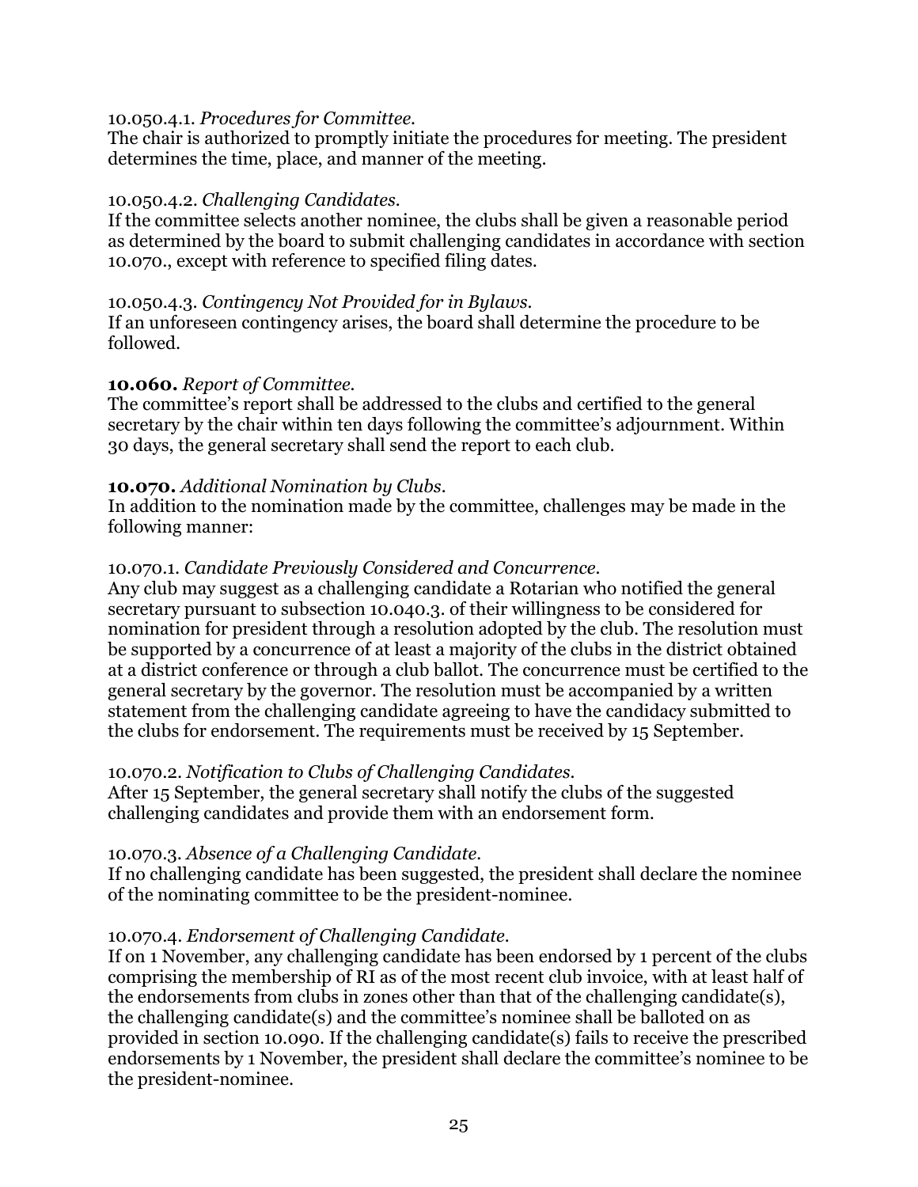10.050.4.1. *Procedures for Committee.*
The chair is authorized to promptly initiate the procedures for meeting. The president determines the time, place, and manner of the meeting.

10.050.4.2. *Challenging Candidates.*
If the committee selects another nominee, the clubs shall be given a reasonable period as determined by the board to submit challenging candidates in accordance with section 10.070., except with reference to specified filing dates.

10.050.4.3. *Contingency Not Provided for in Bylaws.*
If an unforeseen contingency arises, the board shall determine the procedure to be followed.

**10.060.** *Report of Committee.*
The committee's report shall be addressed to the clubs and certified to the general secretary by the chair within ten days following the committee's adjournment. Within 30 days, the general secretary shall send the report to each club.

**10.070.** *Additional Nomination by Clubs.*
In addition to the nomination made by the committee, challenges may be made in the following manner:

10.070.1. *Candidate Previously Considered and Concurrence.*
Any club may suggest as a challenging candidate a Rotarian who notified the general secretary pursuant to subsection 10.040.3. of their willingness to be considered for nomination for president through a resolution adopted by the club. The resolution must be supported by a concurrence of at least a majority of the clubs in the district obtained at a district conference or through a club ballot. The concurrence must be certified to the general secretary by the governor. The resolution must be accompanied by a written statement from the challenging candidate agreeing to have the candidacy submitted to the clubs for endorsement. The requirements must be received by 15 September.

10.070.2. *Notification to Clubs of Challenging Candidates.*
After 15 September, the general secretary shall notify the clubs of the suggested challenging candidates and provide them with an endorsement form.

10.070.3. *Absence of a Challenging Candidate.*
If no challenging candidate has been suggested, the president shall declare the nominee of the nominating committee to be the president-nominee.

10.070.4. *Endorsement of Challenging Candidate.*
If on 1 November, any challenging candidate has been endorsed by 1 percent of the clubs comprising the membership of RI as of the most recent club invoice, with at least half of the endorsements from clubs in zones other than that of the challenging candidate(s), the challenging candidate(s) and the committee's nominee shall be balloted on as provided in section 10.090. If the challenging candidate(s) fails to receive the prescribed endorsements by 1 November, the president shall declare the committee's nominee to be the president-nominee.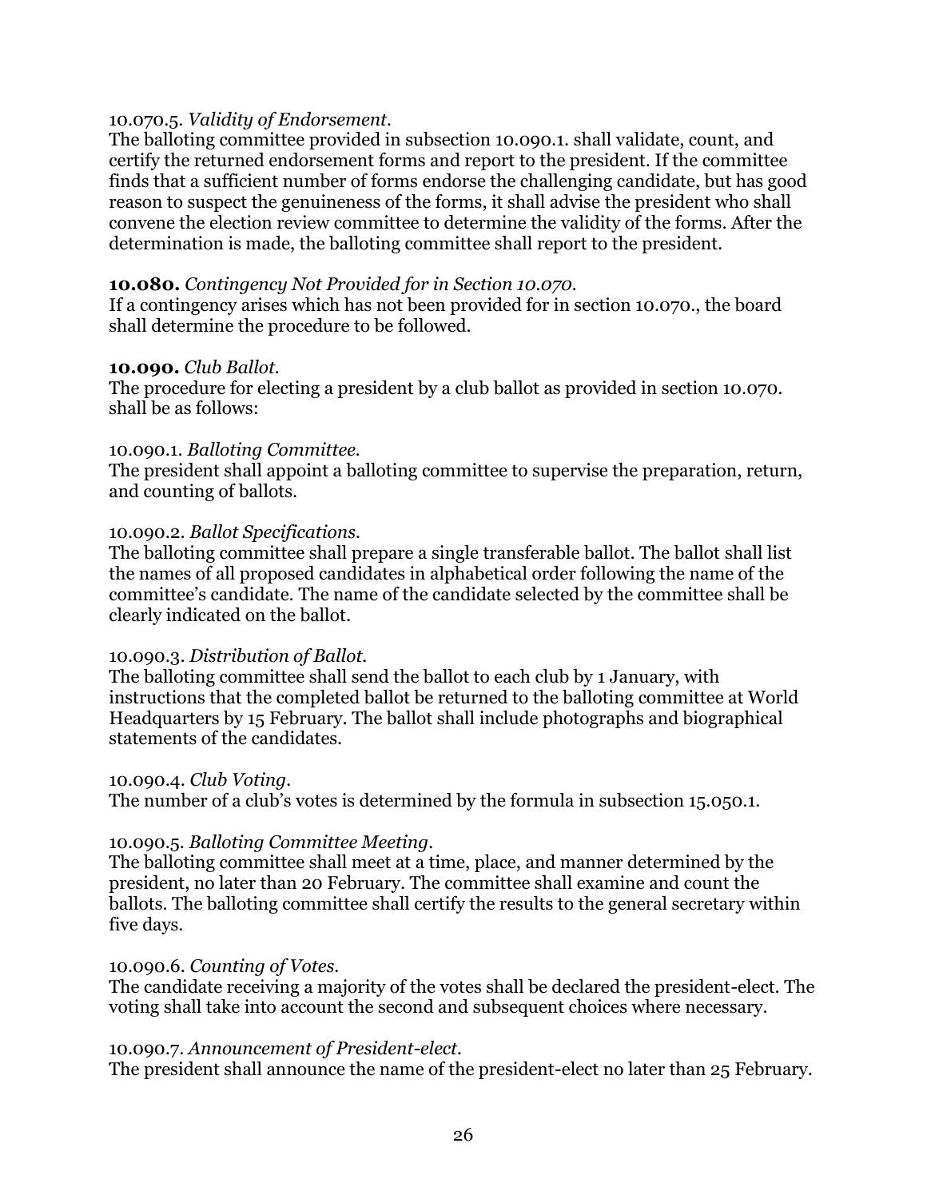10.070.5. *Validity of Endorsement.*
The balloting committee provided in subsection 10.090.1. shall validate, count, and certify the returned endorsement forms and report to the president. If the committee finds that a sufficient number of forms endorse the challenging candidate, but has good reason to suspect the genuineness of the forms, it shall advise the president who shall convene the election review committee to determine the validity of the forms. After the determination is made, the balloting committee shall report to the president.

**10.080.** *Contingency Not Provided for in Section 10.070.*
If a contingency arises which has not been provided for in section 10.070., the board shall determine the procedure to be followed.

**10.090.** *Club Ballot.*
The procedure for electing a president by a club ballot as provided in section 10.070. shall be as follows:

10.090.1. *Balloting Committee.*
The president shall appoint a balloting committee to supervise the preparation, return, and counting of ballots.

10.090.2. *Ballot Specifications.*
The balloting committee shall prepare a single transferable ballot. The ballot shall list the names of all proposed candidates in alphabetical order following the name of the committee's candidate. The name of the candidate selected by the committee shall be clearly indicated on the ballot.

10.090.3. *Distribution of Ballot.*
The balloting committee shall send the ballot to each club by 1 January, with instructions that the completed ballot be returned to the balloting committee at World Headquarters by 15 February. The ballot shall include photographs and biographical statements of the candidates.

10.090.4. *Club Voting.*
The number of a club's votes is determined by the formula in subsection 15.050.1.

10.090.5. *Balloting Committee Meeting.*
The balloting committee shall meet at a time, place, and manner determined by the president, no later than 20 February. The committee shall examine and count the ballots. The balloting committee shall certify the results to the general secretary within five days.

10.090.6. *Counting of Votes.*
The candidate receiving a majority of the votes shall be declared the president-elect. The voting shall take into account the second and subsequent choices where necessary.

10.090.7. *Announcement of President-elect.*
The president shall announce the name of the president-elect no later than 25 February.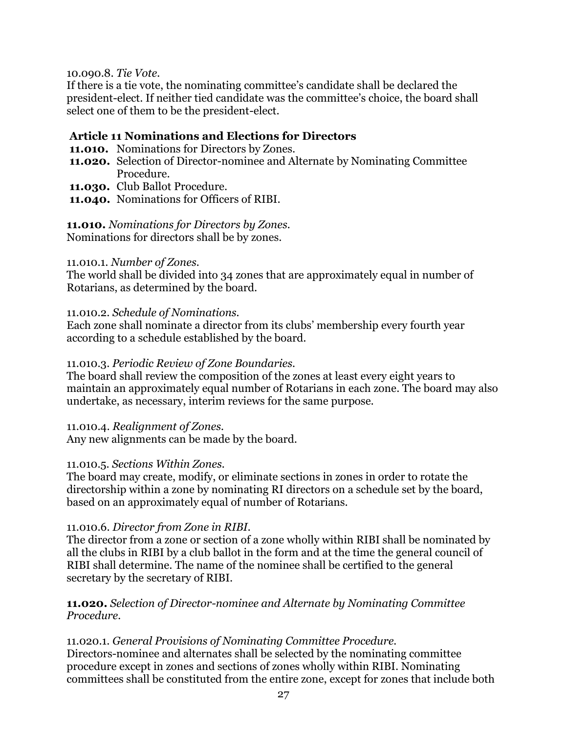10.090.8. *Tie Vote.*
If there is a tie vote, the nominating committee's candidate shall be declared the president-elect. If neither tied candidate was the committee's choice, the board shall select one of them to be the president-elect.

## Article 11 Nominations and Elections for Directors

**11.010.** Nominations for Directors by Zones.
**11.020.** Selection of Director-nominee and Alternate by Nominating Committee Procedure.
**11.030.** Club Ballot Procedure.
**11.040.** Nominations for Officers of RIBI.

**11.010.** *Nominations for Directors by Zones.*
Nominations for directors shall be by zones.

11.010.1. *Number of Zones.*
The world shall be divided into 34 zones that are approximately equal in number of Rotarians, as determined by the board.

11.010.2. *Schedule of Nominations.*
Each zone shall nominate a director from its clubs' membership every fourth year according to a schedule established by the board.

11.010.3. *Periodic Review of Zone Boundaries.*
The board shall review the composition of the zones at least every eight years to maintain an approximately equal number of Rotarians in each zone. The board may also undertake, as necessary, interim reviews for the same purpose.

11.010.4. *Realignment of Zones.*
Any new alignments can be made by the board.

11.010.5. *Sections Within Zones.*
The board may create, modify, or eliminate sections in zones in order to rotate the directorship within a zone by nominating RI directors on a schedule set by the board, based on an approximately equal of number of Rotarians.

11.010.6. *Director from Zone in RIBI.*
The director from a zone or section of a zone wholly within RIBI shall be nominated by all the clubs in RIBI by a club ballot in the form and at the time the general council of RIBI shall determine. The name of the nominee shall be certified to the general secretary by the secretary of RIBI.

**11.020.** *Selection of Director-nominee and Alternate by Nominating Committee Procedure.*

11.020.1. *General Provisions of Nominating Committee Procedure.*
Directors-nominee and alternates shall be selected by the nominating committee procedure except in zones and sections of zones wholly within RIBI. Nominating committees shall be constituted from the entire zone, except for zones that include both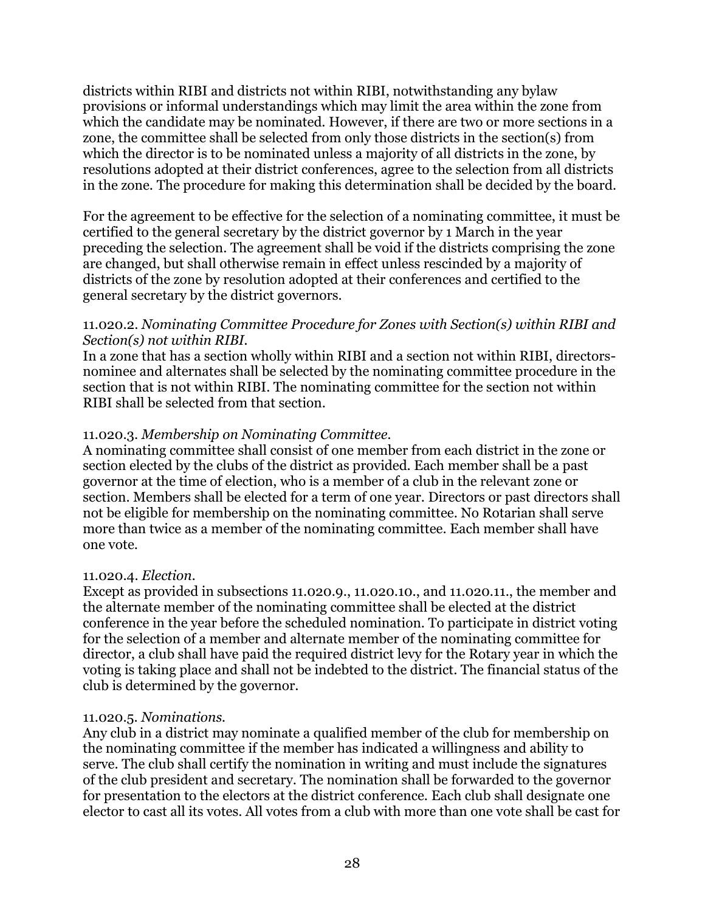districts within RIBI and districts not within RIBI, notwithstanding any bylaw provisions or informal understandings which may limit the area within the zone from which the candidate may be nominated. However, if there are two or more sections in a zone, the committee shall be selected from only those districts in the section(s) from which the director is to be nominated unless a majority of all districts in the zone, by resolutions adopted at their district conferences, agree to the selection from all districts in the zone. The procedure for making this determination shall be decided by the board.

For the agreement to be effective for the selection of a nominating committee, it must be certified to the general secretary by the district governor by 1 March in the year preceding the selection. The agreement shall be void if the districts comprising the zone are changed, but shall otherwise remain in effect unless rescinded by a majority of districts of the zone by resolution adopted at their conferences and certified to the general secretary by the district governors.

11.020.2. *Nominating Committee Procedure for Zones with Section(s) within RIBI and Section(s) not within RIBI.*
In a zone that has a section wholly within RIBI and a section not within RIBI, directors-nominee and alternates shall be selected by the nominating committee procedure in the section that is not within RIBI. The nominating committee for the section not within RIBI shall be selected from that section.

11.020.3. *Membership on Nominating Committee.*
A nominating committee shall consist of one member from each district in the zone or section elected by the clubs of the district as provided. Each member shall be a past governor at the time of election, who is a member of a club in the relevant zone or section. Members shall be elected for a term of one year. Directors or past directors shall not be eligible for membership on the nominating committee. No Rotarian shall serve more than twice as a member of the nominating committee. Each member shall have one vote.

11.020.4. *Election.*
Except as provided in subsections 11.020.9., 11.020.10., and 11.020.11., the member and the alternate member of the nominating committee shall be elected at the district conference in the year before the scheduled nomination. To participate in district voting for the selection of a member and alternate member of the nominating committee for director, a club shall have paid the required district levy for the Rotary year in which the voting is taking place and shall not be indebted to the district. The financial status of the club is determined by the governor.

11.020.5. *Nominations.*
Any club in a district may nominate a qualified member of the club for membership on the nominating committee if the member has indicated a willingness and ability to serve. The club shall certify the nomination in writing and must include the signatures of the club president and secretary. The nomination shall be forwarded to the governor for presentation to the electors at the district conference. Each club shall designate one elector to cast all its votes. All votes from a club with more than one vote shall be cast for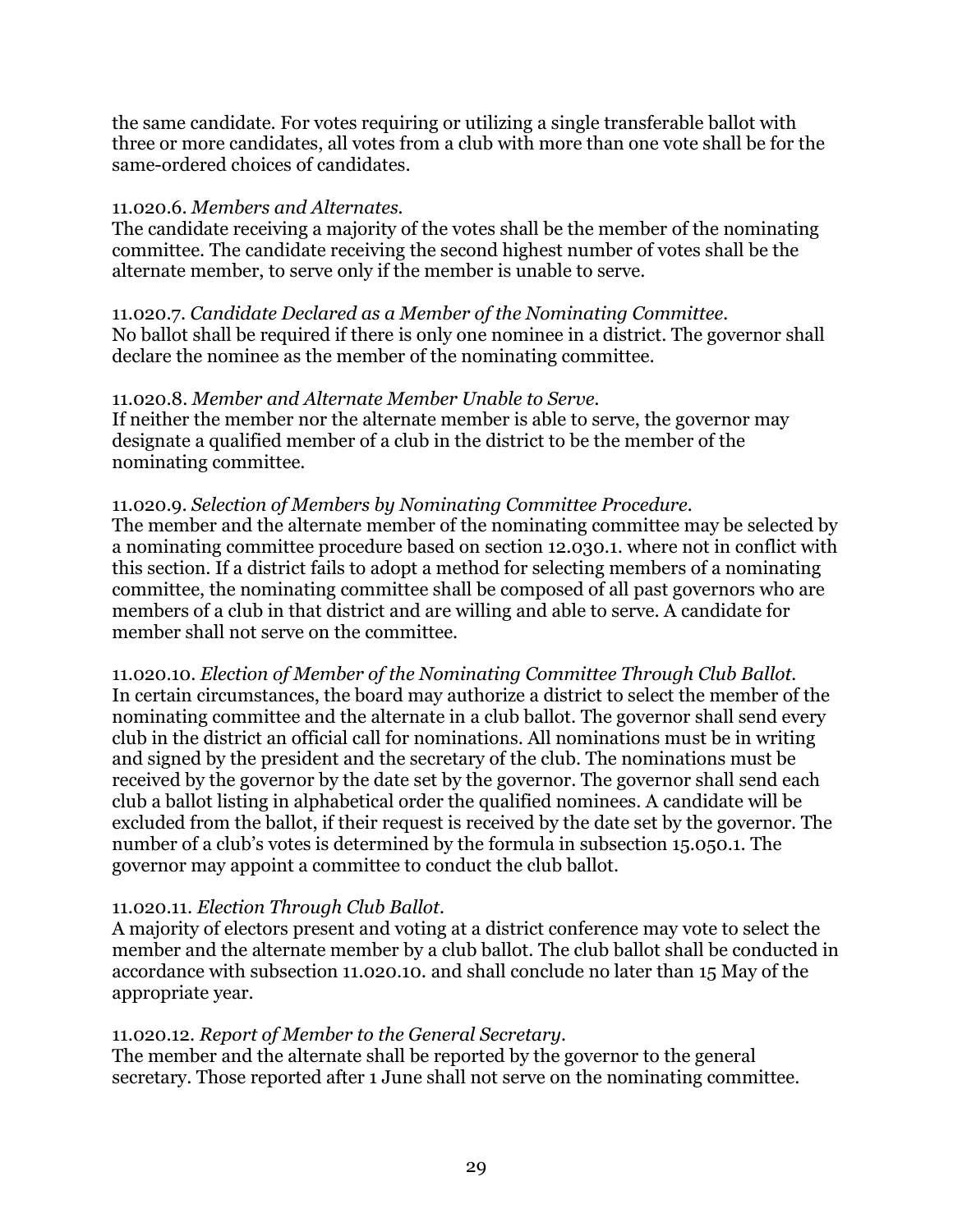the same candidate. For votes requiring or utilizing a single transferable ballot with three or more candidates, all votes from a club with more than one vote shall be for the same-ordered choices of candidates.

11.020.6. *Members and Alternates.*
The candidate receiving a majority of the votes shall be the member of the nominating committee. The candidate receiving the second highest number of votes shall be the alternate member, to serve only if the member is unable to serve.

11.020.7. *Candidate Declared as a Member of the Nominating Committee.*
No ballot shall be required if there is only one nominee in a district. The governor shall declare the nominee as the member of the nominating committee.

11.020.8. *Member and Alternate Member Unable to Serve.*
If neither the member nor the alternate member is able to serve, the governor may designate a qualified member of a club in the district to be the member of the nominating committee.

11.020.9. *Selection of Members by Nominating Committee Procedure.*
The member and the alternate member of the nominating committee may be selected by a nominating committee procedure based on section 12.030.1. where not in conflict with this section. If a district fails to adopt a method for selecting members of a nominating committee, the nominating committee shall be composed of all past governors who are members of a club in that district and are willing and able to serve. A candidate for member shall not serve on the committee.

11.020.10. *Election of Member of the Nominating Committee Through Club Ballot.*
In certain circumstances, the board may authorize a district to select the member of the nominating committee and the alternate in a club ballot. The governor shall send every club in the district an official call for nominations. All nominations must be in writing and signed by the president and the secretary of the club. The nominations must be received by the governor by the date set by the governor. The governor shall send each club a ballot listing in alphabetical order the qualified nominees. A candidate will be excluded from the ballot, if their request is received by the date set by the governor. The number of a club's votes is determined by the formula in subsection 15.050.1. The governor may appoint a committee to conduct the club ballot.

11.020.11. *Election Through Club Ballot.*
A majority of electors present and voting at a district conference may vote to select the member and the alternate member by a club ballot. The club ballot shall be conducted in accordance with subsection 11.020.10. and shall conclude no later than 15 May of the appropriate year.

11.020.12. *Report of Member to the General Secretary.*
The member and the alternate shall be reported by the governor to the general secretary. Those reported after 1 June shall not serve on the nominating committee.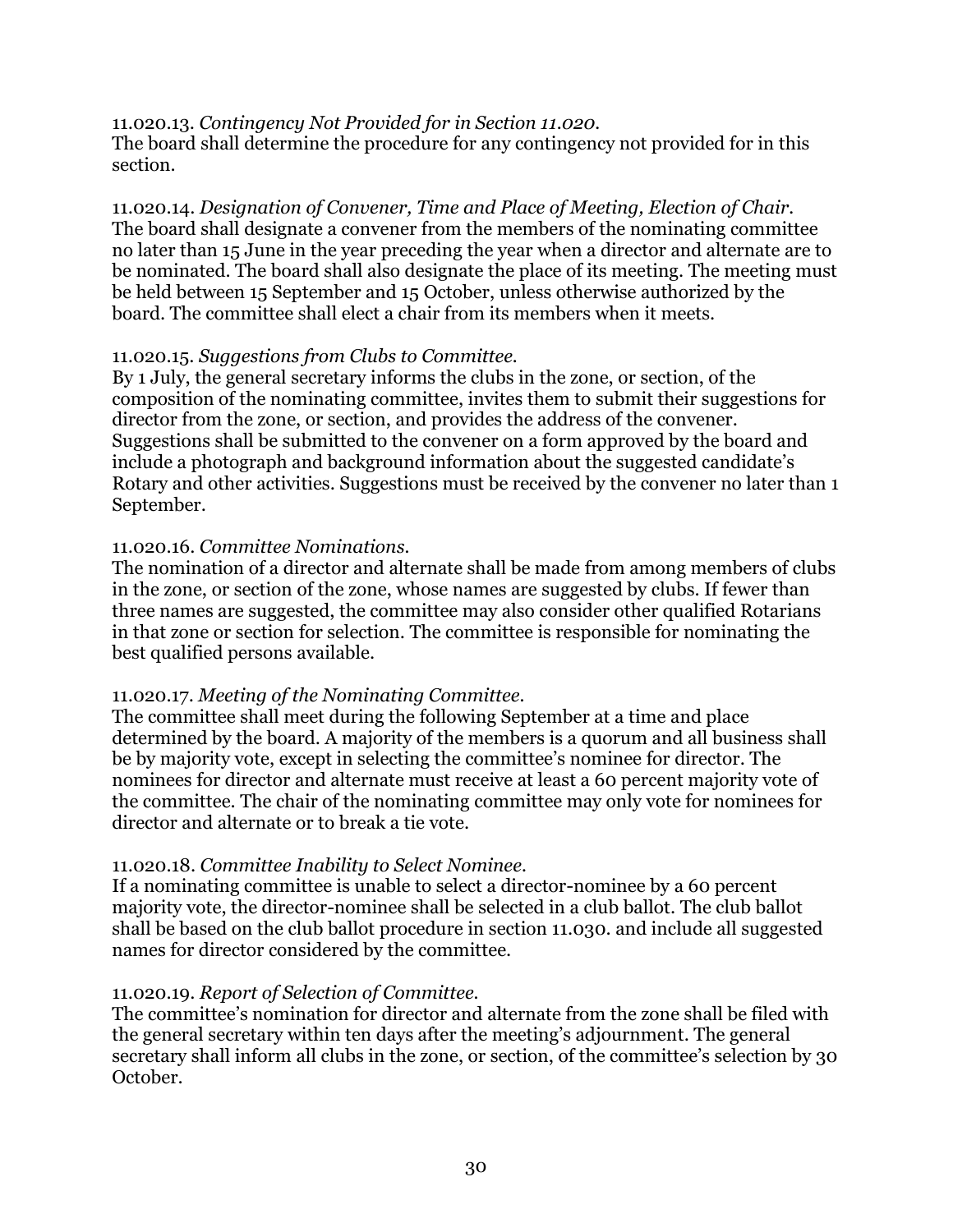11.020.13. *Contingency Not Provided for in Section 11.020.*
The board shall determine the procedure for any contingency not provided for in this section.

11.020.14. *Designation of Convener, Time and Place of Meeting, Election of Chair.*
The board shall designate a convener from the members of the nominating committee no later than 15 June in the year preceding the year when a director and alternate are to be nominated. The board shall also designate the place of its meeting. The meeting must be held between 15 September and 15 October, unless otherwise authorized by the board. The committee shall elect a chair from its members when it meets.

11.020.15. *Suggestions from Clubs to Committee.*
By 1 July, the general secretary informs the clubs in the zone, or section, of the composition of the nominating committee, invites them to submit their suggestions for director from the zone, or section, and provides the address of the convener. Suggestions shall be submitted to the convener on a form approved by the board and include a photograph and background information about the suggested candidate's Rotary and other activities. Suggestions must be received by the convener no later than 1 September.

11.020.16. *Committee Nominations.*
The nomination of a director and alternate shall be made from among members of clubs in the zone, or section of the zone, whose names are suggested by clubs. If fewer than three names are suggested, the committee may also consider other qualified Rotarians in that zone or section for selection. The committee is responsible for nominating the best qualified persons available.

11.020.17. *Meeting of the Nominating Committee.*
The committee shall meet during the following September at a time and place determined by the board. A majority of the members is a quorum and all business shall be by majority vote, except in selecting the committee's nominee for director. The nominees for director and alternate must receive at least a 60 percent majority vote of the committee. The chair of the nominating committee may only vote for nominees for director and alternate or to break a tie vote.

11.020.18. *Committee Inability to Select Nominee.*
If a nominating committee is unable to select a director-nominee by a 60 percent majority vote, the director-nominee shall be selected in a club ballot. The club ballot shall be based on the club ballot procedure in section 11.030. and include all suggested names for director considered by the committee.

11.020.19. *Report of Selection of Committee.*
The committee's nomination for director and alternate from the zone shall be filed with the general secretary within ten days after the meeting's adjournment. The general secretary shall inform all clubs in the zone, or section, of the committee's selection by 30 October.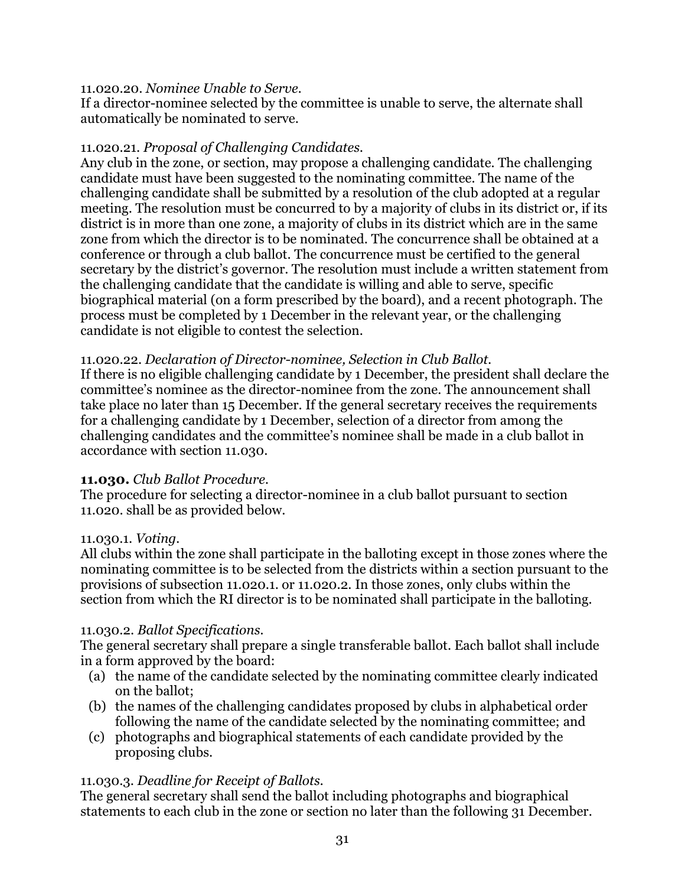11.020.20. *Nominee Unable to Serve.*
If a director-nominee selected by the committee is unable to serve, the alternate shall automatically be nominated to serve.

11.020.21. *Proposal of Challenging Candidates.*
Any club in the zone, or section, may propose a challenging candidate. The challenging candidate must have been suggested to the nominating committee. The name of the challenging candidate shall be submitted by a resolution of the club adopted at a regular meeting. The resolution must be concurred to by a majority of clubs in its district or, if its district is in more than one zone, a majority of clubs in its district which are in the same zone from which the director is to be nominated. The concurrence shall be obtained at a conference or through a club ballot. The concurrence must be certified to the general secretary by the district's governor. The resolution must include a written statement from the challenging candidate that the candidate is willing and able to serve, specific biographical material (on a form prescribed by the board), and a recent photograph. The process must be completed by 1 December in the relevant year, or the challenging candidate is not eligible to contest the selection.

11.020.22. *Declaration of Director-nominee, Selection in Club Ballot.*
If there is no eligible challenging candidate by 1 December, the president shall declare the committee's nominee as the director-nominee from the zone. The announcement shall take place no later than 15 December. If the general secretary receives the requirements for a challenging candidate by 1 December, selection of a director from among the challenging candidates and the committee's nominee shall be made in a club ballot in accordance with section 11.030.

**11.030.** *Club Ballot Procedure.*
The procedure for selecting a director-nominee in a club ballot pursuant to section 11.020. shall be as provided below.

11.030.1. *Voting.*
All clubs within the zone shall participate in the balloting except in those zones where the nominating committee is to be selected from the districts within a section pursuant to the provisions of subsection 11.020.1. or 11.020.2. In those zones, only clubs within the section from which the RI director is to be nominated shall participate in the balloting.

11.030.2. *Ballot Specifications.*
The general secretary shall prepare a single transferable ballot. Each ballot shall include in a form approved by the board:

(a) the name of the candidate selected by the nominating committee clearly indicated on the ballot;
(b) the names of the challenging candidates proposed by clubs in alphabetical order following the name of the candidate selected by the nominating committee; and
(c) photographs and biographical statements of each candidate provided by the proposing clubs.

11.030.3. *Deadline for Receipt of Ballots.*
The general secretary shall send the ballot including photographs and biographical statements to each club in the zone or section no later than the following 31 December.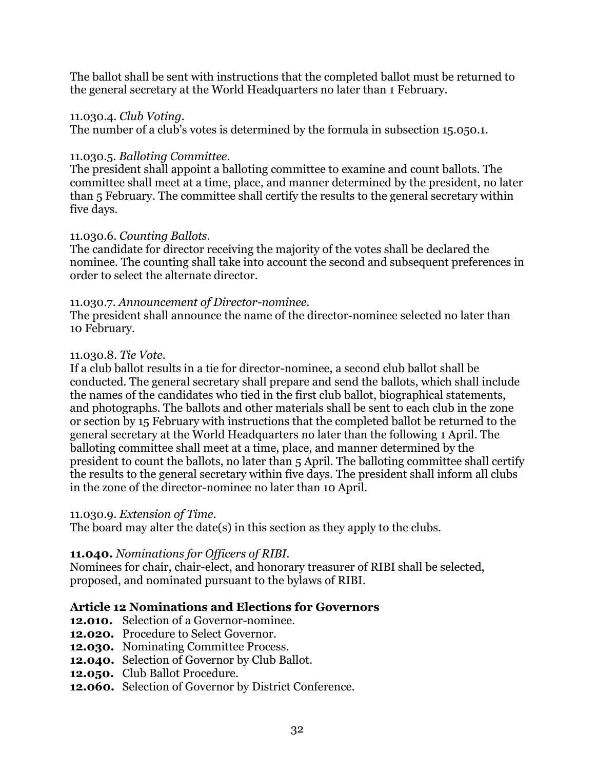The ballot shall be sent with instructions that the completed ballot must be returned to the general secretary at the World Headquarters no later than 1 February.

11.030.4. *Club Voting*.
The number of a club's votes is determined by the formula in subsection 15.050.1.

11.030.5. *Balloting Committee*.
The president shall appoint a balloting committee to examine and count ballots. The committee shall meet at a time, place, and manner determined by the president, no later than 5 February. The committee shall certify the results to the general secretary within five days.

11.030.6. *Counting Ballots*.
The candidate for director receiving the majority of the votes shall be declared the nominee. The counting shall take into account the second and subsequent preferences in order to select the alternate director.

11.030.7. *Announcement of Director-nominee*.
The president shall announce the name of the director-nominee selected no later than 10 February.

11.030.8. *Tie Vote*.
If a club ballot results in a tie for director-nominee, a second club ballot shall be conducted. The general secretary shall prepare and send the ballots, which shall include the names of the candidates who tied in the first club ballot, biographical statements, and photographs. The ballots and other materials shall be sent to each club in the zone or section by 15 February with instructions that the completed ballot be returned to the general secretary at the World Headquarters no later than the following 1 April. The balloting committee shall meet at a time, place, and manner determined by the president to count the ballots, no later than 5 April. The balloting committee shall certify the results to the general secretary within five days. The president shall inform all clubs in the zone of the director-nominee no later than 10 April.

11.030.9. *Extension of Time*.
The board may alter the date(s) in this section as they apply to the clubs.

**11.040.** *Nominations for Officers of RIBI*.
Nominees for chair, chair-elect, and honorary treasurer of RIBI shall be selected, proposed, and nominated pursuant to the bylaws of RIBI.

## Article 12 Nominations and Elections for Governors

**12.010.** Selection of a Governor-nominee.
**12.020.** Procedure to Select Governor.
**12.030.** Nominating Committee Process.
**12.040.** Selection of Governor by Club Ballot.
**12.050.** Club Ballot Procedure.
**12.060.** Selection of Governor by District Conference.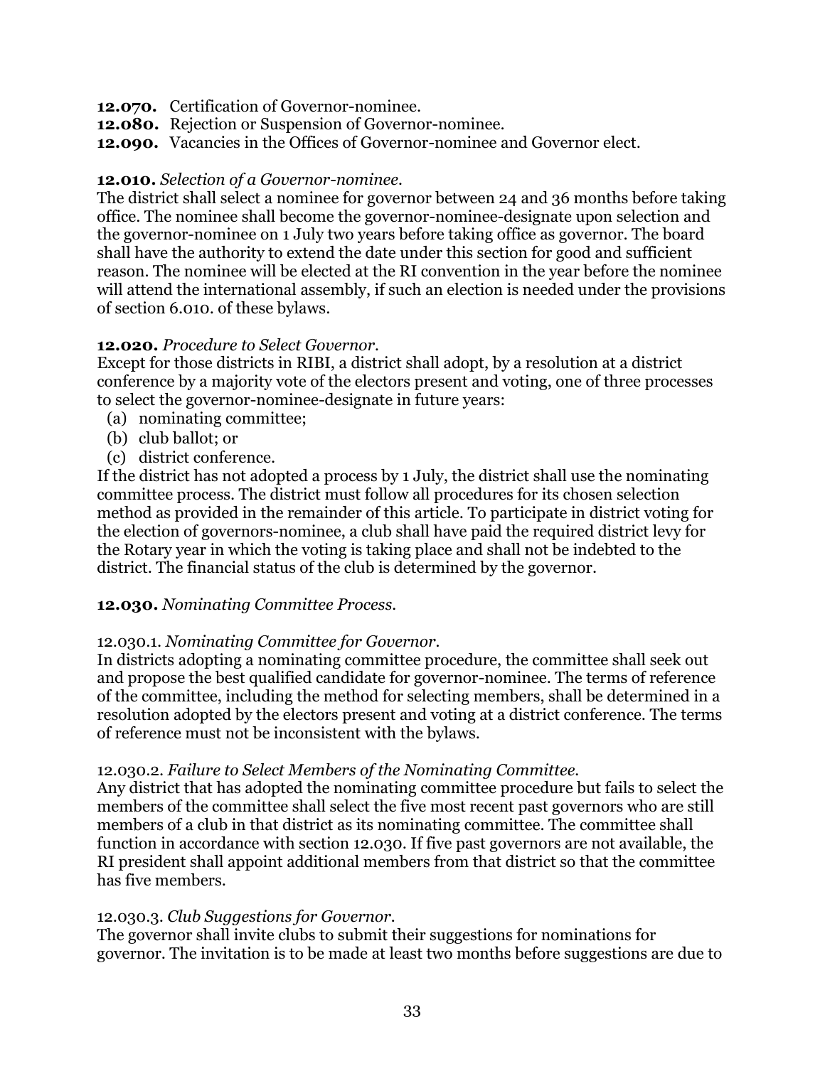**12.070.** Certification of Governor-nominee.
**12.080.** Rejection or Suspension of Governor-nominee.
**12.090.** Vacancies in the Offices of Governor-nominee and Governor elect.

**12.010.** *Selection of a Governor-nominee.*
The district shall select a nominee for governor between 24 and 36 months before taking office. The nominee shall become the governor-nominee-designate upon selection and the governor-nominee on 1 July two years before taking office as governor. The board shall have the authority to extend the date under this section for good and sufficient reason. The nominee will be elected at the RI convention in the year before the nominee will attend the international assembly, if such an election is needed under the provisions of section 6.010. of these bylaws.

**12.020.** *Procedure to Select Governor.*
Except for those districts in RIBI, a district shall adopt, by a resolution at a district conference by a majority vote of the electors present and voting, one of three processes to select the governor-nominee-designate in future years:

(a) nominating committee;
(b) club ballot; or
(c) district conference.

If the district has not adopted a process by 1 July, the district shall use the nominating committee process. The district must follow all procedures for its chosen selection method as provided in the remainder of this article. To participate in district voting for the election of governors-nominee, a club shall have paid the required district levy for the Rotary year in which the voting is taking place and shall not be indebted to the district. The financial status of the club is determined by the governor.

**12.030.** *Nominating Committee Process.*

12.030.1. *Nominating Committee for Governor.*
In districts adopting a nominating committee procedure, the committee shall seek out and propose the best qualified candidate for governor-nominee. The terms of reference of the committee, including the method for selecting members, shall be determined in a resolution adopted by the electors present and voting at a district conference. The terms of reference must not be inconsistent with the bylaws.

12.030.2. *Failure to Select Members of the Nominating Committee.*
Any district that has adopted the nominating committee procedure but fails to select the members of the committee shall select the five most recent past governors who are still members of a club in that district as its nominating committee. The committee shall function in accordance with section 12.030. If five past governors are not available, the RI president shall appoint additional members from that district so that the committee has five members.

12.030.3. *Club Suggestions for Governor.*
The governor shall invite clubs to submit their suggestions for nominations for governor. The invitation is to be made at least two months before suggestions are due to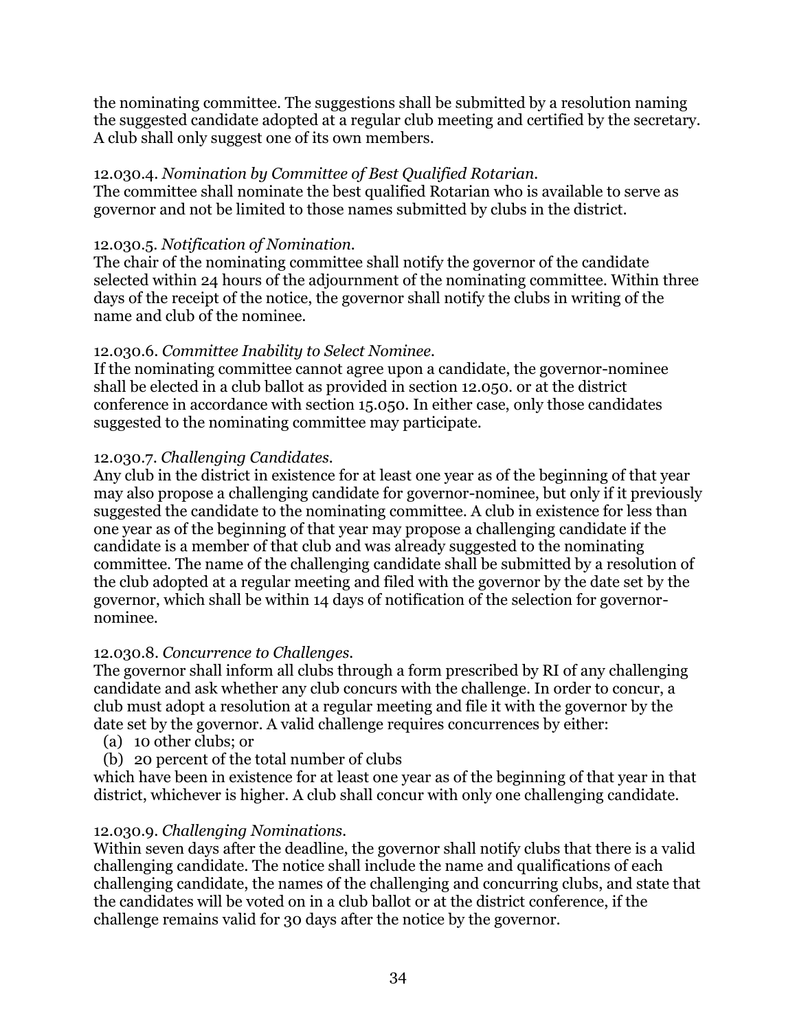the nominating committee. The suggestions shall be submitted by a resolution naming the suggested candidate adopted at a regular club meeting and certified by the secretary. A club shall only suggest one of its own members.

12.030.4. *Nomination by Committee of Best Qualified Rotarian.*
The committee shall nominate the best qualified Rotarian who is available to serve as governor and not be limited to those names submitted by clubs in the district.

12.030.5. *Notification of Nomination.*
The chair of the nominating committee shall notify the governor of the candidate selected within 24 hours of the adjournment of the nominating committee. Within three days of the receipt of the notice, the governor shall notify the clubs in writing of the name and club of the nominee.

12.030.6. *Committee Inability to Select Nominee.*
If the nominating committee cannot agree upon a candidate, the governor-nominee shall be elected in a club ballot as provided in section 12.050. or at the district conference in accordance with section 15.050. In either case, only those candidates suggested to the nominating committee may participate.

12.030.7. *Challenging Candidates.*
Any club in the district in existence for at least one year as of the beginning of that year may also propose a challenging candidate for governor-nominee, but only if it previously suggested the candidate to the nominating committee. A club in existence for less than one year as of the beginning of that year may propose a challenging candidate if the candidate is a member of that club and was already suggested to the nominating committee. The name of the challenging candidate shall be submitted by a resolution of the club adopted at a regular meeting and filed with the governor by the date set by the governor, which shall be within 14 days of notification of the selection for governor-nominee.

12.030.8. *Concurrence to Challenges.*
The governor shall inform all clubs through a form prescribed by RI of any challenging candidate and ask whether any club concurs with the challenge. In order to concur, a club must adopt a resolution at a regular meeting and file it with the governor by the date set by the governor. A valid challenge requires concurrences by either:

(a) 10 other clubs; or
(b) 20 percent of the total number of clubs

which have been in existence for at least one year as of the beginning of that year in that district, whichever is higher. A club shall concur with only one challenging candidate.

12.030.9. *Challenging Nominations.*
Within seven days after the deadline, the governor shall notify clubs that there is a valid challenging candidate. The notice shall include the name and qualifications of each challenging candidate, the names of the challenging and concurring clubs, and state that the candidates will be voted on in a club ballot or at the district conference, if the challenge remains valid for 30 days after the notice by the governor.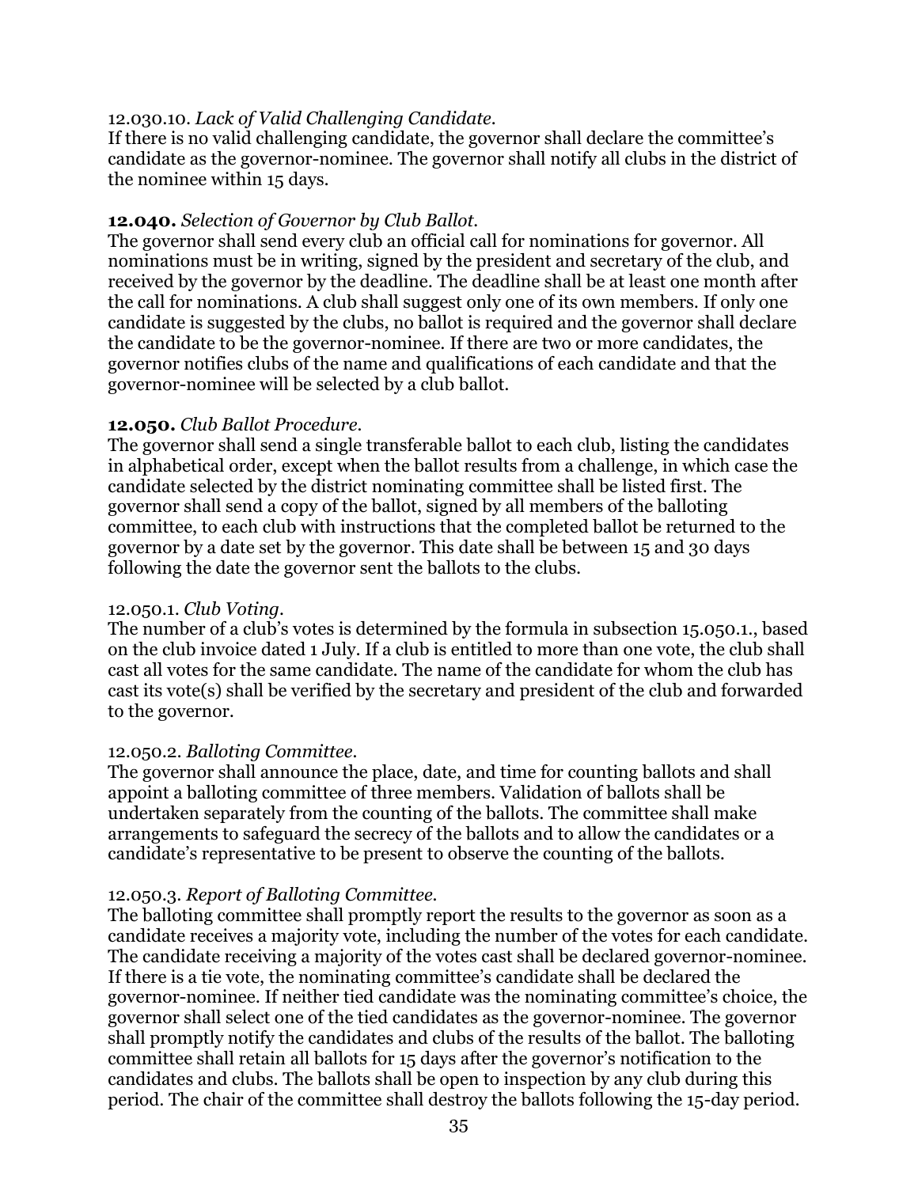12.030.10. *Lack of Valid Challenging Candidate.*
If there is no valid challenging candidate, the governor shall declare the committee's candidate as the governor-nominee. The governor shall notify all clubs in the district of the nominee within 15 days.

**12.040.** *Selection of Governor by Club Ballot.*
The governor shall send every club an official call for nominations for governor. All nominations must be in writing, signed by the president and secretary of the club, and received by the governor by the deadline. The deadline shall be at least one month after the call for nominations. A club shall suggest only one of its own members. If only one candidate is suggested by the clubs, no ballot is required and the governor shall declare the candidate to be the governor-nominee. If there are two or more candidates, the governor notifies clubs of the name and qualifications of each candidate and that the governor-nominee will be selected by a club ballot.

**12.050.** *Club Ballot Procedure.*
The governor shall send a single transferable ballot to each club, listing the candidates in alphabetical order, except when the ballot results from a challenge, in which case the candidate selected by the district nominating committee shall be listed first. The governor shall send a copy of the ballot, signed by all members of the balloting committee, to each club with instructions that the completed ballot be returned to the governor by a date set by the governor. This date shall be between 15 and 30 days following the date the governor sent the ballots to the clubs.

12.050.1. *Club Voting.*
The number of a club's votes is determined by the formula in subsection 15.050.1., based on the club invoice dated 1 July. If a club is entitled to more than one vote, the club shall cast all votes for the same candidate. The name of the candidate for whom the club has cast its vote(s) shall be verified by the secretary and president of the club and forwarded to the governor.

12.050.2. *Balloting Committee.*
The governor shall announce the place, date, and time for counting ballots and shall appoint a balloting committee of three members. Validation of ballots shall be undertaken separately from the counting of the ballots. The committee shall make arrangements to safeguard the secrecy of the ballots and to allow the candidates or a candidate's representative to be present to observe the counting of the ballots.

12.050.3. *Report of Balloting Committee.*
The balloting committee shall promptly report the results to the governor as soon as a candidate receives a majority vote, including the number of the votes for each candidate. The candidate receiving a majority of the votes cast shall be declared governor-nominee. If there is a tie vote, the nominating committee's candidate shall be declared the governor-nominee. If neither tied candidate was the nominating committee's choice, the governor shall select one of the tied candidates as the governor-nominee. The governor shall promptly notify the candidates and clubs of the results of the ballot. The balloting committee shall retain all ballots for 15 days after the governor's notification to the candidates and clubs. The ballots shall be open to inspection by any club during this period. The chair of the committee shall destroy the ballots following the 15-day period.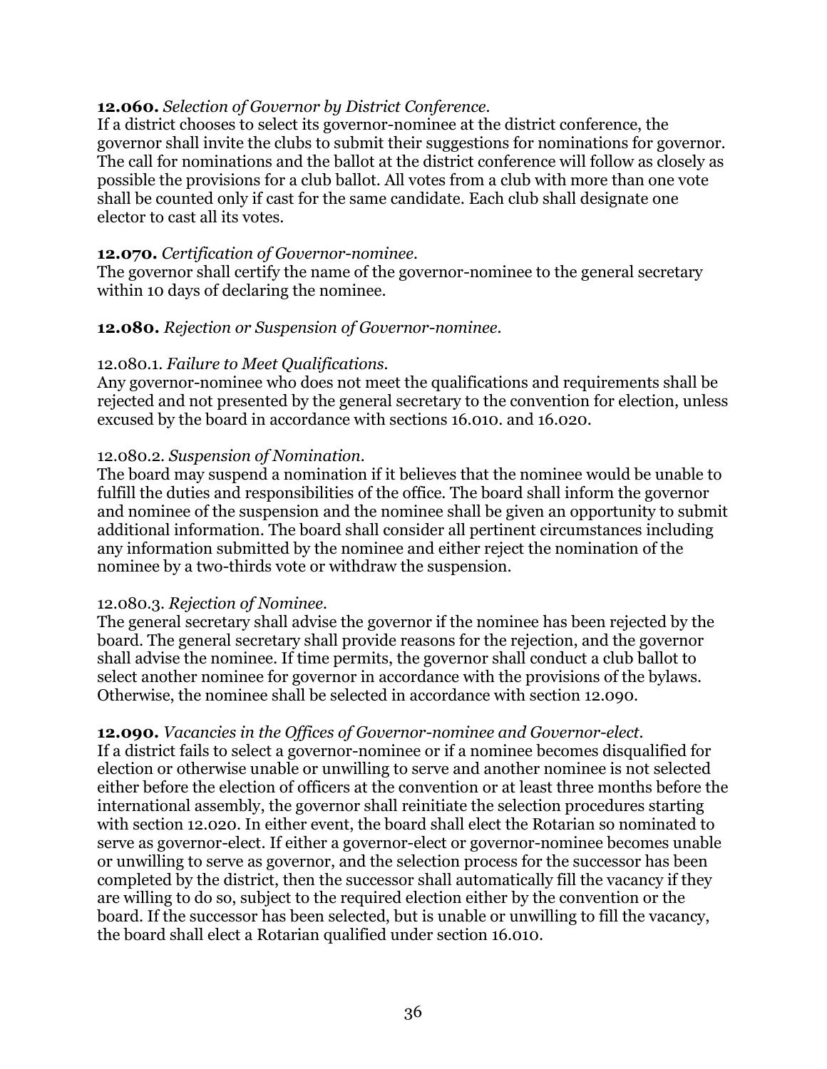**12.060.** *Selection of Governor by District Conference.*
If a district chooses to select its governor-nominee at the district conference, the governor shall invite the clubs to submit their suggestions for nominations for governor. The call for nominations and the ballot at the district conference will follow as closely as possible the provisions for a club ballot. All votes from a club with more than one vote shall be counted only if cast for the same candidate. Each club shall designate one elector to cast all its votes.

**12.070.** *Certification of Governor-nominee.*
The governor shall certify the name of the governor-nominee to the general secretary within 10 days of declaring the nominee.

**12.080.** *Rejection or Suspension of Governor-nominee.*

12.080.1. *Failure to Meet Qualifications.*
Any governor-nominee who does not meet the qualifications and requirements shall be rejected and not presented by the general secretary to the convention for election, unless excused by the board in accordance with sections 16.010. and 16.020.

12.080.2. *Suspension of Nomination.*
The board may suspend a nomination if it believes that the nominee would be unable to fulfill the duties and responsibilities of the office. The board shall inform the governor and nominee of the suspension and the nominee shall be given an opportunity to submit additional information. The board shall consider all pertinent circumstances including any information submitted by the nominee and either reject the nomination of the nominee by a two-thirds vote or withdraw the suspension.

12.080.3. *Rejection of Nominee.*
The general secretary shall advise the governor if the nominee has been rejected by the board. The general secretary shall provide reasons for the rejection, and the governor shall advise the nominee. If time permits, the governor shall conduct a club ballot to select another nominee for governor in accordance with the provisions of the bylaws. Otherwise, the nominee shall be selected in accordance with section 12.090.

**12.090.** *Vacancies in the Offices of Governor-nominee and Governor-elect.*
If a district fails to select a governor-nominee or if a nominee becomes disqualified for election or otherwise unable or unwilling to serve and another nominee is not selected either before the election of officers at the convention or at least three months before the international assembly, the governor shall reinitiate the selection procedures starting with section 12.020. In either event, the board shall elect the Rotarian so nominated to serve as governor-elect. If either a governor-elect or governor-nominee becomes unable or unwilling to serve as governor, and the selection process for the successor has been completed by the district, then the successor shall automatically fill the vacancy if they are willing to do so, subject to the required election either by the convention or the board. If the successor has been selected, but is unable or unwilling to fill the vacancy, the board shall elect a Rotarian qualified under section 16.010.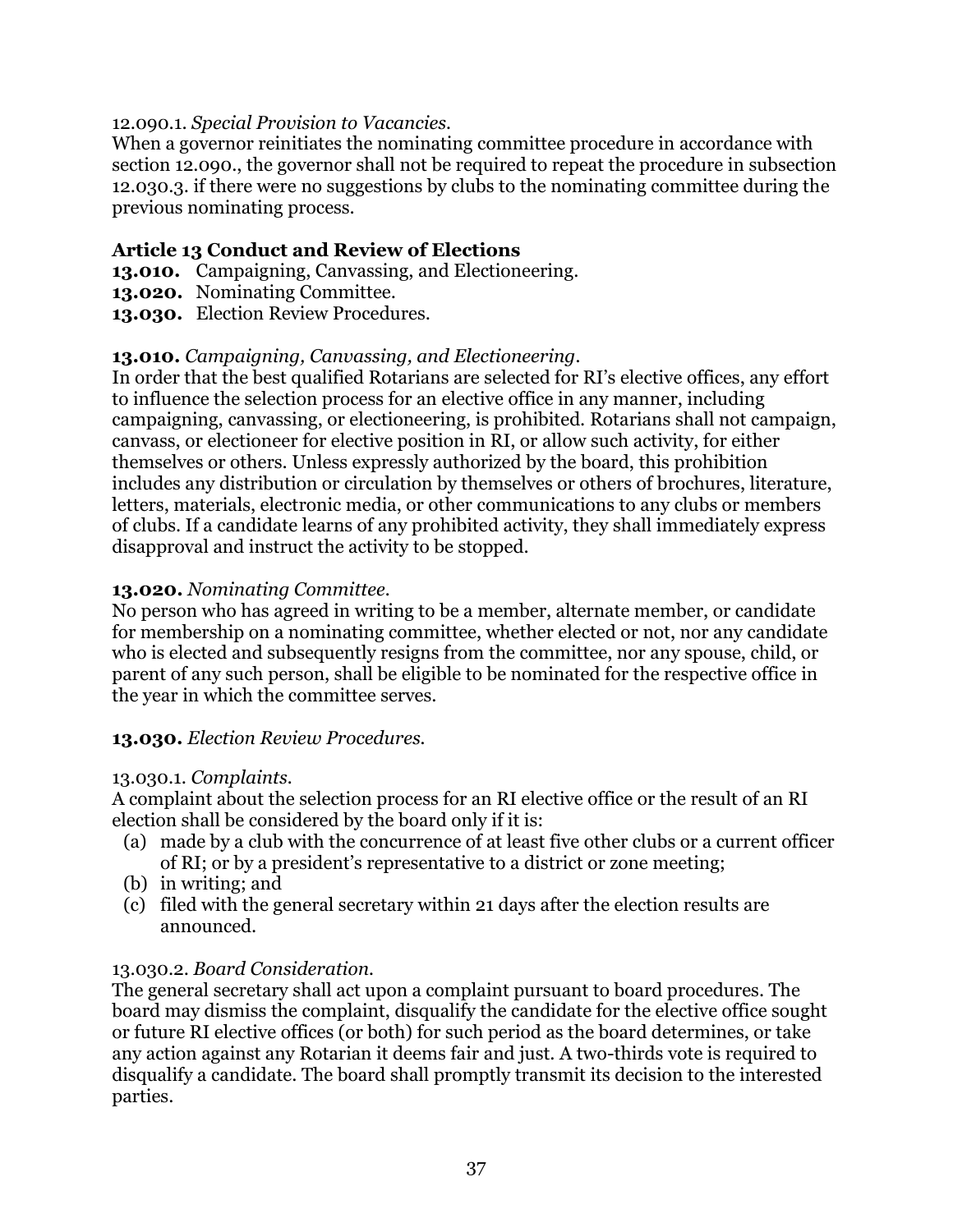12.090.1. *Special Provision to Vacancies.*
When a governor reinitiates the nominating committee procedure in accordance with section 12.090., the governor shall not be required to repeat the procedure in subsection 12.030.3. if there were no suggestions by clubs to the nominating committee during the previous nominating process.

## Article 13 Conduct and Review of Elections

**13.010.** Campaigning, Canvassing, and Electioneering.
**13.020.** Nominating Committee.
**13.030.** Election Review Procedures.

**13.010.** *Campaigning, Canvassing, and Electioneering.*
In order that the best qualified Rotarians are selected for RI's elective offices, any effort to influence the selection process for an elective office in any manner, including campaigning, canvassing, or electioneering, is prohibited. Rotarians shall not campaign, canvass, or electioneer for elective position in RI, or allow such activity, for either themselves or others. Unless expressly authorized by the board, this prohibition includes any distribution or circulation by themselves or others of brochures, literature, letters, materials, electronic media, or other communications to any clubs or members of clubs. If a candidate learns of any prohibited activity, they shall immediately express disapproval and instruct the activity to be stopped.

**13.020.** *Nominating Committee.*
No person who has agreed in writing to be a member, alternate member, or candidate for membership on a nominating committee, whether elected or not, nor any candidate who is elected and subsequently resigns from the committee, nor any spouse, child, or parent of any such person, shall be eligible to be nominated for the respective office in the year in which the committee serves.

**13.030.** *Election Review Procedures.*

13.030.1. *Complaints.*
A complaint about the selection process for an RI elective office or the result of an RI election shall be considered by the board only if it is:

(a) made by a club with the concurrence of at least five other clubs or a current officer of RI; or by a president's representative to a district or zone meeting;
(b) in writing; and
(c) filed with the general secretary within 21 days after the election results are announced.

13.030.2. *Board Consideration.*
The general secretary shall act upon a complaint pursuant to board procedures. The board may dismiss the complaint, disqualify the candidate for the elective office sought or future RI elective offices (or both) for such period as the board determines, or take any action against any Rotarian it deems fair and just. A two-thirds vote is required to disqualify a candidate. The board shall promptly transmit its decision to the interested parties.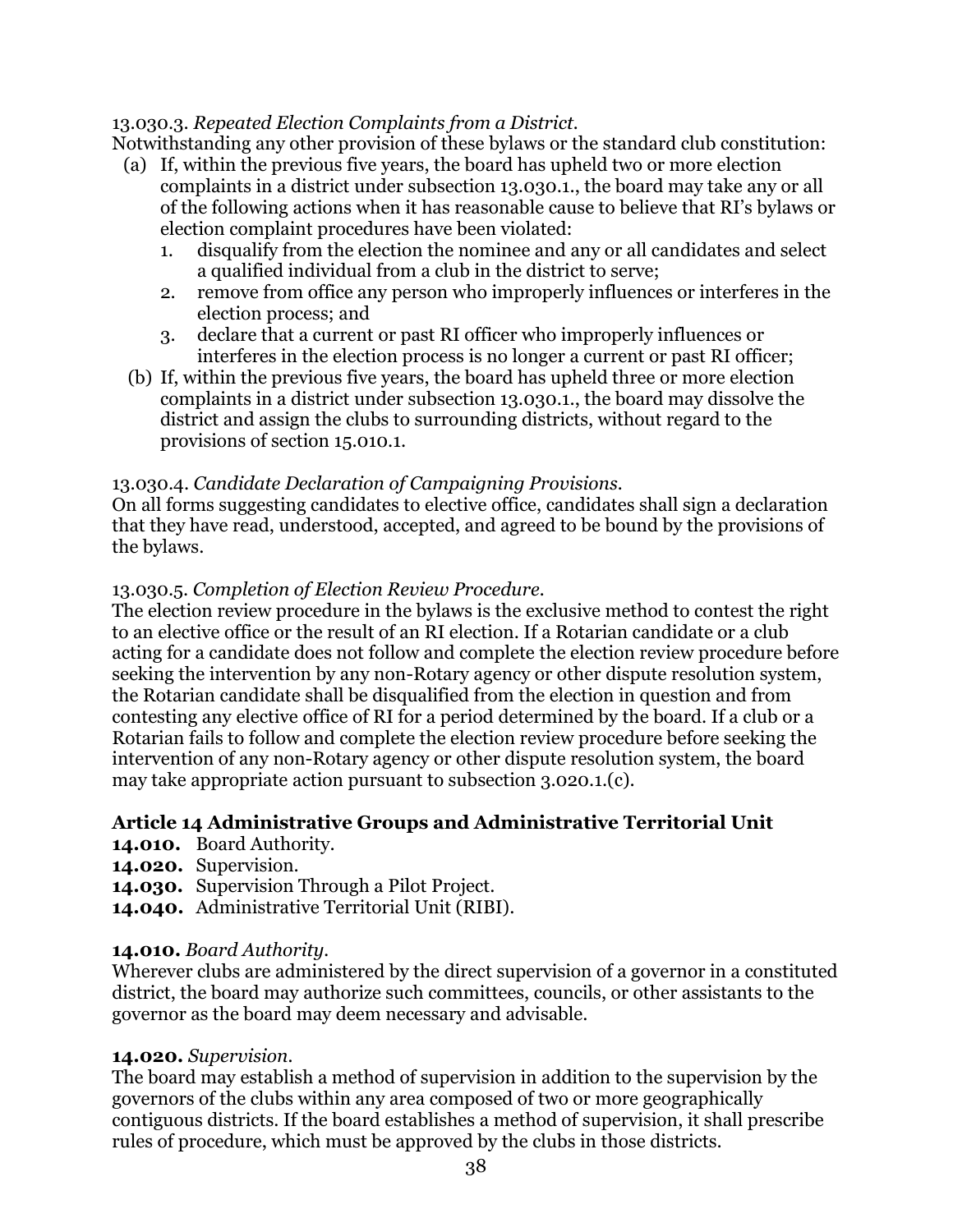13.030.3. *Repeated Election Complaints from a District.*
Notwithstanding any other provision of these bylaws or the standard club constitution:

(a) If, within the previous five years, the board has upheld two or more election complaints in a district under subsection 13.030.1., the board may take any or all of the following actions when it has reasonable cause to believe that RI's bylaws or election complaint procedures have been violated:
   1. disqualify from the election the nominee and any or all candidates and select a qualified individual from a club in the district to serve;
   2. remove from office any person who improperly influences or interferes in the election process; and
   3. declare that a current or past RI officer who improperly influences or interferes in the election process is no longer a current or past RI officer;

(b) If, within the previous five years, the board has upheld three or more election complaints in a district under subsection 13.030.1., the board may dissolve the district and assign the clubs to surrounding districts, without regard to the provisions of section 15.010.1.

13.030.4. *Candidate Declaration of Campaigning Provisions.*
On all forms suggesting candidates to elective office, candidates shall sign a declaration that they have read, understood, accepted, and agreed to be bound by the provisions of the bylaws.

13.030.5. *Completion of Election Review Procedure.*
The election review procedure in the bylaws is the exclusive method to contest the right to an elective office or the result of an RI election. If a Rotarian candidate or a club acting for a candidate does not follow and complete the election review procedure before seeking the intervention by any non-Rotary agency or other dispute resolution system, the Rotarian candidate shall be disqualified from the election in question and from contesting any elective office of RI for a period determined by the board. If a club or a Rotarian fails to follow and complete the election review procedure before seeking the intervention of any non-Rotary agency or other dispute resolution system, the board may take appropriate action pursuant to subsection 3.020.1.(c).

## Article 14 Administrative Groups and Administrative Territorial Unit

**14.010.** Board Authority.
**14.020.** Supervision.
**14.030.** Supervision Through a Pilot Project.
**14.040.** Administrative Territorial Unit (RIBI).

**14.010.** *Board Authority.*
Wherever clubs are administered by the direct supervision of a governor in a constituted district, the board may authorize such committees, councils, or other assistants to the governor as the board may deem necessary and advisable.

**14.020.** *Supervision.*
The board may establish a method of supervision in addition to the supervision by the governors of the clubs within any area composed of two or more geographically contiguous districts. If the board establishes a method of supervision, it shall prescribe rules of procedure, which must be approved by the clubs in those districts.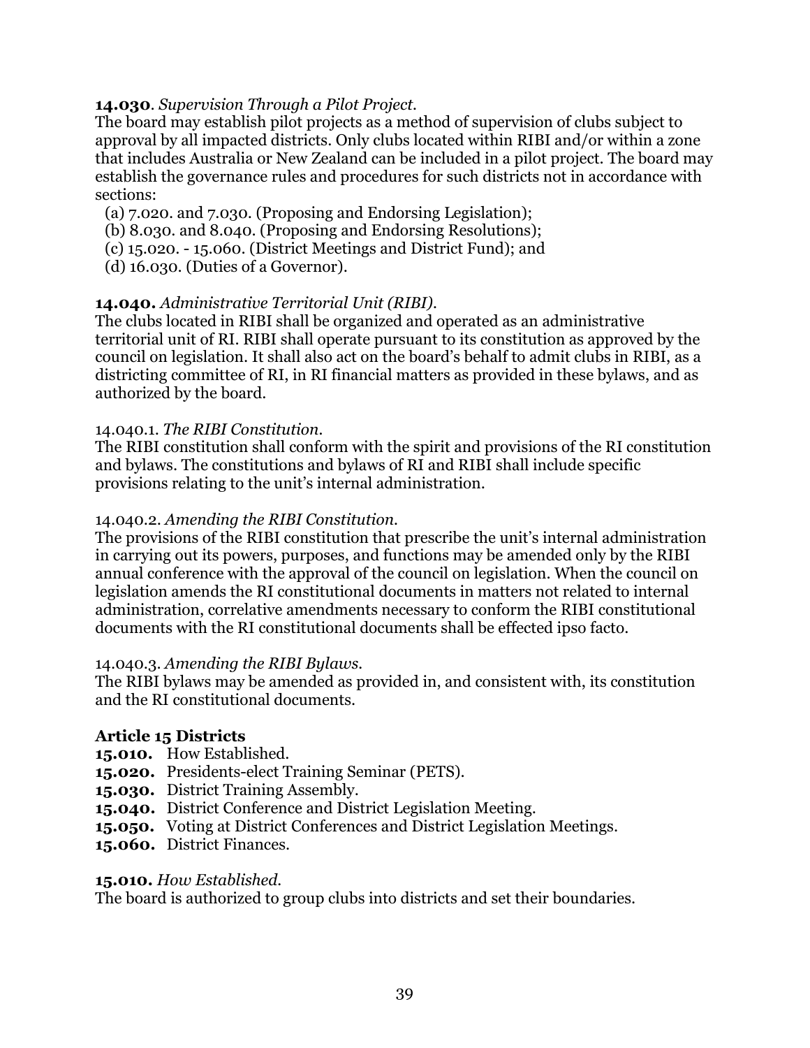**14.030**. *Supervision Through a Pilot Project.*
The board may establish pilot projects as a method of supervision of clubs subject to approval by all impacted districts. Only clubs located within RIBI and/or within a zone that includes Australia or New Zealand can be included in a pilot project. The board may establish the governance rules and procedures for such districts not in accordance with sections:

(a) 7.020. and 7.030. (Proposing and Endorsing Legislation);
(b) 8.030. and 8.040. (Proposing and Endorsing Resolutions);
(c) 15.020. - 15.060. (District Meetings and District Fund); and
(d) 16.030. (Duties of a Governor).

**14.040.** *Administrative Territorial Unit (RIBI).*
The clubs located in RIBI shall be organized and operated as an administrative territorial unit of RI. RIBI shall operate pursuant to its constitution as approved by the council on legislation. It shall also act on the board's behalf to admit clubs in RIBI, as a districting committee of RI, in RI financial matters as provided in these bylaws, and as authorized by the board.

14.040.1. *The RIBI Constitution.*
The RIBI constitution shall conform with the spirit and provisions of the RI constitution and bylaws. The constitutions and bylaws of RI and RIBI shall include specific provisions relating to the unit's internal administration.

14.040.2. *Amending the RIBI Constitution.*
The provisions of the RIBI constitution that prescribe the unit's internal administration in carrying out its powers, purposes, and functions may be amended only by the RIBI annual conference with the approval of the council on legislation. When the council on legislation amends the RI constitutional documents in matters not related to internal administration, correlative amendments necessary to conform the RIBI constitutional documents with the RI constitutional documents shall be effected ipso facto.

14.040.3. *Amending the RIBI Bylaws.*
The RIBI bylaws may be amended as provided in, and consistent with, its constitution and the RI constitutional documents.

## Article 15 Districts

**15.010.** How Established.
**15.020.** Presidents-elect Training Seminar (PETS).
**15.030.** District Training Assembly.
**15.040.** District Conference and District Legislation Meeting.
**15.050.** Voting at District Conferences and District Legislation Meetings.
**15.060.** District Finances.

**15.010.** *How Established.*
The board is authorized to group clubs into districts and set their boundaries.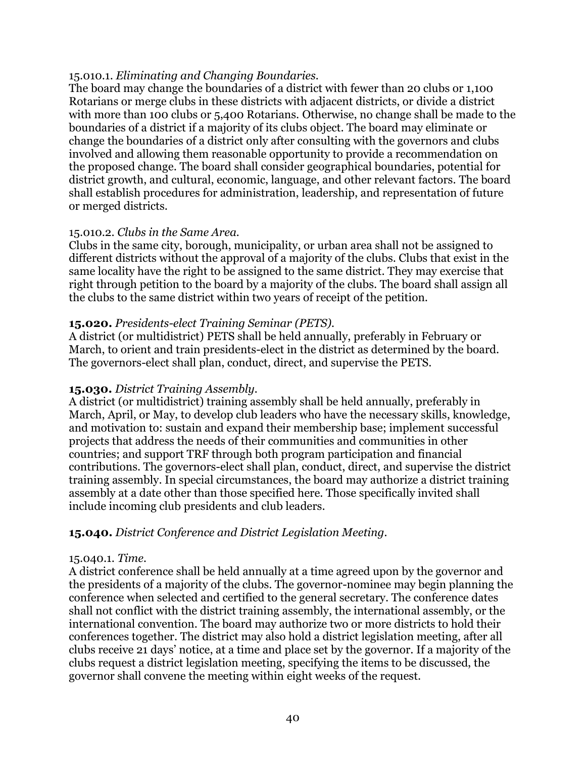15.010.1. *Eliminating and Changing Boundaries.*
The board may change the boundaries of a district with fewer than 20 clubs or 1,100 Rotarians or merge clubs in these districts with adjacent districts, or divide a district with more than 100 clubs or 5,400 Rotarians. Otherwise, no change shall be made to the boundaries of a district if a majority of its clubs object. The board may eliminate or change the boundaries of a district only after consulting with the governors and clubs involved and allowing them reasonable opportunity to provide a recommendation on the proposed change. The board shall consider geographical boundaries, potential for district growth, and cultural, economic, language, and other relevant factors. The board shall establish procedures for administration, leadership, and representation of future or merged districts.

15.010.2. *Clubs in the Same Area.*
Clubs in the same city, borough, municipality, or urban area shall not be assigned to different districts without the approval of a majority of the clubs. Clubs that exist in the same locality have the right to be assigned to the same district. They may exercise that right through petition to the board by a majority of the clubs. The board shall assign all the clubs to the same district within two years of receipt of the petition.

**15.020.** *Presidents-elect Training Seminar (PETS).*
A district (or multidistrict) PETS shall be held annually, preferably in February or March, to orient and train presidents-elect in the district as determined by the board. The governors-elect shall plan, conduct, direct, and supervise the PETS.

**15.030.** *District Training Assembly.*
A district (or multidistrict) training assembly shall be held annually, preferably in March, April, or May, to develop club leaders who have the necessary skills, knowledge, and motivation to: sustain and expand their membership base; implement successful projects that address the needs of their communities and communities in other countries; and support TRF through both program participation and financial contributions. The governors-elect shall plan, conduct, direct, and supervise the district training assembly. In special circumstances, the board may authorize a district training assembly at a date other than those specified here. Those specifically invited shall include incoming club presidents and club leaders.

**15.040.** *District Conference and District Legislation Meeting.*

15.040.1. *Time.*
A district conference shall be held annually at a time agreed upon by the governor and the presidents of a majority of the clubs. The governor-nominee may begin planning the conference when selected and certified to the general secretary. The conference dates shall not conflict with the district training assembly, the international assembly, or the international convention. The board may authorize two or more districts to hold their conferences together. The district may also hold a district legislation meeting, after all clubs receive 21 days' notice, at a time and place set by the governor. If a majority of the clubs request a district legislation meeting, specifying the items to be discussed, the governor shall convene the meeting within eight weeks of the request.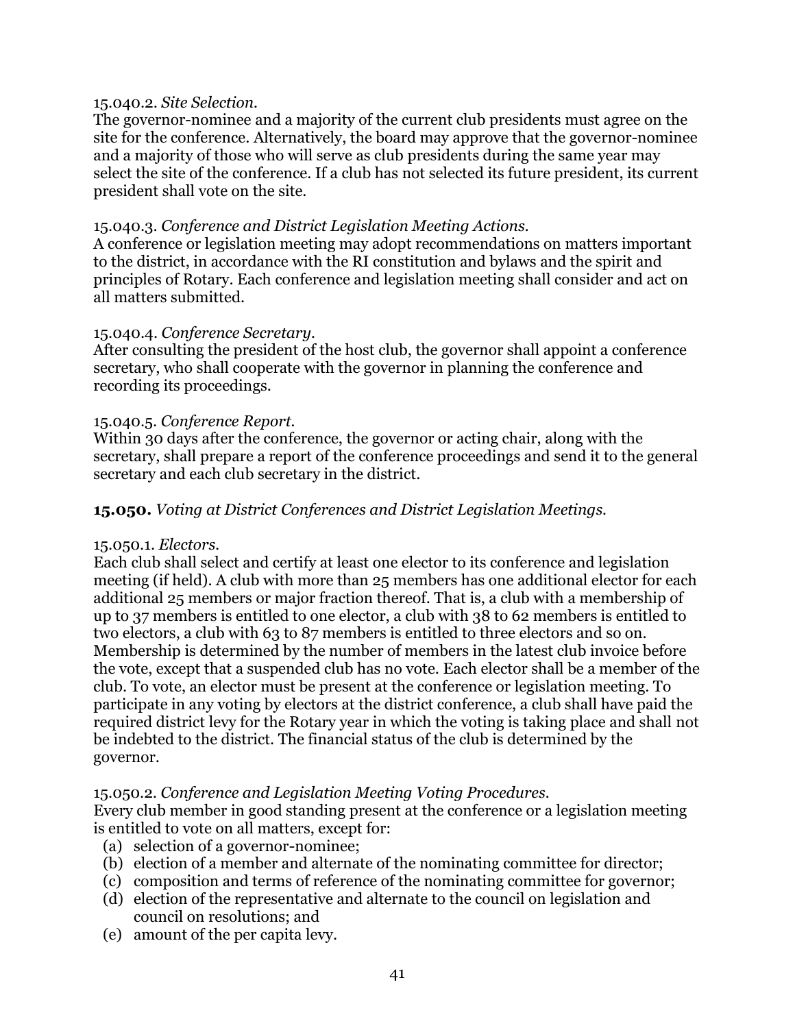15.040.2. *Site Selection.*
The governor-nominee and a majority of the current club presidents must agree on the site for the conference. Alternatively, the board may approve that the governor-nominee and a majority of those who will serve as club presidents during the same year may select the site of the conference. If a club has not selected its future president, its current president shall vote on the site.

15.040.3. *Conference and District Legislation Meeting Actions.*
A conference or legislation meeting may adopt recommendations on matters important to the district, in accordance with the RI constitution and bylaws and the spirit and principles of Rotary. Each conference and legislation meeting shall consider and act on all matters submitted.

15.040.4. *Conference Secretary.*
After consulting the president of the host club, the governor shall appoint a conference secretary, who shall cooperate with the governor in planning the conference and recording its proceedings.

15.040.5. *Conference Report.*
Within 30 days after the conference, the governor or acting chair, along with the secretary, shall prepare a report of the conference proceedings and send it to the general secretary and each club secretary in the district.

**15.050.** *Voting at District Conferences and District Legislation Meetings.*

15.050.1. *Electors.*
Each club shall select and certify at least one elector to its conference and legislation meeting (if held). A club with more than 25 members has one additional elector for each additional 25 members or major fraction thereof. That is, a club with a membership of up to 37 members is entitled to one elector, a club with 38 to 62 members is entitled to two electors, a club with 63 to 87 members is entitled to three electors and so on. Membership is determined by the number of members in the latest club invoice before the vote, except that a suspended club has no vote. Each elector shall be a member of the club. To vote, an elector must be present at the conference or legislation meeting. To participate in any voting by electors at the district conference, a club shall have paid the required district levy for the Rotary year in which the voting is taking place and shall not be indebted to the district. The financial status of the club is determined by the governor.

15.050.2. *Conference and Legislation Meeting Voting Procedures.*
Every club member in good standing present at the conference or a legislation meeting is entitled to vote on all matters, except for:

(a) selection of a governor-nominee;
(b) election of a member and alternate of the nominating committee for director;
(c) composition and terms of reference of the nominating committee for governor;
(d) election of the representative and alternate to the council on legislation and council on resolutions; and
(e) amount of the per capita levy.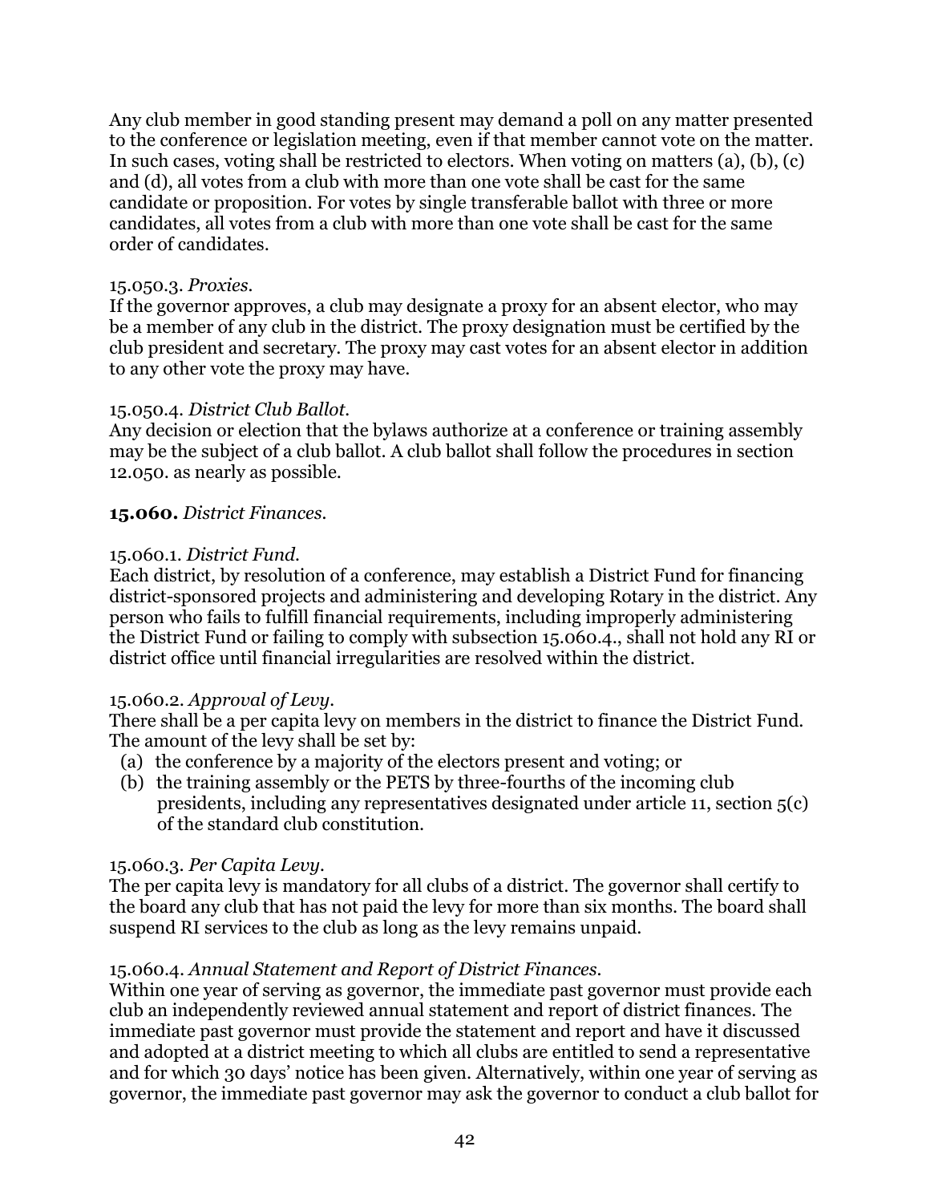Any club member in good standing present may demand a poll on any matter presented to the conference or legislation meeting, even if that member cannot vote on the matter. In such cases, voting shall be restricted to electors. When voting on matters (a), (b), (c) and (d), all votes from a club with more than one vote shall be cast for the same candidate or proposition. For votes by single transferable ballot with three or more candidates, all votes from a club with more than one vote shall be cast for the same order of candidates.

15.050.3. *Proxies.*
If the governor approves, a club may designate a proxy for an absent elector, who may be a member of any club in the district. The proxy designation must be certified by the club president and secretary. The proxy may cast votes for an absent elector in addition to any other vote the proxy may have.

15.050.4. *District Club Ballot.*
Any decision or election that the bylaws authorize at a conference or training assembly may be the subject of a club ballot. A club ballot shall follow the procedures in section 12.050. as nearly as possible.

**15.060.** *District Finances.*

15.060.1. *District Fund.*
Each district, by resolution of a conference, may establish a District Fund for financing district-sponsored projects and administering and developing Rotary in the district. Any person who fails to fulfill financial requirements, including improperly administering the District Fund or failing to comply with subsection 15.060.4., shall not hold any RI or district office until financial irregularities are resolved within the district.

15.060.2. *Approval of Levy.*
There shall be a per capita levy on members in the district to finance the District Fund. The amount of the levy shall be set by:

(a) the conference by a majority of the electors present and voting; or
(b) the training assembly or the PETS by three-fourths of the incoming club presidents, including any representatives designated under article 11, section 5(c) of the standard club constitution.

15.060.3. *Per Capita Levy.*
The per capita levy is mandatory for all clubs of a district. The governor shall certify to the board any club that has not paid the levy for more than six months. The board shall suspend RI services to the club as long as the levy remains unpaid.

15.060.4. *Annual Statement and Report of District Finances.*
Within one year of serving as governor, the immediate past governor must provide each club an independently reviewed annual statement and report of district finances. The immediate past governor must provide the statement and report and have it discussed and adopted at a district meeting to which all clubs are entitled to send a representative and for which 30 days' notice has been given. Alternatively, within one year of serving as governor, the immediate past governor may ask the governor to conduct a club ballot for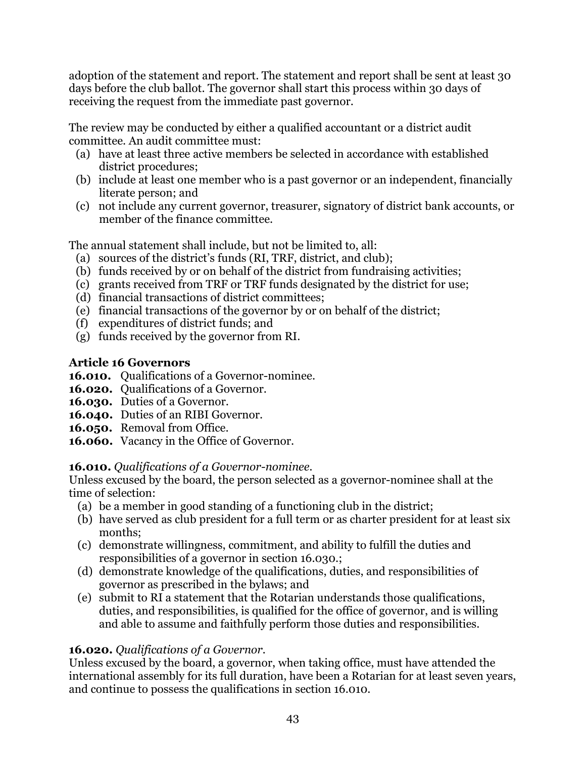adoption of the statement and report. The statement and report shall be sent at least 30 days before the club ballot. The governor shall start this process within 30 days of receiving the request from the immediate past governor.

The review may be conducted by either a qualified accountant or a district audit committee. An audit committee must:

(a) have at least three active members be selected in accordance with established district procedures;
(b) include at least one member who is a past governor or an independent, financially literate person; and
(c) not include any current governor, treasurer, signatory of district bank accounts, or member of the finance committee.

The annual statement shall include, but not be limited to, all:

(a) sources of the district's funds (RI, TRF, district, and club);
(b) funds received by or on behalf of the district from fundraising activities;
(c) grants received from TRF or TRF funds designated by the district for use;
(d) financial transactions of district committees;
(e) financial transactions of the governor by or on behalf of the district;
(f) expenditures of district funds; and
(g) funds received by the governor from RI.

## Article 16 Governors

**16.010.** Qualifications of a Governor-nominee.
**16.020.** Qualifications of a Governor.
**16.030.** Duties of a Governor.
**16.040.** Duties of an RIBI Governor.
**16.050.** Removal from Office.
**16.060.** Vacancy in the Office of Governor.

**16.010.** *Qualifications of a Governor-nominee.*
Unless excused by the board, the person selected as a governor-nominee shall at the time of selection:

(a) be a member in good standing of a functioning club in the district;
(b) have served as club president for a full term or as charter president for at least six months;
(c) demonstrate willingness, commitment, and ability to fulfill the duties and responsibilities of a governor in section 16.030.;
(d) demonstrate knowledge of the qualifications, duties, and responsibilities of governor as prescribed in the bylaws; and
(e) submit to RI a statement that the Rotarian understands those qualifications, duties, and responsibilities, is qualified for the office of governor, and is willing and able to assume and faithfully perform those duties and responsibilities.

**16.020.** *Qualifications of a Governor.*
Unless excused by the board, a governor, when taking office, must have attended the international assembly for its full duration, have been a Rotarian for at least seven years, and continue to possess the qualifications in section 16.010.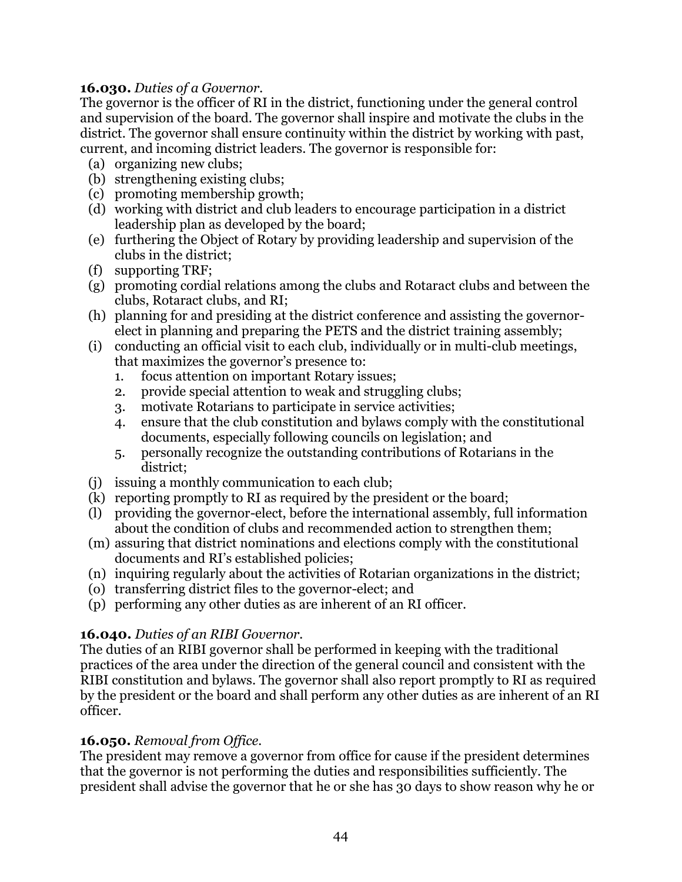**16.030.** *Duties of a Governor.*
The governor is the officer of RI in the district, functioning under the general control and supervision of the board. The governor shall inspire and motivate the clubs in the district. The governor shall ensure continuity within the district by working with past, current, and incoming district leaders. The governor is responsible for:

(a) organizing new clubs;
(b) strengthening existing clubs;
(c) promoting membership growth;
(d) working with district and club leaders to encourage participation in a district leadership plan as developed by the board;
(e) furthering the Object of Rotary by providing leadership and supervision of the clubs in the district;
(f) supporting TRF;
(g) promoting cordial relations among the clubs and Rotaract clubs and between the clubs, Rotaract clubs, and RI;
(h) planning for and presiding at the district conference and assisting the governor-elect in planning and preparing the PETS and the district training assembly;
(i) conducting an official visit to each club, individually or in multi-club meetings, that maximizes the governor's presence to:
   1. focus attention on important Rotary issues;
   2. provide special attention to weak and struggling clubs;
   3. motivate Rotarians to participate in service activities;
   4. ensure that the club constitution and bylaws comply with the constitutional documents, especially following councils on legislation; and
   5. personally recognize the outstanding contributions of Rotarians in the district;
(j) issuing a monthly communication to each club;
(k) reporting promptly to RI as required by the president or the board;
(l) providing the governor-elect, before the international assembly, full information about the condition of clubs and recommended action to strengthen them;
(m) assuring that district nominations and elections comply with the constitutional documents and RI's established policies;
(n) inquiring regularly about the activities of Rotarian organizations in the district;
(o) transferring district files to the governor-elect; and
(p) performing any other duties as are inherent of an RI officer.

**16.040.** *Duties of an RIBI Governor.*
The duties of an RIBI governor shall be performed in keeping with the traditional practices of the area under the direction of the general council and consistent with the RIBI constitution and bylaws. The governor shall also report promptly to RI as required by the president or the board and shall perform any other duties as are inherent of an RI officer.

**16.050.** *Removal from Office.*
The president may remove a governor from office for cause if the president determines that the governor is not performing the duties and responsibilities sufficiently. The president shall advise the governor that he or she has 30 days to show reason why he or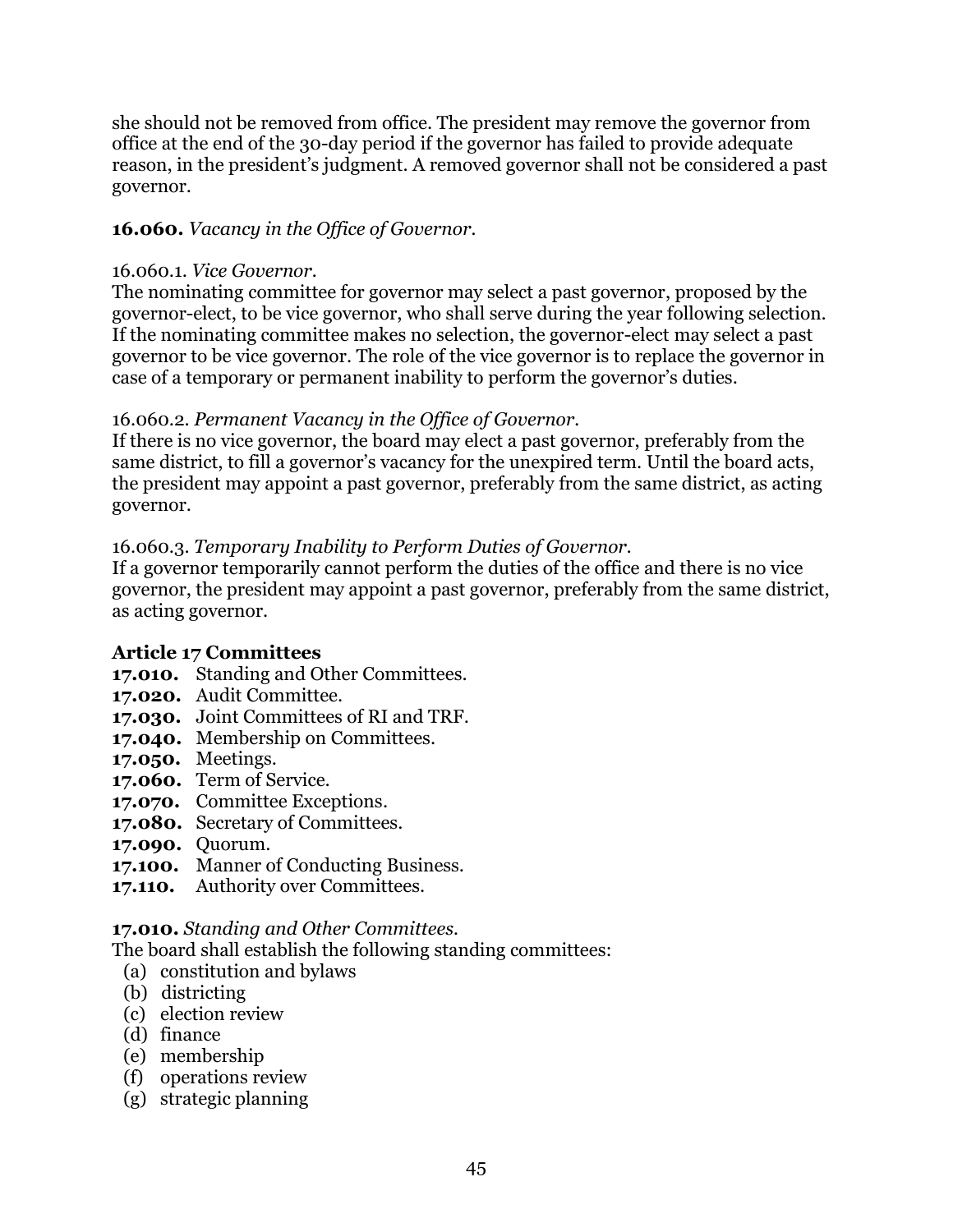she should not be removed from office. The president may remove the governor from office at the end of the 30-day period if the governor has failed to provide adequate reason, in the president's judgment. A removed governor shall not be considered a past governor.

**16.060.** *Vacancy in the Office of Governor.*

16.060.1. *Vice Governor.*
The nominating committee for governor may select a past governor, proposed by the governor-elect, to be vice governor, who shall serve during the year following selection. If the nominating committee makes no selection, the governor-elect may select a past governor to be vice governor. The role of the vice governor is to replace the governor in case of a temporary or permanent inability to perform the governor's duties.

16.060.2. *Permanent Vacancy in the Office of Governor.*
If there is no vice governor, the board may elect a past governor, preferably from the same district, to fill a governor's vacancy for the unexpired term. Until the board acts, the president may appoint a past governor, preferably from the same district, as acting governor.

16.060.3. *Temporary Inability to Perform Duties of Governor.*
If a governor temporarily cannot perform the duties of the office and there is no vice governor, the president may appoint a past governor, preferably from the same district, as acting governor.

## Article 17 Committees

**17.010.** Standing and Other Committees.
**17.020.** Audit Committee.
**17.030.** Joint Committees of RI and TRF.
**17.040.** Membership on Committees.
**17.050.** Meetings.
**17.060.** Term of Service.
**17.070.** Committee Exceptions.
**17.080.** Secretary of Committees.
**17.090.** Quorum.
**17.100.** Manner of Conducting Business.
**17.110.** Authority over Committees.

**17.010.** *Standing and Other Committees.*
The board shall establish the following standing committees:

(a) constitution and bylaws
(b) districting
(c) election review
(d) finance
(e) membership
(f) operations review
(g) strategic planning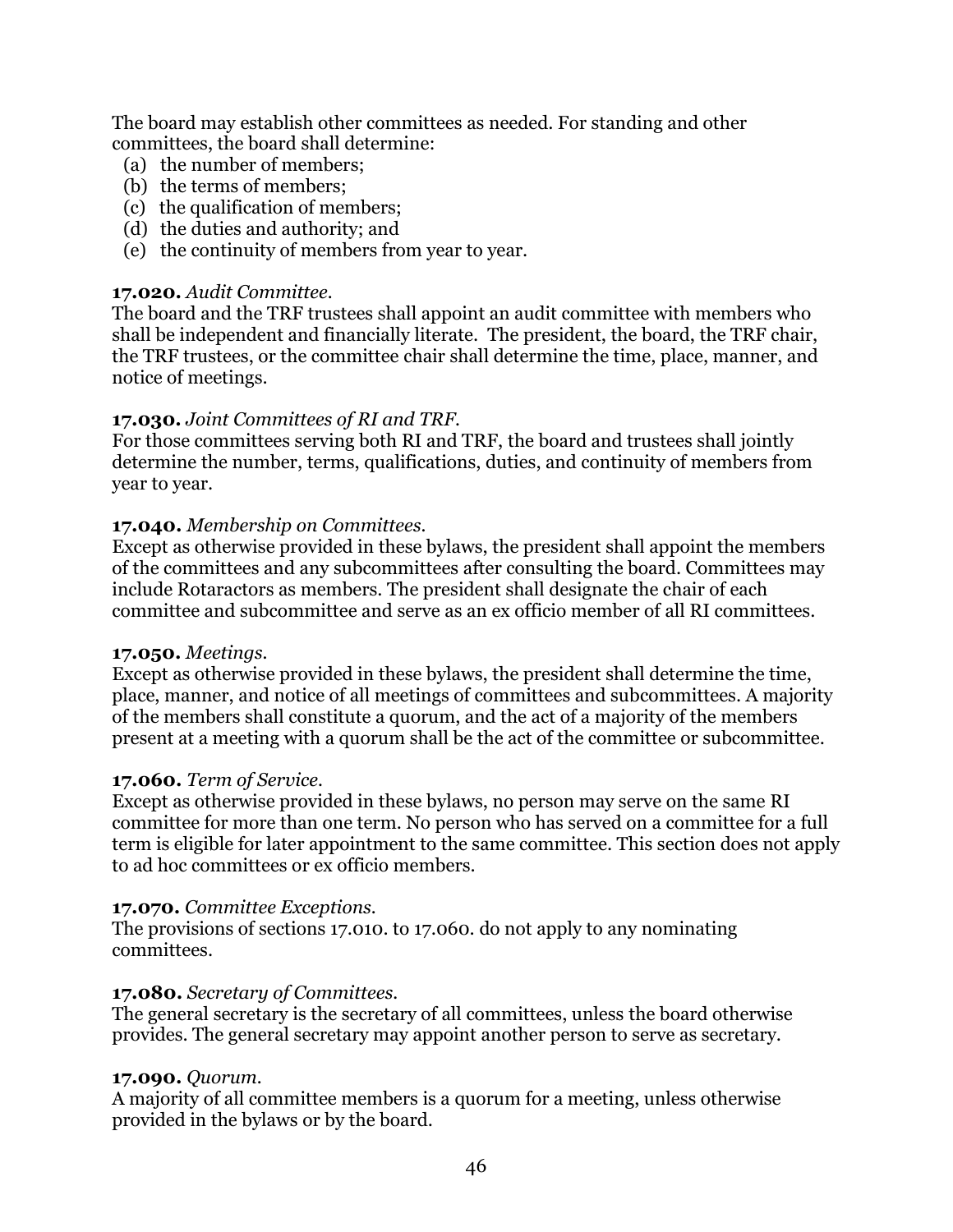The board may establish other committees as needed. For standing and other committees, the board shall determine:

(a) the number of members;
(b) the terms of members;
(c) the qualification of members;
(d) the duties and authority; and
(e) the continuity of members from year to year.

**17.020.** *Audit Committee.*
The board and the TRF trustees shall appoint an audit committee with members who shall be independent and financially literate. The president, the board, the TRF chair, the TRF trustees, or the committee chair shall determine the time, place, manner, and notice of meetings.

**17.030.** *Joint Committees of RI and TRF.*
For those committees serving both RI and TRF, the board and trustees shall jointly determine the number, terms, qualifications, duties, and continuity of members from year to year.

**17.040.** *Membership on Committees.*
Except as otherwise provided in these bylaws, the president shall appoint the members of the committees and any subcommittees after consulting the board. Committees may include Rotaractors as members. The president shall designate the chair of each committee and subcommittee and serve as an ex officio member of all RI committees.

**17.050.** *Meetings.*
Except as otherwise provided in these bylaws, the president shall determine the time, place, manner, and notice of all meetings of committees and subcommittees. A majority of the members shall constitute a quorum, and the act of a majority of the members present at a meeting with a quorum shall be the act of the committee or subcommittee.

**17.060.** *Term of Service.*
Except as otherwise provided in these bylaws, no person may serve on the same RI committee for more than one term. No person who has served on a committee for a full term is eligible for later appointment to the same committee. This section does not apply to ad hoc committees or ex officio members.

**17.070.** *Committee Exceptions.*
The provisions of sections 17.010. to 17.060. do not apply to any nominating committees.

**17.080.** *Secretary of Committees.*
The general secretary is the secretary of all committees, unless the board otherwise provides. The general secretary may appoint another person to serve as secretary.

**17.090.** *Quorum.*
A majority of all committee members is a quorum for a meeting, unless otherwise provided in the bylaws or by the board.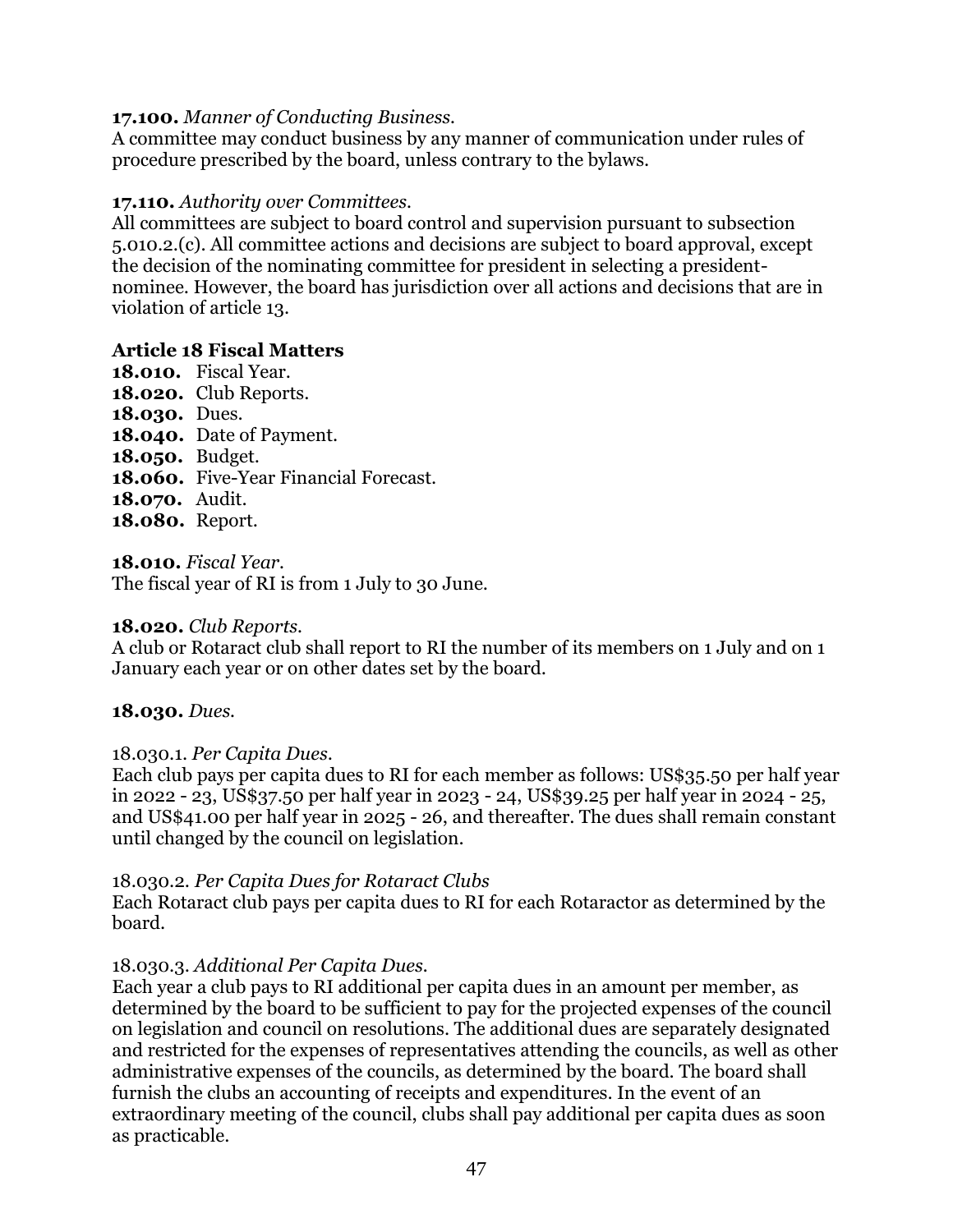**17.100.** *Manner of Conducting Business.*
A committee may conduct business by any manner of communication under rules of procedure prescribed by the board, unless contrary to the bylaws.

**17.110.** *Authority over Committees.*
All committees are subject to board control and supervision pursuant to subsection 5.010.2.(c). All committee actions and decisions are subject to board approval, except the decision of the nominating committee for president in selecting a president-nominee. However, the board has jurisdiction over all actions and decisions that are in violation of article 13.

## Article 18 Fiscal Matters

**18.010.** Fiscal Year.
**18.020.** Club Reports.
**18.030.** Dues.
**18.040.** Date of Payment.
**18.050.** Budget.
**18.060.** Five-Year Financial Forecast.
**18.070.** Audit.
**18.080.** Report.

**18.010.** *Fiscal Year.*
The fiscal year of RI is from 1 July to 30 June.

**18.020.** *Club Reports.*
A club or Rotaract club shall report to RI the number of its members on 1 July and on 1 January each year or on other dates set by the board.

**18.030.** *Dues.*

18.030.1. *Per Capita Dues.*
Each club pays per capita dues to RI for each member as follows: US$35.50 per half year in 2022 - 23, US$37.50 per half year in 2023 - 24, US$39.25 per half year in 2024 - 25, and US$41.00 per half year in 2025 - 26, and thereafter. The dues shall remain constant until changed by the council on legislation.

18.030.2. *Per Capita Dues for Rotaract Clubs*
Each Rotaract club pays per capita dues to RI for each Rotaractor as determined by the board.

18.030.3. *Additional Per Capita Dues.*
Each year a club pays to RI additional per capita dues in an amount per member, as determined by the board to be sufficient to pay for the projected expenses of the council on legislation and council on resolutions. The additional dues are separately designated and restricted for the expenses of representatives attending the councils, as well as other administrative expenses of the councils, as determined by the board. The board shall furnish the clubs an accounting of receipts and expenditures. In the event of an extraordinary meeting of the council, clubs shall pay additional per capita dues as soon as practicable.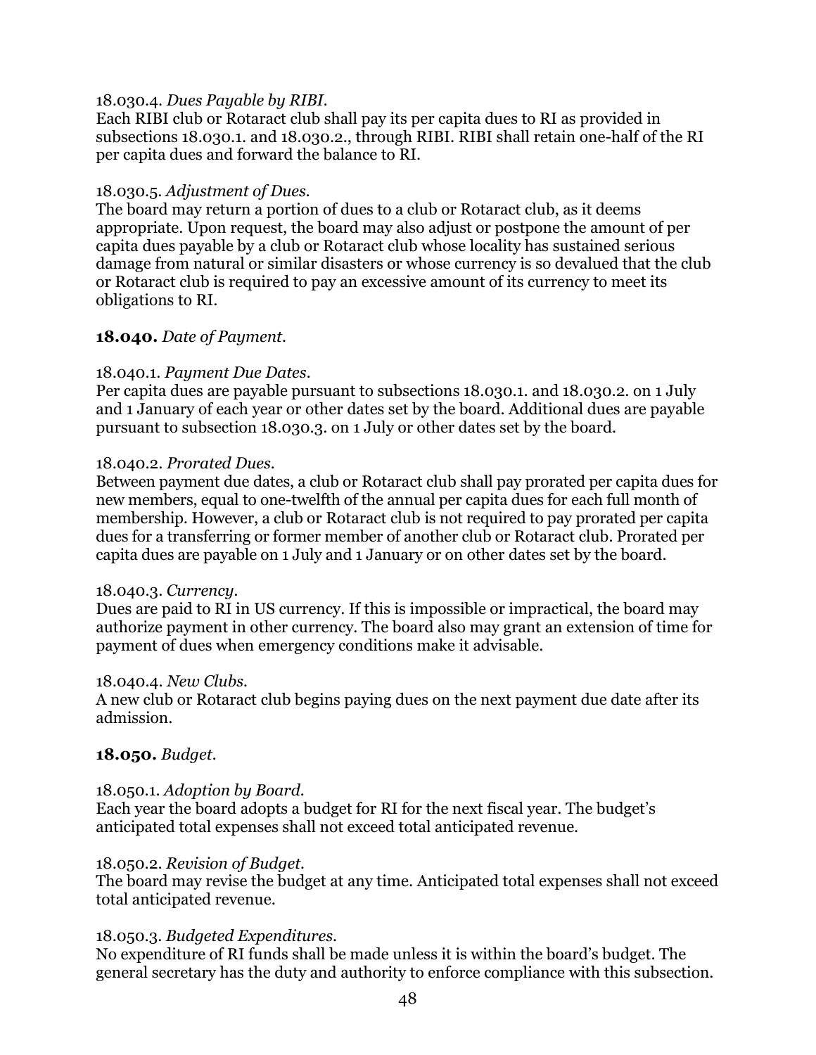18.030.4. *Dues Payable by RIBI.*
Each RIBI club or Rotaract club shall pay its per capita dues to RI as provided in subsections 18.030.1. and 18.030.2., through RIBI. RIBI shall retain one-half of the RI per capita dues and forward the balance to RI.

18.030.5. *Adjustment of Dues.*
The board may return a portion of dues to a club or Rotaract club, as it deems appropriate. Upon request, the board may also adjust or postpone the amount of per capita dues payable by a club or Rotaract club whose locality has sustained serious damage from natural or similar disasters or whose currency is so devalued that the club or Rotaract club is required to pay an excessive amount of its currency to meet its obligations to RI.

**18.040.** *Date of Payment.*

18.040.1. *Payment Due Dates.*
Per capita dues are payable pursuant to subsections 18.030.1. and 18.030.2. on 1 July and 1 January of each year or other dates set by the board. Additional dues are payable pursuant to subsection 18.030.3. on 1 July or other dates set by the board.

18.040.2. *Prorated Dues.*
Between payment due dates, a club or Rotaract club shall pay prorated per capita dues for new members, equal to one-twelfth of the annual per capita dues for each full month of membership. However, a club or Rotaract club is not required to pay prorated per capita dues for a transferring or former member of another club or Rotaract club. Prorated per capita dues are payable on 1 July and 1 January or on other dates set by the board.

18.040.3. *Currency.*
Dues are paid to RI in US currency. If this is impossible or impractical, the board may authorize payment in other currency. The board also may grant an extension of time for payment of dues when emergency conditions make it advisable.

18.040.4. *New Clubs.*
A new club or Rotaract club begins paying dues on the next payment due date after its admission.

**18.050.** *Budget.*

18.050.1. *Adoption by Board.*
Each year the board adopts a budget for RI for the next fiscal year. The budget's anticipated total expenses shall not exceed total anticipated revenue.

18.050.2. *Revision of Budget.*
The board may revise the budget at any time. Anticipated total expenses shall not exceed total anticipated revenue.

18.050.3. *Budgeted Expenditures.*
No expenditure of RI funds shall be made unless it is within the board's budget. The general secretary has the duty and authority to enforce compliance with this subsection.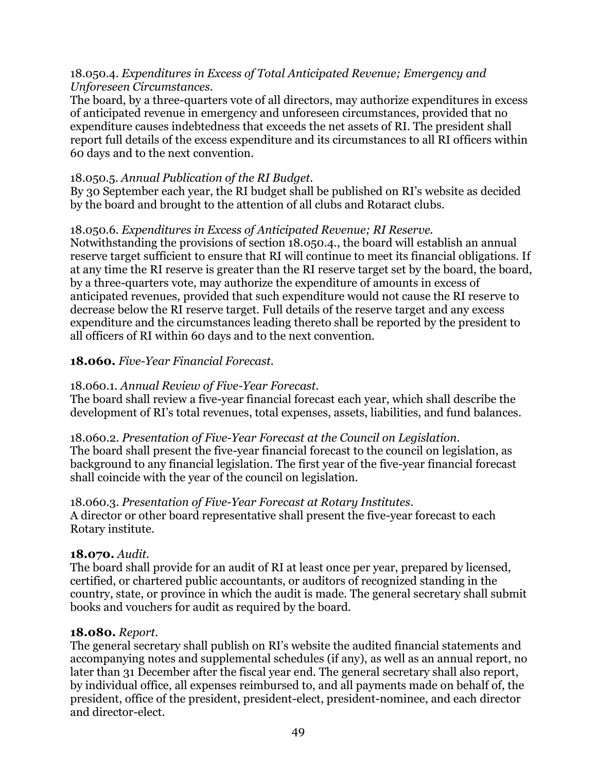18.050.4. *Expenditures in Excess of Total Anticipated Revenue; Emergency and Unforeseen Circumstances.*
The board, by a three-quarters vote of all directors, may authorize expenditures in excess of anticipated revenue in emergency and unforeseen circumstances, provided that no expenditure causes indebtedness that exceeds the net assets of RI. The president shall report full details of the excess expenditure and its circumstances to all RI officers within 60 days and to the next convention.

18.050.5. *Annual Publication of the RI Budget.*
By 30 September each year, the RI budget shall be published on RI's website as decided by the board and brought to the attention of all clubs and Rotaract clubs.

18.050.6. *Expenditures in Excess of Anticipated Revenue; RI Reserve.*
Notwithstanding the provisions of section 18.050.4., the board will establish an annual reserve target sufficient to ensure that RI will continue to meet its financial obligations. If at any time the RI reserve is greater than the RI reserve target set by the board, the board, by a three-quarters vote, may authorize the expenditure of amounts in excess of anticipated revenues, provided that such expenditure would not cause the RI reserve to decrease below the RI reserve target. Full details of the reserve target and any excess expenditure and the circumstances leading thereto shall be reported by the president to all officers of RI within 60 days and to the next convention.

**18.060.** *Five-Year Financial Forecast.*

18.060.1. *Annual Review of Five-Year Forecast.*
The board shall review a five-year financial forecast each year, which shall describe the development of RI's total revenues, total expenses, assets, liabilities, and fund balances.

18.060.2. *Presentation of Five-Year Forecast at the Council on Legislation.*
The board shall present the five-year financial forecast to the council on legislation, as background to any financial legislation. The first year of the five-year financial forecast shall coincide with the year of the council on legislation.

18.060.3. *Presentation of Five-Year Forecast at Rotary Institutes.*
A director or other board representative shall present the five-year forecast to each Rotary institute.

**18.070.** *Audit.*
The board shall provide for an audit of RI at least once per year, prepared by licensed, certified, or chartered public accountants, or auditors of recognized standing in the country, state, or province in which the audit is made. The general secretary shall submit books and vouchers for audit as required by the board.

**18.080.** *Report.*
The general secretary shall publish on RI's website the audited financial statements and accompanying notes and supplemental schedules (if any), as well as an annual report, no later than 31 December after the fiscal year end. The general secretary shall also report, by individual office, all expenses reimbursed to, and all payments made on behalf of, the president, office of the president, president-elect, president-nominee, and each director and director-elect.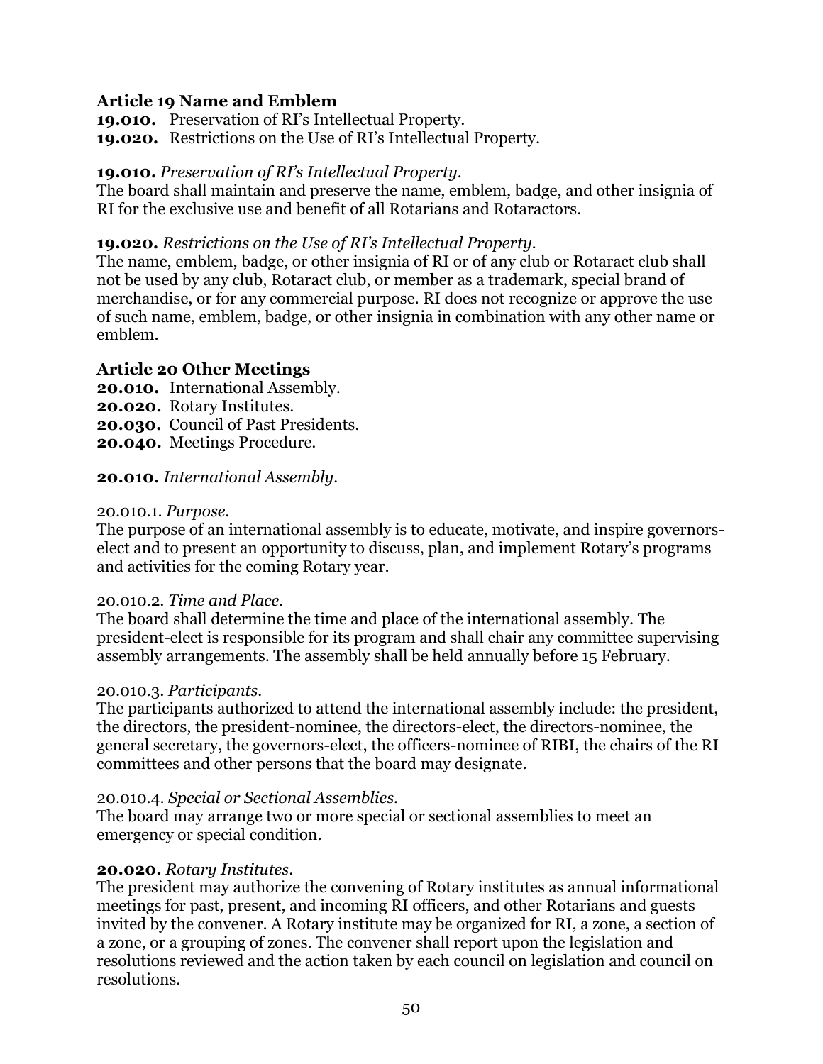**Article 19 Name and Emblem**

**19.010.** Preservation of RI's Intellectual Property.
**19.020.** Restrictions on the Use of RI's Intellectual Property.

**19.010.** *Preservation of RI's Intellectual Property.*
The board shall maintain and preserve the name, emblem, badge, and other insignia of RI for the exclusive use and benefit of all Rotarians and Rotaractors.

**19.020.** *Restrictions on the Use of RI's Intellectual Property.*
The name, emblem, badge, or other insignia of RI or of any club or Rotaract club shall not be used by any club, Rotaract club, or member as a trademark, special brand of merchandise, or for any commercial purpose. RI does not recognize or approve the use of such name, emblem, badge, or other insignia in combination with any other name or emblem.

**Article 20 Other Meetings**

**20.010.** International Assembly.
**20.020.** Rotary Institutes.
**20.030.** Council of Past Presidents.
**20.040.** Meetings Procedure.

**20.010.** *International Assembly.*

20.010.1. *Purpose.*
The purpose of an international assembly is to educate, motivate, and inspire governors-elect and to present an opportunity to discuss, plan, and implement Rotary's programs and activities for the coming Rotary year.

20.010.2. *Time and Place.*
The board shall determine the time and place of the international assembly. The president-elect is responsible for its program and shall chair any committee supervising assembly arrangements. The assembly shall be held annually before 15 February.

20.010.3. *Participants.*
The participants authorized to attend the international assembly include: the president, the directors, the president-nominee, the directors-elect, the directors-nominee, the general secretary, the governors-elect, the officers-nominee of RIBI, the chairs of the RI committees and other persons that the board may designate.

20.010.4. *Special or Sectional Assemblies.*
The board may arrange two or more special or sectional assemblies to meet an emergency or special condition.

**20.020.** *Rotary Institutes.*
The president may authorize the convening of Rotary institutes as annual informational meetings for past, present, and incoming RI officers, and other Rotarians and guests invited by the convener. A Rotary institute may be organized for RI, a zone, a section of a zone, or a grouping of zones. The convener shall report upon the legislation and resolutions reviewed and the action taken by each council on legislation and council on resolutions.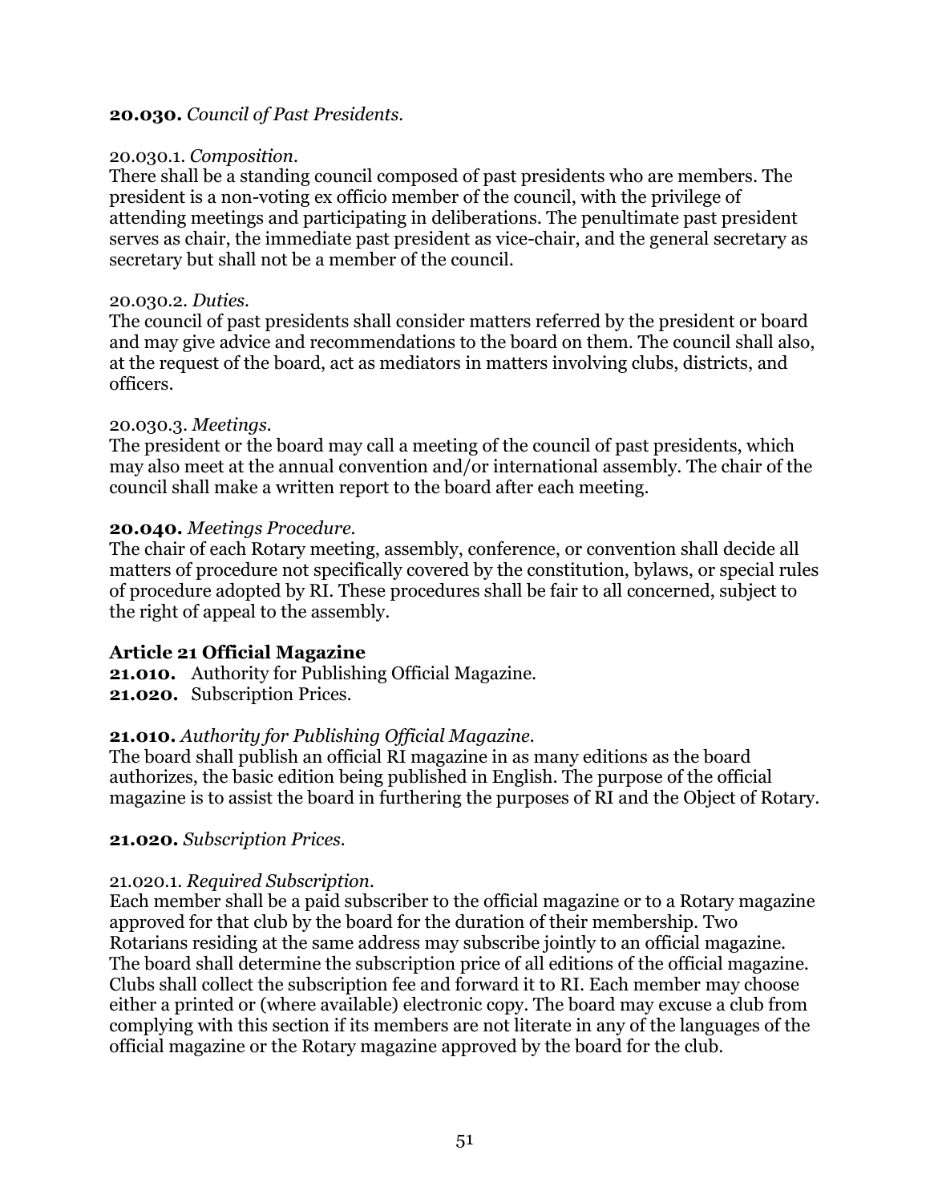**20.030.** *Council of Past Presidents.*

20.030.1. *Composition.*
There shall be a standing council composed of past presidents who are members. The president is a non-voting ex officio member of the council, with the privilege of attending meetings and participating in deliberations. The penultimate past president serves as chair, the immediate past president as vice-chair, and the general secretary as secretary but shall not be a member of the council.

20.030.2. *Duties.*
The council of past presidents shall consider matters referred by the president or board and may give advice and recommendations to the board on them. The council shall also, at the request of the board, act as mediators in matters involving clubs, districts, and officers.

20.030.3. *Meetings.*
The president or the board may call a meeting of the council of past presidents, which may also meet at the annual convention and/or international assembly. The chair of the council shall make a written report to the board after each meeting.

**20.040.** *Meetings Procedure.*
The chair of each Rotary meeting, assembly, conference, or convention shall decide all matters of procedure not specifically covered by the constitution, bylaws, or special rules of procedure adopted by RI. These procedures shall be fair to all concerned, subject to the right of appeal to the assembly.

## Article 21 Official Magazine

**21.010.** Authority for Publishing Official Magazine.
**21.020.** Subscription Prices.

**21.010.** *Authority for Publishing Official Magazine.*
The board shall publish an official RI magazine in as many editions as the board authorizes, the basic edition being published in English. The purpose of the official magazine is to assist the board in furthering the purposes of RI and the Object of Rotary.

**21.020.** *Subscription Prices.*

21.020.1. *Required Subscription.*
Each member shall be a paid subscriber to the official magazine or to a Rotary magazine approved for that club by the board for the duration of their membership. Two Rotarians residing at the same address may subscribe jointly to an official magazine. The board shall determine the subscription price of all editions of the official magazine. Clubs shall collect the subscription fee and forward it to RI. Each member may choose either a printed or (where available) electronic copy. The board may excuse a club from complying with this section if its members are not literate in any of the languages of the official magazine or the Rotary magazine approved by the board for the club.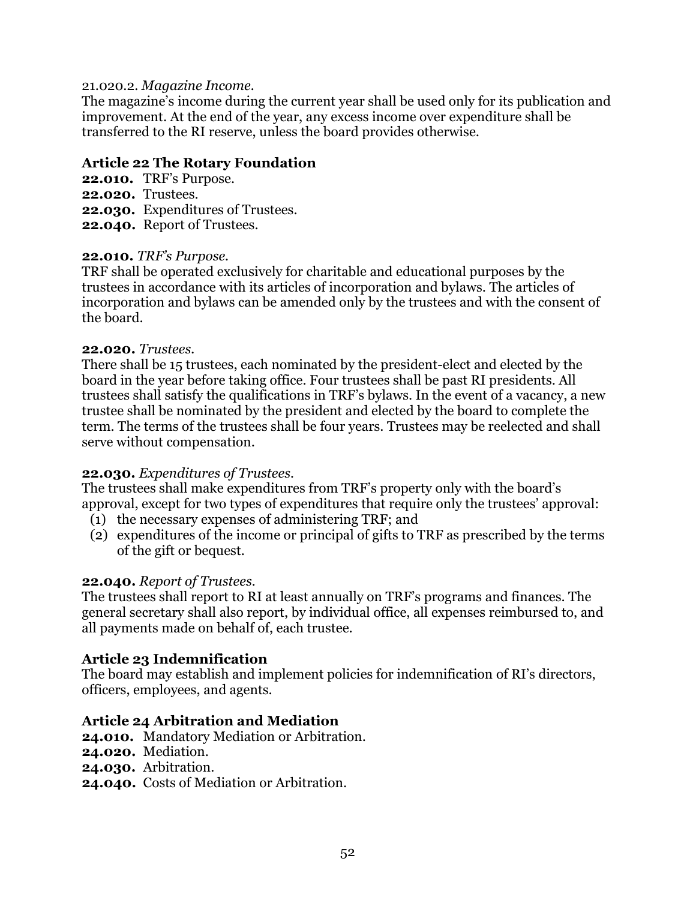21.020.2. *Magazine Income.*
The magazine's income during the current year shall be used only for its publication and improvement. At the end of the year, any excess income over expenditure shall be transferred to the RI reserve, unless the board provides otherwise.

## Article 22 The Rotary Foundation

**22.010.** TRF's Purpose.
**22.020.** Trustees.
**22.030.** Expenditures of Trustees.
**22.040.** Report of Trustees.

**22.010.** *TRF's Purpose.*
TRF shall be operated exclusively for charitable and educational purposes by the trustees in accordance with its articles of incorporation and bylaws. The articles of incorporation and bylaws can be amended only by the trustees and with the consent of the board.

**22.020.** *Trustees.*
There shall be 15 trustees, each nominated by the president-elect and elected by the board in the year before taking office. Four trustees shall be past RI presidents. All trustees shall satisfy the qualifications in TRF's bylaws. In the event of a vacancy, a new trustee shall be nominated by the president and elected by the board to complete the term. The terms of the trustees shall be four years. Trustees may be reelected and shall serve without compensation.

**22.030.** *Expenditures of Trustees.*
The trustees shall make expenditures from TRF's property only with the board's approval, except for two types of expenditures that require only the trustees' approval:

(1) the necessary expenses of administering TRF; and
(2) expenditures of the income or principal of gifts to TRF as prescribed by the terms of the gift or bequest.

**22.040.** *Report of Trustees.*
The trustees shall report to RI at least annually on TRF's programs and finances. The general secretary shall also report, by individual office, all expenses reimbursed to, and all payments made on behalf of, each trustee.

## Article 23 Indemnification

The board may establish and implement policies for indemnification of RI's directors, officers, employees, and agents.

## Article 24 Arbitration and Mediation

**24.010.** Mandatory Mediation or Arbitration.
**24.020.** Mediation.
**24.030.** Arbitration.
**24.040.** Costs of Mediation or Arbitration.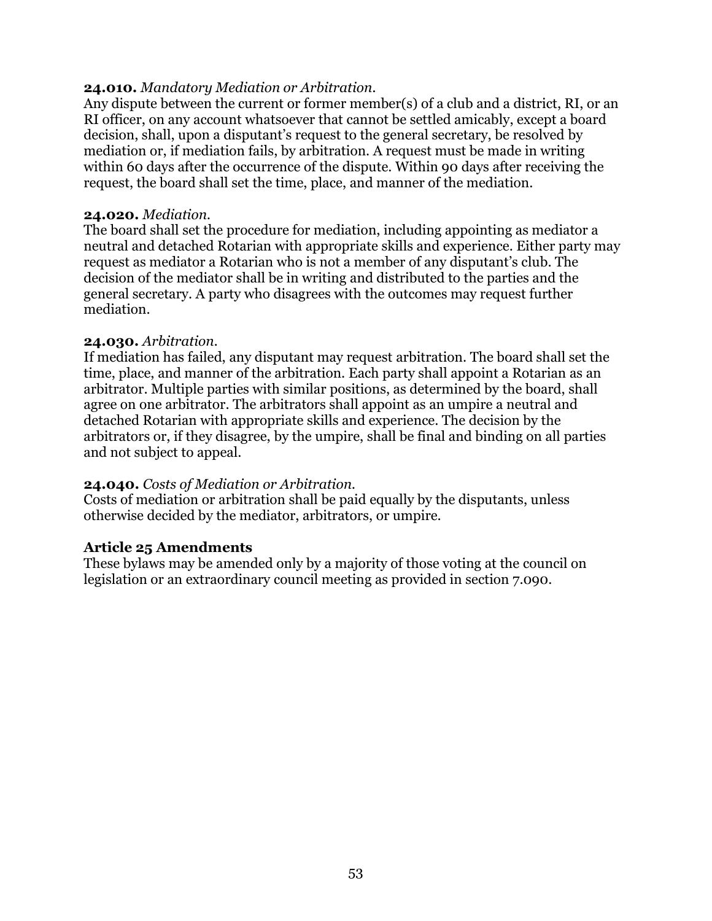**24.010.** *Mandatory Mediation or Arbitration.*
Any dispute between the current or former member(s) of a club and a district, RI, or an RI officer, on any account whatsoever that cannot be settled amicably, except a board decision, shall, upon a disputant's request to the general secretary, be resolved by mediation or, if mediation fails, by arbitration. A request must be made in writing within 60 days after the occurrence of the dispute. Within 90 days after receiving the request, the board shall set the time, place, and manner of the mediation.

**24.020.** *Mediation.*
The board shall set the procedure for mediation, including appointing as mediator a neutral and detached Rotarian with appropriate skills and experience. Either party may request as mediator a Rotarian who is not a member of any disputant's club. The decision of the mediator shall be in writing and distributed to the parties and the general secretary. A party who disagrees with the outcomes may request further mediation.

**24.030.** *Arbitration.*
If mediation has failed, any disputant may request arbitration. The board shall set the time, place, and manner of the arbitration. Each party shall appoint a Rotarian as an arbitrator. Multiple parties with similar positions, as determined by the board, shall agree on one arbitrator. The arbitrators shall appoint as an umpire a neutral and detached Rotarian with appropriate skills and experience. The decision by the arbitrators or, if they disagree, by the umpire, shall be final and binding on all parties and not subject to appeal.

**24.040.** *Costs of Mediation or Arbitration.*
Costs of mediation or arbitration shall be paid equally by the disputants, unless otherwise decided by the mediator, arbitrators, or umpire.

## Article 25 Amendments

These bylaws may be amended only by a majority of those voting at the council on legislation or an extraordinary council meeting as provided in section 7.090.